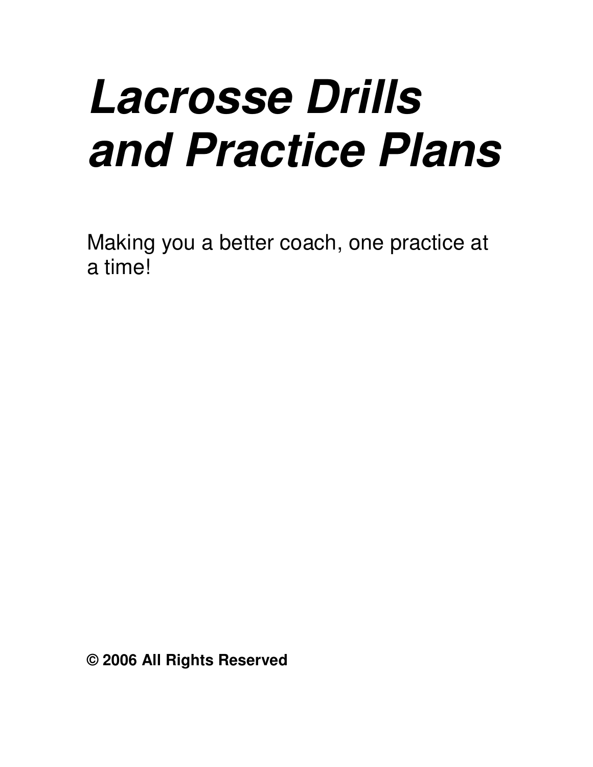# ***Lacrosse Drills and Practice Plans***

Making you a better coach, one practice at a time!

**© 2006 All Rights Reserved**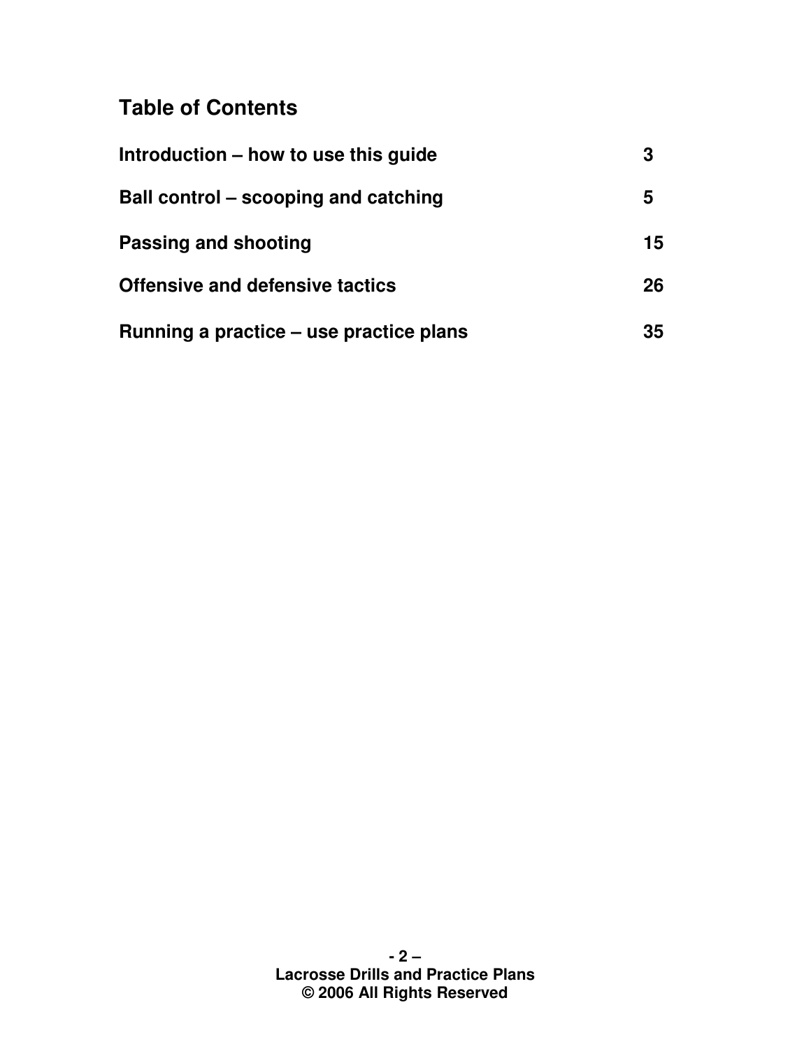## Table of Contents

| | |
|---|---|
| **Introduction – how to use this guide** | **3** |
| **Ball control – scooping and catching** | **5** |
| **Passing and shooting** | **15** |
| **Offensive and defensive tactics** | **26** |
| **Running a practice – use practice plans** | **35** |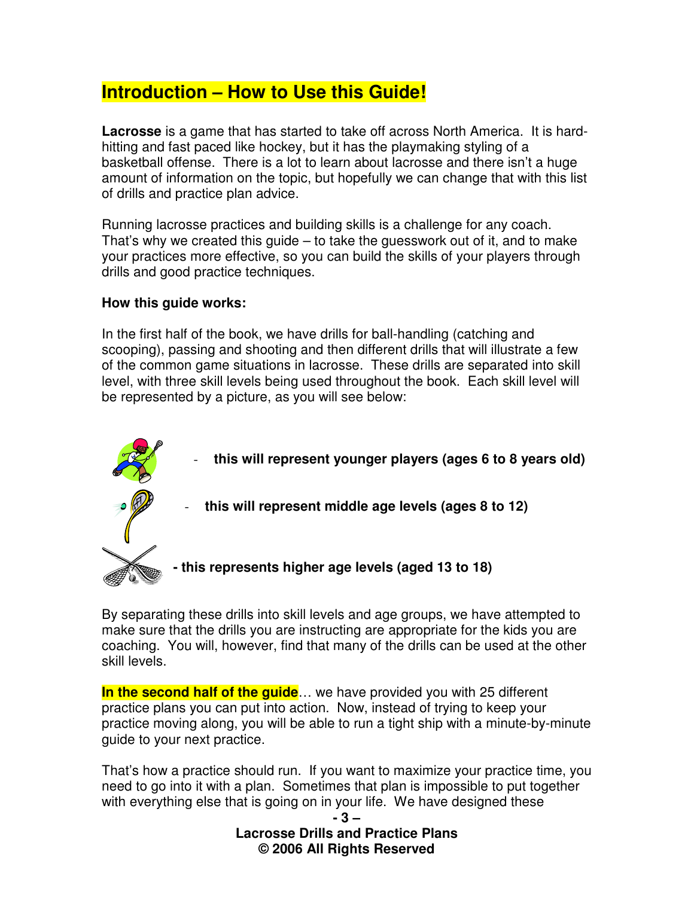# Introduction – How to Use this Guide!

**Lacrosse** is a game that has started to take off across North America. It is hard-hitting and fast paced like hockey, but it has the playmaking styling of a basketball offense. There is a lot to learn about lacrosse and there isn't a huge amount of information on the topic, but hopefully we can change that with this list of drills and practice plan advice.

Running lacrosse practices and building skills is a challenge for any coach. That's why we created this guide – to take the guesswork out of it, and to make your practices more effective, so you can build the skills of your players through drills and good practice techniques.

**How this guide works:**

In the first half of the book, we have drills for ball-handling (catching and scooping), passing and shooting and then different drills that will illustrate a few of the common game situations in lacrosse. These drills are separated into skill level, with three skill levels being used throughout the book. Each skill level will be represented by a picture, as you will see below:

- **this will represent younger players (ages 6 to 8 years old)**
- **this will represent middle age levels (ages 8 to 12)**
- **this represents higher age levels (aged 13 to 18)**

By separating these drills into skill levels and age groups, we have attempted to make sure that the drills you are instructing are appropriate for the kids you are coaching. You will, however, find that many of the drills can be used at the other skill levels.

**In the second half of the guide**… we have provided you with 25 different practice plans you can put into action. Now, instead of trying to keep your practice moving along, you will be able to run a tight ship with a minute-by-minute guide to your next practice.

That's how a practice should run. If you want to maximize your practice time, you need to go into it with a plan. Sometimes that plan is impossible to put together with everything else that is going on in your life. We have designed these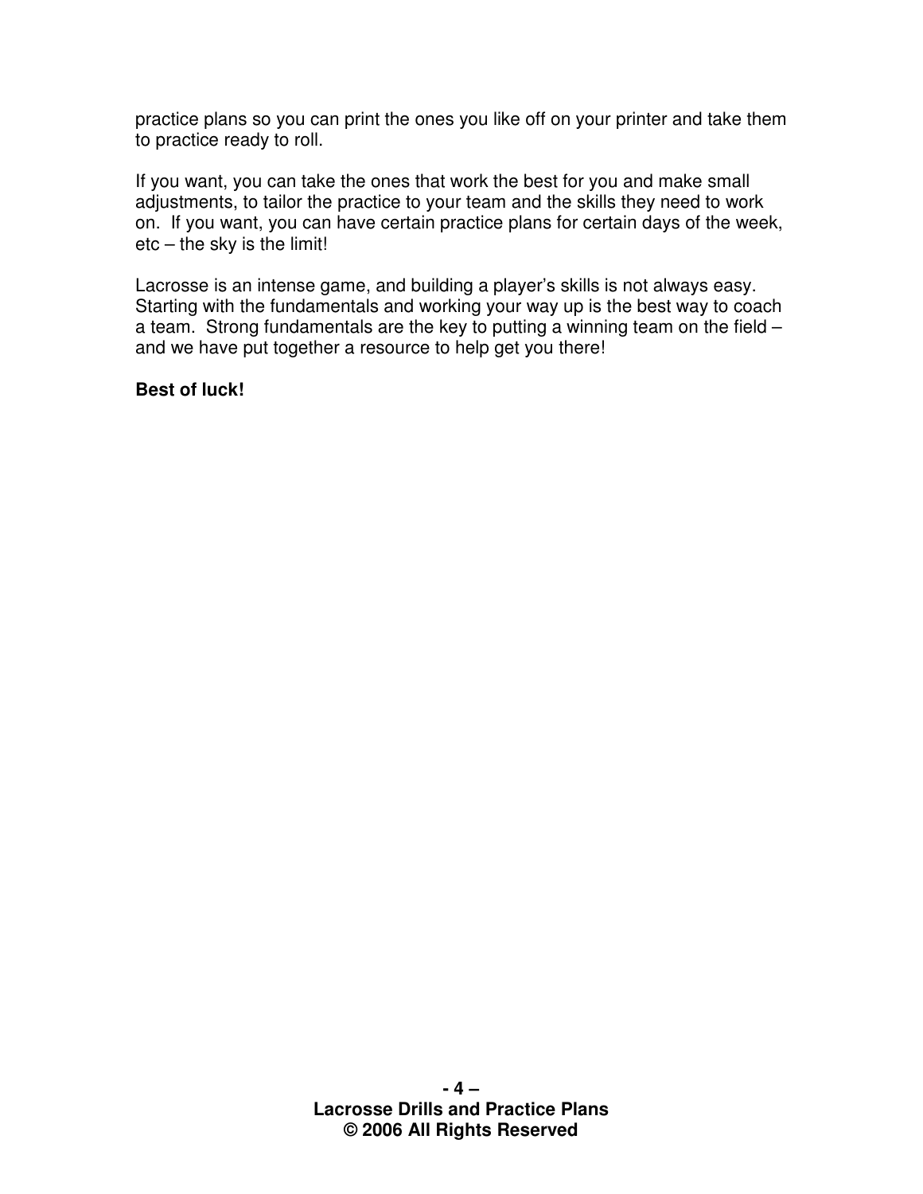practice plans so you can print the ones you like off on your printer and take them to practice ready to roll.

If you want, you can take the ones that work the best for you and make small adjustments, to tailor the practice to your team and the skills they need to work on. If you want, you can have certain practice plans for certain days of the week, etc – the sky is the limit!

Lacrosse is an intense game, and building a player's skills is not always easy. Starting with the fundamentals and working your way up is the best way to coach a team. Strong fundamentals are the key to putting a winning team on the field – and we have put together a resource to help get you there!

**Best of luck!**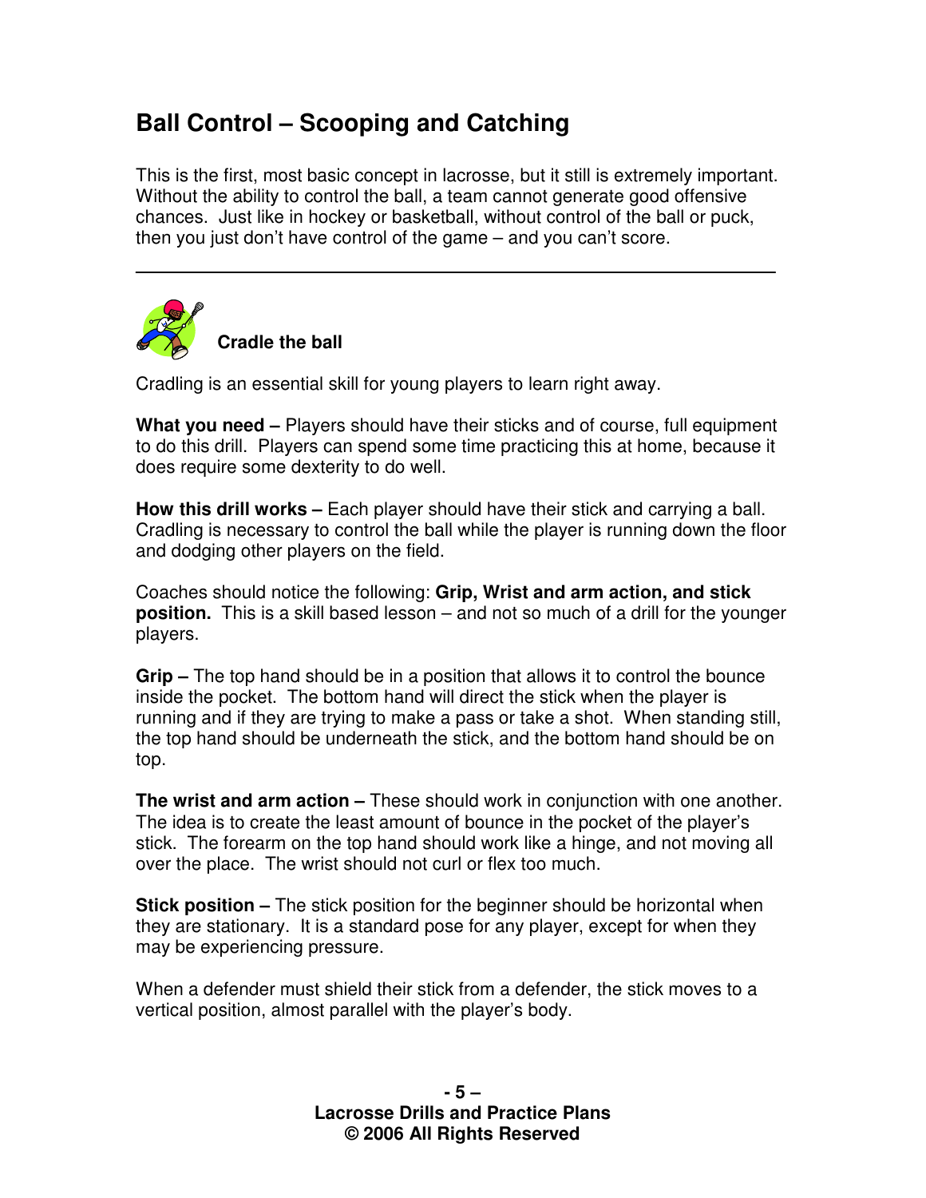## Ball Control – Scooping and Catching

This is the first, most basic concept in lacrosse, but it still is extremely important. Without the ability to control the ball, a team cannot generate good offensive chances. Just like in hockey or basketball, without control of the ball or puck, then you just don't have control of the game – and you can't score.

---

### Cradle the ball

Cradling is an essential skill for young players to learn right away.

**What you need –** Players should have their sticks and of course, full equipment to do this drill. Players can spend some time practicing this at home, because it does require some dexterity to do well.

**How this drill works –** Each player should have their stick and carrying a ball. Cradling is necessary to control the ball while the player is running down the floor and dodging other players on the field.

Coaches should notice the following: **Grip, Wrist and arm action, and stick position.** This is a skill based lesson – and not so much of a drill for the younger players.

**Grip –** The top hand should be in a position that allows it to control the bounce inside the pocket. The bottom hand will direct the stick when the player is running and if they are trying to make a pass or take a shot. When standing still, the top hand should be underneath the stick, and the bottom hand should be on top.

**The wrist and arm action –** These should work in conjunction with one another. The idea is to create the least amount of bounce in the pocket of the player's stick. The forearm on the top hand should work like a hinge, and not moving all over the place. The wrist should not curl or flex too much.

**Stick position –** The stick position for the beginner should be horizontal when they are stationary. It is a standard pose for any player, except for when they may be experiencing pressure.

When a defender must shield their stick from a defender, the stick moves to a vertical position, almost parallel with the player's body.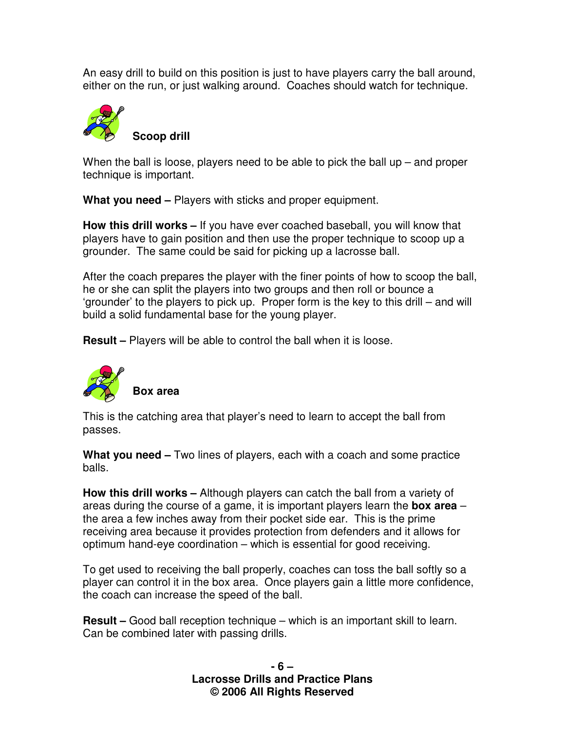An easy drill to build on this position is just to have players carry the ball around, either on the run, or just walking around. Coaches should watch for technique.

### Scoop drill

When the ball is loose, players need to be able to pick the ball up – and proper technique is important.

**What you need –** Players with sticks and proper equipment.

**How this drill works –** If you have ever coached baseball, you will know that players have to gain position and then use the proper technique to scoop up a grounder. The same could be said for picking up a lacrosse ball.

After the coach prepares the player with the finer points of how to scoop the ball, he or she can split the players into two groups and then roll or bounce a 'grounder' to the players to pick up. Proper form is the key to this drill – and will build a solid fundamental base for the young player.

**Result –** Players will be able to control the ball when it is loose.

### Box area

This is the catching area that player's need to learn to accept the ball from passes.

**What you need –** Two lines of players, each with a coach and some practice balls.

**How this drill works –** Although players can catch the ball from a variety of areas during the course of a game, it is important players learn the **box area** – the area a few inches away from their pocket side ear. This is the prime receiving area because it provides protection from defenders and it allows for optimum hand-eye coordination – which is essential for good receiving.

To get used to receiving the ball properly, coaches can toss the ball softly so a player can control it in the box area. Once players gain a little more confidence, the coach can increase the speed of the ball.

**Result –** Good ball reception technique – which is an important skill to learn. Can be combined later with passing drills.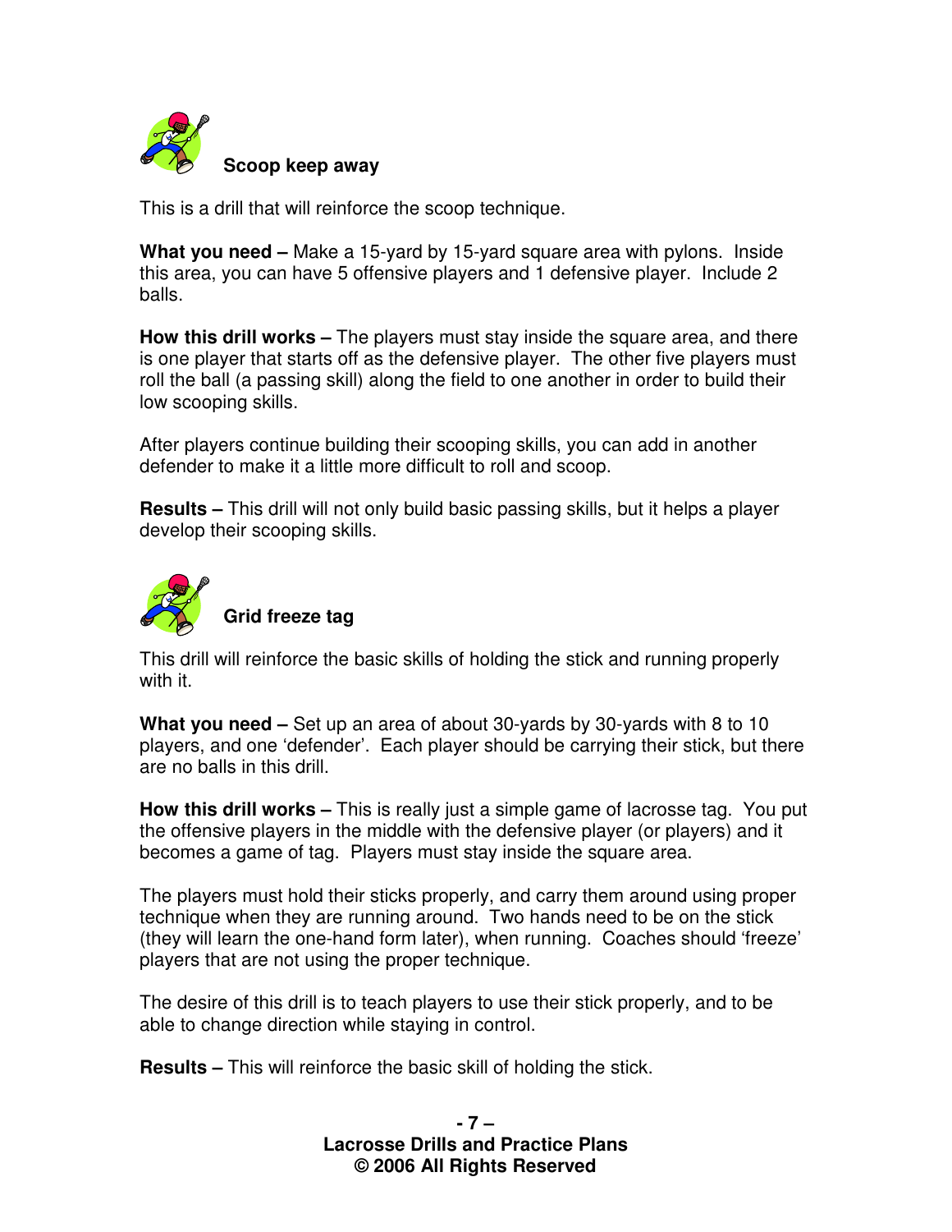### Scoop keep away

This is a drill that will reinforce the scoop technique.

**What you need –** Make a 15-yard by 15-yard square area with pylons. Inside this area, you can have 5 offensive players and 1 defensive player. Include 2 balls.

**How this drill works –** The players must stay inside the square area, and there is one player that starts off as the defensive player. The other five players must roll the ball (a passing skill) along the field to one another in order to build their low scooping skills.

After players continue building their scooping skills, you can add in another defender to make it a little more difficult to roll and scoop.

**Results –** This drill will not only build basic passing skills, but it helps a player develop their scooping skills.

### Grid freeze tag

This drill will reinforce the basic skills of holding the stick and running properly with it.

**What you need –** Set up an area of about 30-yards by 30-yards with 8 to 10 players, and one 'defender'. Each player should be carrying their stick, but there are no balls in this drill.

**How this drill works –** This is really just a simple game of lacrosse tag. You put the offensive players in the middle with the defensive player (or players) and it becomes a game of tag. Players must stay inside the square area.

The players must hold their sticks properly, and carry them around using proper technique when they are running around. Two hands need to be on the stick (they will learn the one-hand form later), when running. Coaches should 'freeze' players that are not using the proper technique.

The desire of this drill is to teach players to use their stick properly, and to be able to change direction while staying in control.

**Results –** This will reinforce the basic skill of holding the stick.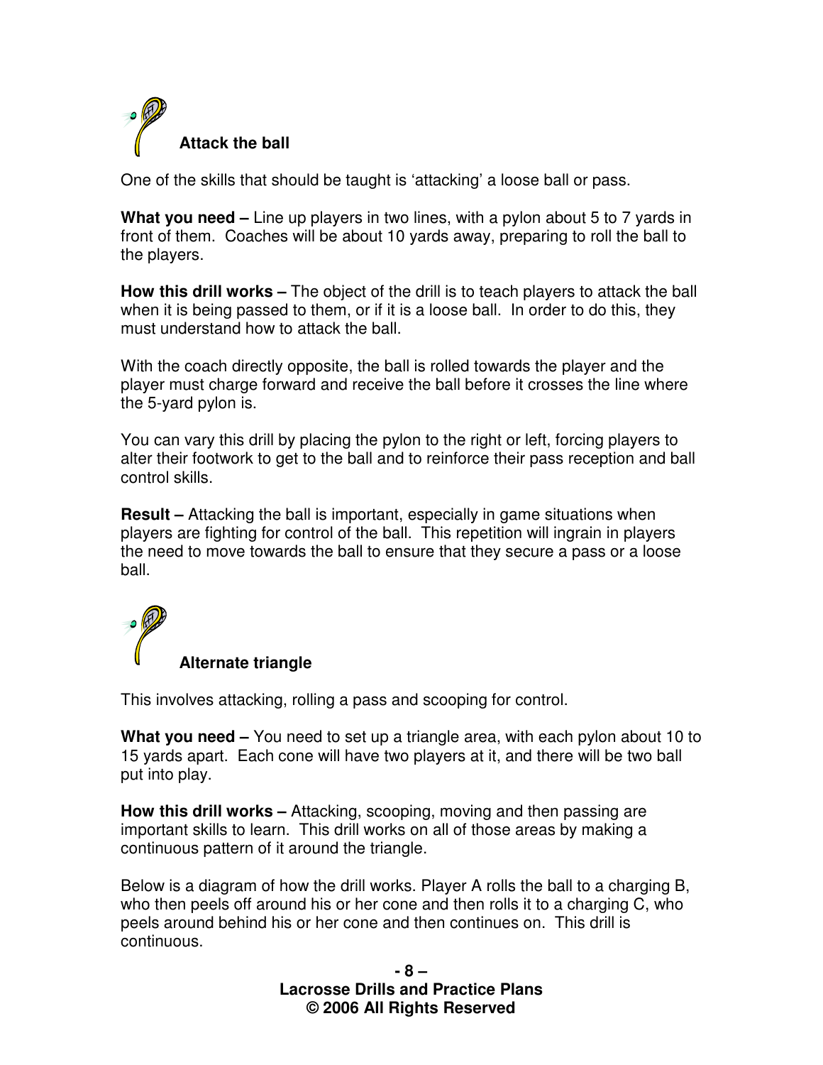### Attack the ball

One of the skills that should be taught is 'attacking' a loose ball or pass.

**What you need –** Line up players in two lines, with a pylon about 5 to 7 yards in front of them. Coaches will be about 10 yards away, preparing to roll the ball to the players.

**How this drill works –** The object of the drill is to teach players to attack the ball when it is being passed to them, or if it is a loose ball. In order to do this, they must understand how to attack the ball.

With the coach directly opposite, the ball is rolled towards the player and the player must charge forward and receive the ball before it crosses the line where the 5-yard pylon is.

You can vary this drill by placing the pylon to the right or left, forcing players to alter their footwork to get to the ball and to reinforce their pass reception and ball control skills.

**Result –** Attacking the ball is important, especially in game situations when players are fighting for control of the ball. This repetition will ingrain in players the need to move towards the ball to ensure that they secure a pass or a loose ball.

### Alternate triangle

This involves attacking, rolling a pass and scooping for control.

**What you need –** You need to set up a triangle area, with each pylon about 10 to 15 yards apart. Each cone will have two players at it, and there will be two ball put into play.

**How this drill works –** Attacking, scooping, moving and then passing are important skills to learn. This drill works on all of those areas by making a continuous pattern of it around the triangle.

Below is a diagram of how the drill works. Player A rolls the ball to a charging B, who then peels off around his or her cone and then rolls it to a charging C, who peels around behind his or her cone and then continues on. This drill is continuous.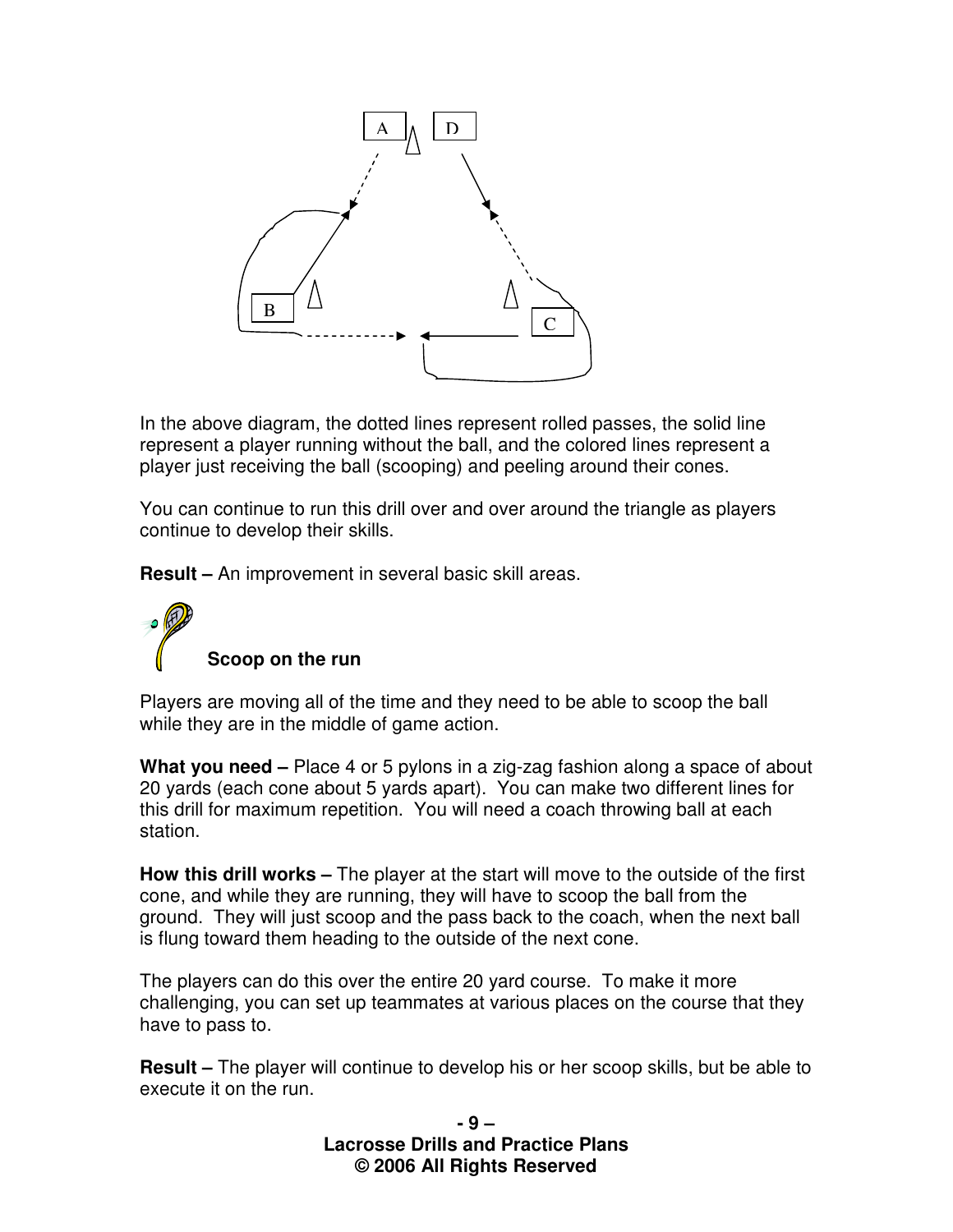In the above diagram, the dotted lines represent rolled passes, the solid line represent a player running without the ball, and the colored lines represent a player just receiving the ball (scooping) and peeling around their cones.

You can continue to run this drill over and over around the triangle as players continue to develop their skills.

**Result –** An improvement in several basic skill areas.

### Scoop on the run

Players are moving all of the time and they need to be able to scoop the ball while they are in the middle of game action.

**What you need –** Place 4 or 5 pylons in a zig-zag fashion along a space of about 20 yards (each cone about 5 yards apart). You can make two different lines for this drill for maximum repetition. You will need a coach throwing ball at each station.

**How this drill works –** The player at the start will move to the outside of the first cone, and while they are running, they will have to scoop the ball from the ground. They will just scoop and the pass back to the coach, when the next ball is flung toward them heading to the outside of the next cone.

The players can do this over the entire 20 yard course. To make it more challenging, you can set up teammates at various places on the course that they have to pass to.

**Result –** The player will continue to develop his or her scoop skills, but be able to execute it on the run.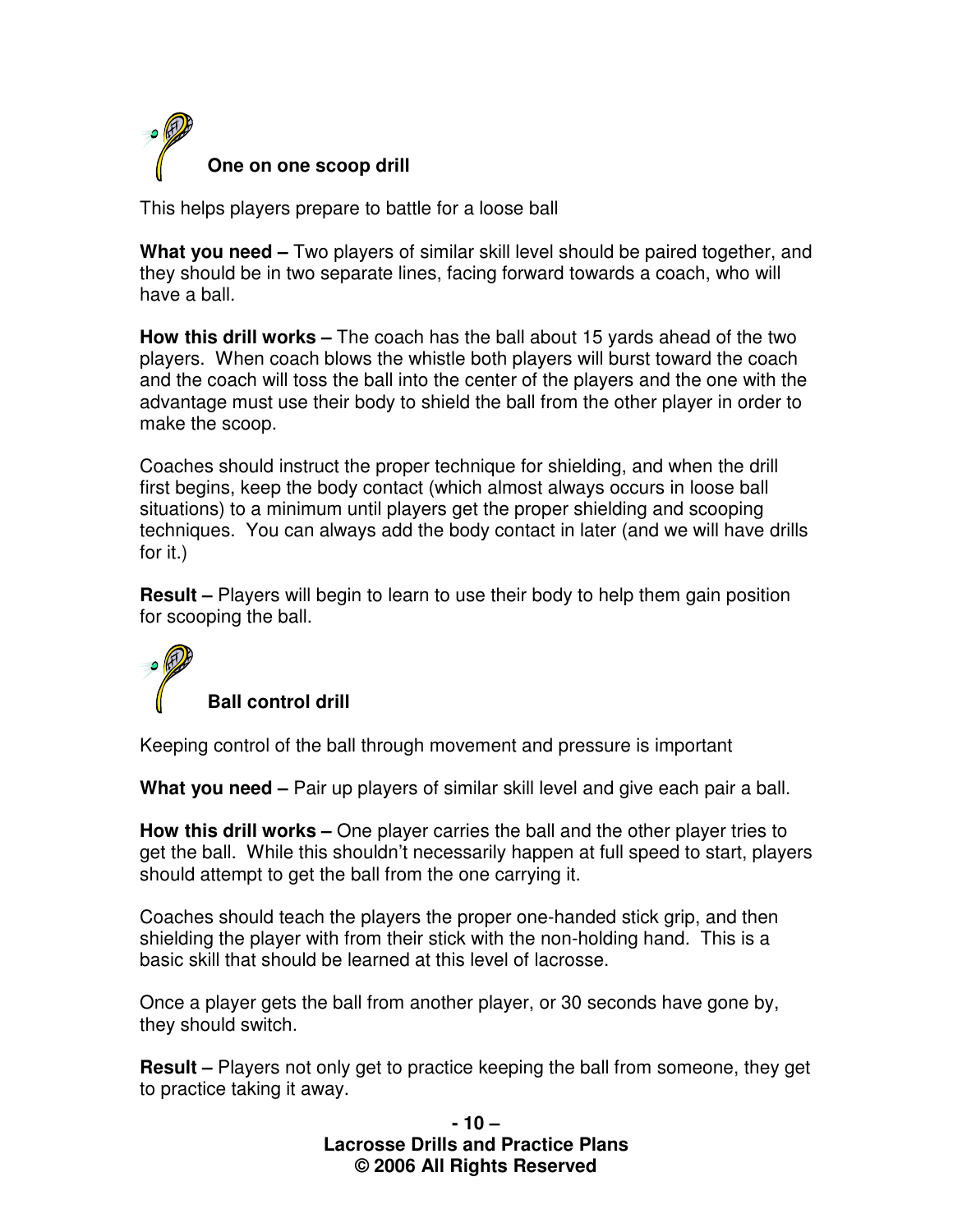### One on one scoop drill

This helps players prepare to battle for a loose ball

**What you need –** Two players of similar skill level should be paired together, and they should be in two separate lines, facing forward towards a coach, who will have a ball.

**How this drill works –** The coach has the ball about 15 yards ahead of the two players. When coach blows the whistle both players will burst toward the coach and the coach will toss the ball into the center of the players and the one with the advantage must use their body to shield the ball from the other player in order to make the scoop.

Coaches should instruct the proper technique for shielding, and when the drill first begins, keep the body contact (which almost always occurs in loose ball situations) to a minimum until players get the proper shielding and scooping techniques. You can always add the body contact in later (and we will have drills for it.)

**Result –** Players will begin to learn to use their body to help them gain position for scooping the ball.

### Ball control drill

Keeping control of the ball through movement and pressure is important

**What you need –** Pair up players of similar skill level and give each pair a ball.

**How this drill works –** One player carries the ball and the other player tries to get the ball. While this shouldn't necessarily happen at full speed to start, players should attempt to get the ball from the one carrying it.

Coaches should teach the players the proper one-handed stick grip, and then shielding the player with from their stick with the non-holding hand. This is a basic skill that should be learned at this level of lacrosse.

Once a player gets the ball from another player, or 30 seconds have gone by, they should switch.

**Result –** Players not only get to practice keeping the ball from someone, they get to practice taking it away.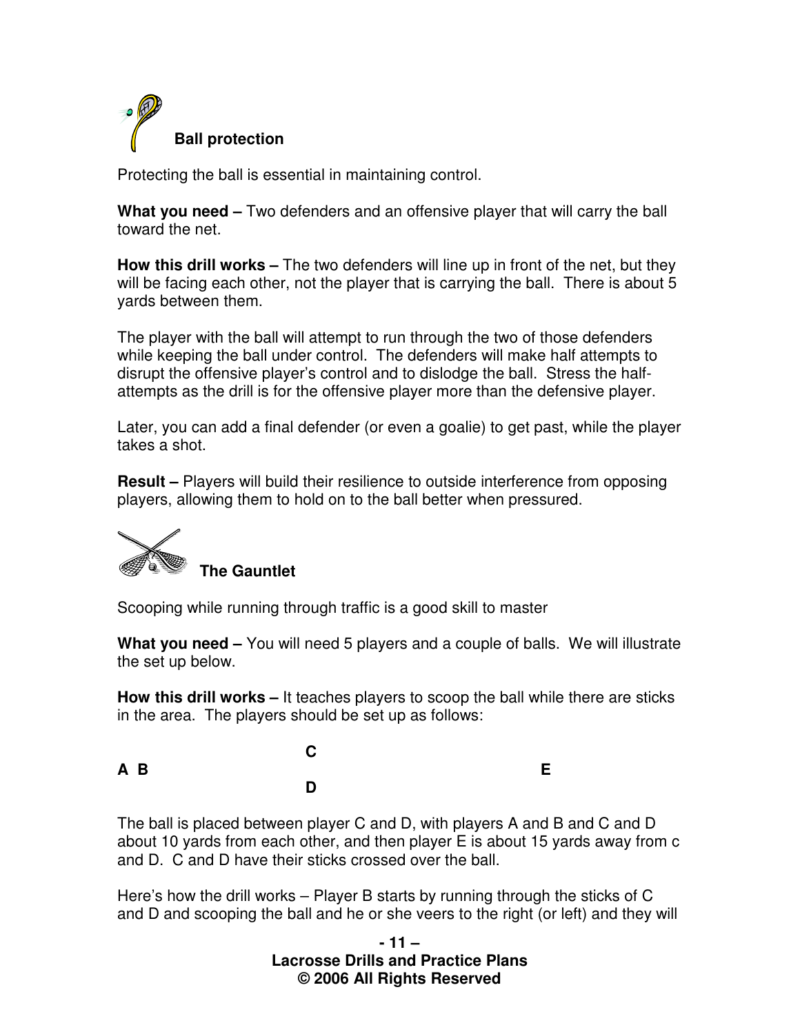### Ball protection

Protecting the ball is essential in maintaining control.

**What you need –** Two defenders and an offensive player that will carry the ball toward the net.

**How this drill works –** The two defenders will line up in front of the net, but they will be facing each other, not the player that is carrying the ball. There is about 5 yards between them.

The player with the ball will attempt to run through the two of those defenders while keeping the ball under control. The defenders will make half attempts to disrupt the offensive player's control and to dislodge the ball. Stress the half-attempts as the drill is for the offensive player more than the defensive player.

Later, you can add a final defender (or even a goalie) to get past, while the player takes a shot.

**Result –** Players will build their resilience to outside interference from opposing players, allowing them to hold on to the ball better when pressured.

### The Gauntlet

Scooping while running through traffic is a good skill to master

**What you need –** You will need 5 players and a couple of balls. We will illustrate the set up below.

**How this drill works –** It teaches players to scoop the ball while there are sticks in the area. The players should be set up as follows:

```
                      C
A  B                                          E
                      D
```

The ball is placed between player C and D, with players A and B and C and D about 10 yards from each other, and then player E is about 15 yards away from c and D. C and D have their sticks crossed over the ball.

Here's how the drill works – Player B starts by running through the sticks of C and D and scooping the ball and he or she veers to the right (or left) and they will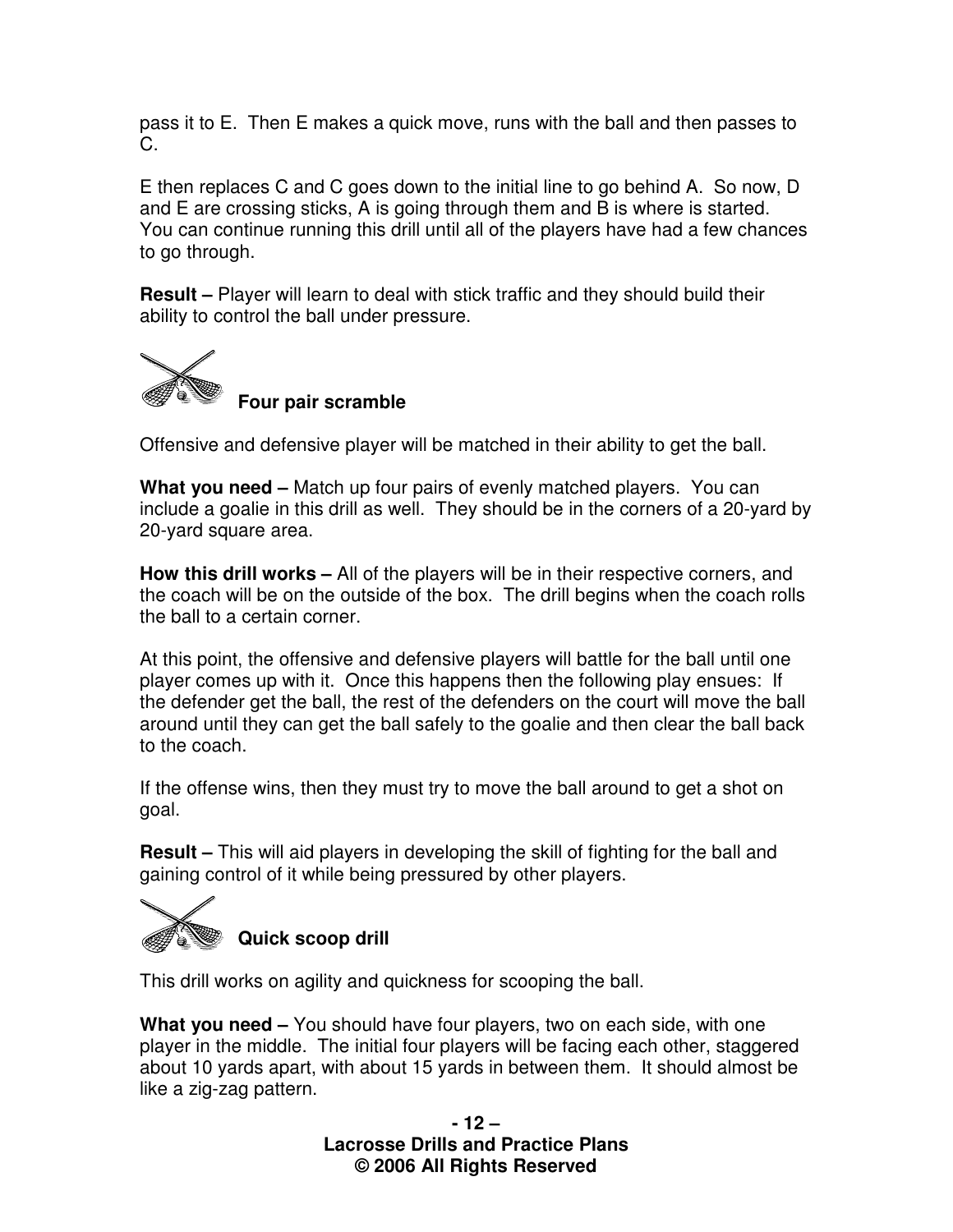pass it to E. Then E makes a quick move, runs with the ball and then passes to C.

E then replaces C and C goes down to the initial line to go behind A. So now, D and E are crossing sticks, A is going through them and B is where is started. You can continue running this drill until all of the players have had a few chances to go through.

**Result –** Player will learn to deal with stick traffic and they should build their ability to control the ball under pressure.

### Four pair scramble

Offensive and defensive player will be matched in their ability to get the ball.

**What you need –** Match up four pairs of evenly matched players. You can include a goalie in this drill as well. They should be in the corners of a 20-yard by 20-yard square area.

**How this drill works –** All of the players will be in their respective corners, and the coach will be on the outside of the box. The drill begins when the coach rolls the ball to a certain corner.

At this point, the offensive and defensive players will battle for the ball until one player comes up with it. Once this happens then the following play ensues: If the defender get the ball, the rest of the defenders on the court will move the ball around until they can get the ball safely to the goalie and then clear the ball back to the coach.

If the offense wins, then they must try to move the ball around to get a shot on goal.

**Result –** This will aid players in developing the skill of fighting for the ball and gaining control of it while being pressured by other players.

### Quick scoop drill

This drill works on agility and quickness for scooping the ball.

**What you need –** You should have four players, two on each side, with one player in the middle. The initial four players will be facing each other, staggered about 10 yards apart, with about 15 yards in between them. It should almost be like a zig-zag pattern.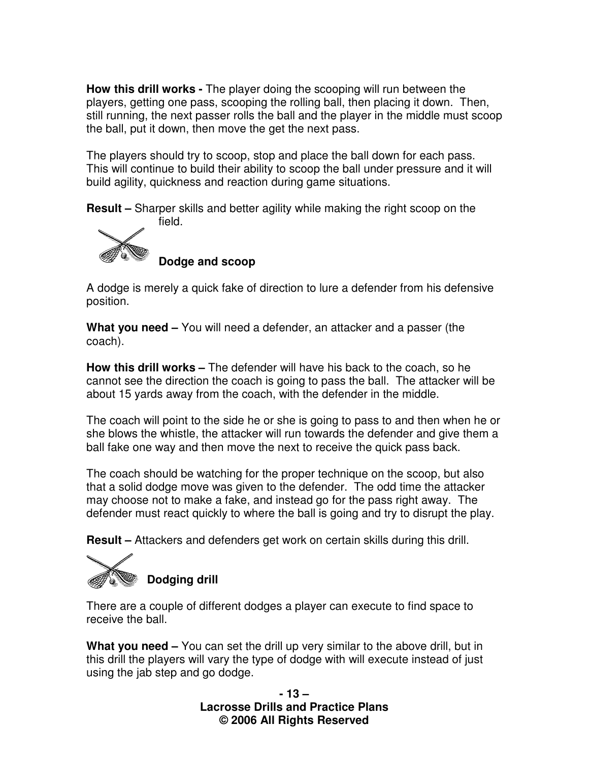**How this drill works -** The player doing the scooping will run between the players, getting one pass, scooping the rolling ball, then placing it down. Then, still running, the next passer rolls the ball and the player in the middle must scoop the ball, put it down, then move the get the next pass.

The players should try to scoop, stop and place the ball down for each pass. This will continue to build their ability to scoop the ball under pressure and it will build agility, quickness and reaction during game situations.

**Result –** Sharper skills and better agility while making the right scoop on the field.

### Dodge and scoop

A dodge is merely a quick fake of direction to lure a defender from his defensive position.

**What you need –** You will need a defender, an attacker and a passer (the coach).

**How this drill works –** The defender will have his back to the coach, so he cannot see the direction the coach is going to pass the ball. The attacker will be about 15 yards away from the coach, with the defender in the middle.

The coach will point to the side he or she is going to pass to and then when he or she blows the whistle, the attacker will run towards the defender and give them a ball fake one way and then move the next to receive the quick pass back.

The coach should be watching for the proper technique on the scoop, but also that a solid dodge move was given to the defender. The odd time the attacker may choose not to make a fake, and instead go for the pass right away. The defender must react quickly to where the ball is going and try to disrupt the play.

**Result –** Attackers and defenders get work on certain skills during this drill.

### Dodging drill

There are a couple of different dodges a player can execute to find space to receive the ball.

**What you need –** You can set the drill up very similar to the above drill, but in this drill the players will vary the type of dodge with will execute instead of just using the jab step and go dodge.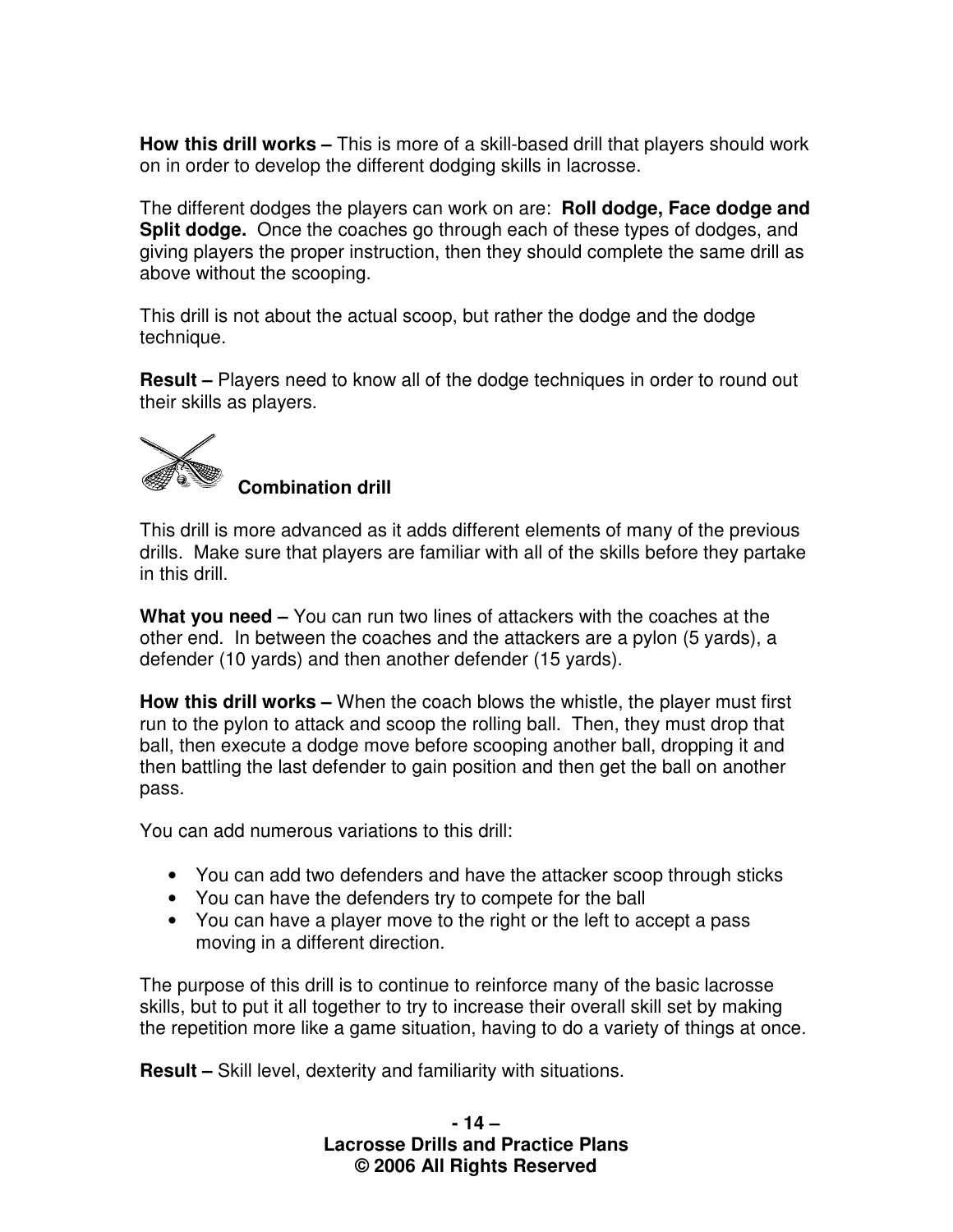**How this drill works –** This is more of a skill-based drill that players should work on in order to develop the different dodging skills in lacrosse.

The different dodges the players can work on are: **Roll dodge, Face dodge and Split dodge.** Once the coaches go through each of these types of dodges, and giving players the proper instruction, then they should complete the same drill as above without the scooping.

This drill is not about the actual scoop, but rather the dodge and the dodge technique.

**Result –** Players need to know all of the dodge techniques in order to round out their skills as players.

### Combination drill

This drill is more advanced as it adds different elements of many of the previous drills. Make sure that players are familiar with all of the skills before they partake in this drill.

**What you need –** You can run two lines of attackers with the coaches at the other end. In between the coaches and the attackers are a pylon (5 yards), a defender (10 yards) and then another defender (15 yards).

**How this drill works –** When the coach blows the whistle, the player must first run to the pylon to attack and scoop the rolling ball. Then, they must drop that ball, then execute a dodge move before scooping another ball, dropping it and then battling the last defender to gain position and then get the ball on another pass.

You can add numerous variations to this drill:

- You can add two defenders and have the attacker scoop through sticks
- You can have the defenders try to compete for the ball
- You can have a player move to the right or the left to accept a pass moving in a different direction.

The purpose of this drill is to continue to reinforce many of the basic lacrosse skills, but to put it all together to try to increase their overall skill set by making the repetition more like a game situation, having to do a variety of things at once.

**Result –** Skill level, dexterity and familiarity with situations.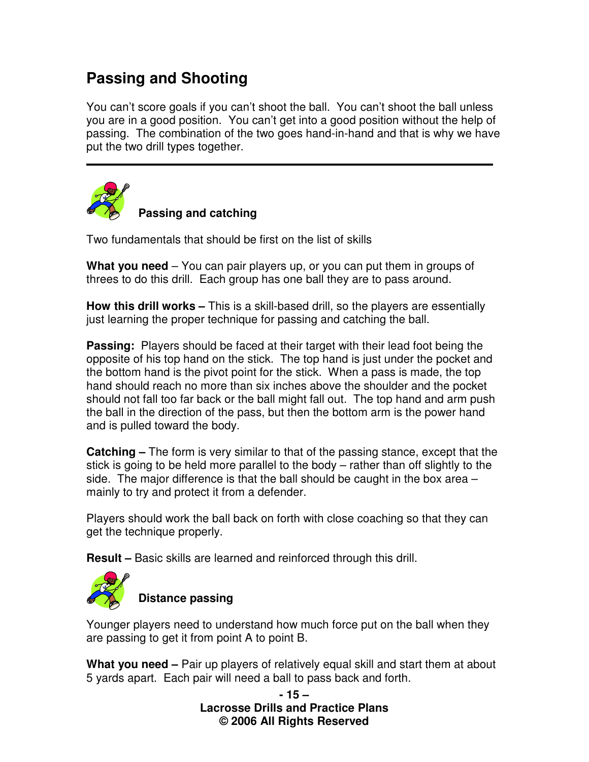## Passing and Shooting

You can't score goals if you can't shoot the ball. You can't shoot the ball unless you are in a good position. You can't get into a good position without the help of passing. The combination of the two goes hand-in-hand and that is why we have put the two drill types together.

---

### Passing and catching

Two fundamentals that should be first on the list of skills

**What you need** – You can pair players up, or you can put them in groups of threes to do this drill. Each group has one ball they are to pass around.

**How this drill works –** This is a skill-based drill, so the players are essentially just learning the proper technique for passing and catching the ball.

**Passing:** Players should be faced at their target with their lead foot being the opposite of his top hand on the stick. The top hand is just under the pocket and the bottom hand is the pivot point for the stick. When a pass is made, the top hand should reach no more than six inches above the shoulder and the pocket should not fall too far back or the ball might fall out. The top hand and arm push the ball in the direction of the pass, but then the bottom arm is the power hand and is pulled toward the body.

**Catching –** The form is very similar to that of the passing stance, except that the stick is going to be held more parallel to the body – rather than off slightly to the side. The major difference is that the ball should be caught in the box area – mainly to try and protect it from a defender.

Players should work the ball back on forth with close coaching so that they can get the technique properly.

**Result –** Basic skills are learned and reinforced through this drill.

### Distance passing

Younger players need to understand how much force put on the ball when they are passing to get it from point A to point B.

**What you need –** Pair up players of relatively equal skill and start them at about 5 yards apart. Each pair will need a ball to pass back and forth.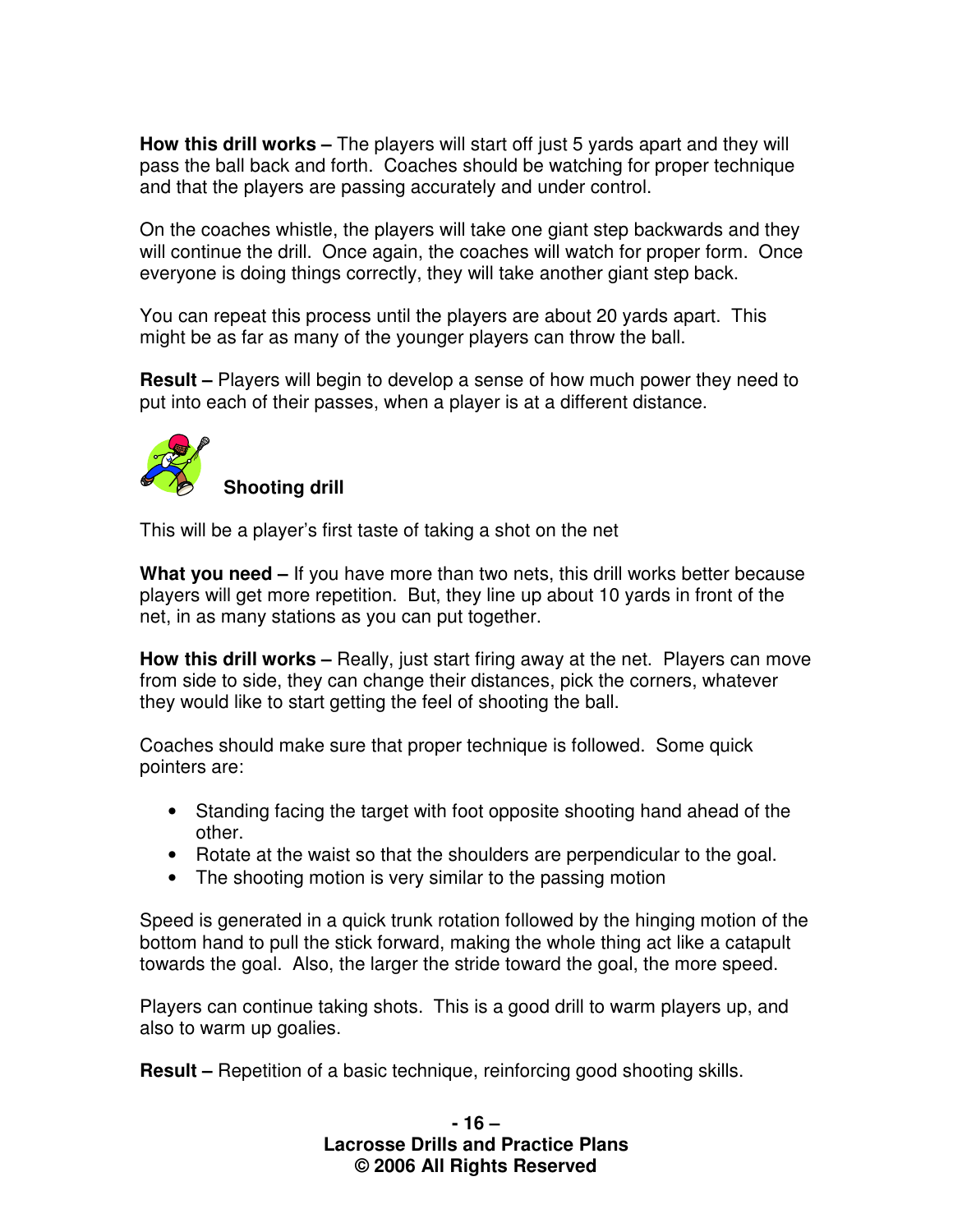**How this drill works –** The players will start off just 5 yards apart and they will pass the ball back and forth. Coaches should be watching for proper technique and that the players are passing accurately and under control.

On the coaches whistle, the players will take one giant step backwards and they will continue the drill. Once again, the coaches will watch for proper form. Once everyone is doing things correctly, they will take another giant step back.

You can repeat this process until the players are about 20 yards apart. This might be as far as many of the younger players can throw the ball.

**Result –** Players will begin to develop a sense of how much power they need to put into each of their passes, when a player is at a different distance.

### Shooting drill

This will be a player's first taste of taking a shot on the net

**What you need –** If you have more than two nets, this drill works better because players will get more repetition. But, they line up about 10 yards in front of the net, in as many stations as you can put together.

**How this drill works –** Really, just start firing away at the net. Players can move from side to side, they can change their distances, pick the corners, whatever they would like to start getting the feel of shooting the ball.

Coaches should make sure that proper technique is followed. Some quick pointers are:

- Standing facing the target with foot opposite shooting hand ahead of the other.
- Rotate at the waist so that the shoulders are perpendicular to the goal.
- The shooting motion is very similar to the passing motion

Speed is generated in a quick trunk rotation followed by the hinging motion of the bottom hand to pull the stick forward, making the whole thing act like a catapult towards the goal. Also, the larger the stride toward the goal, the more speed.

Players can continue taking shots. This is a good drill to warm players up, and also to warm up goalies.

**Result –** Repetition of a basic technique, reinforcing good shooting skills.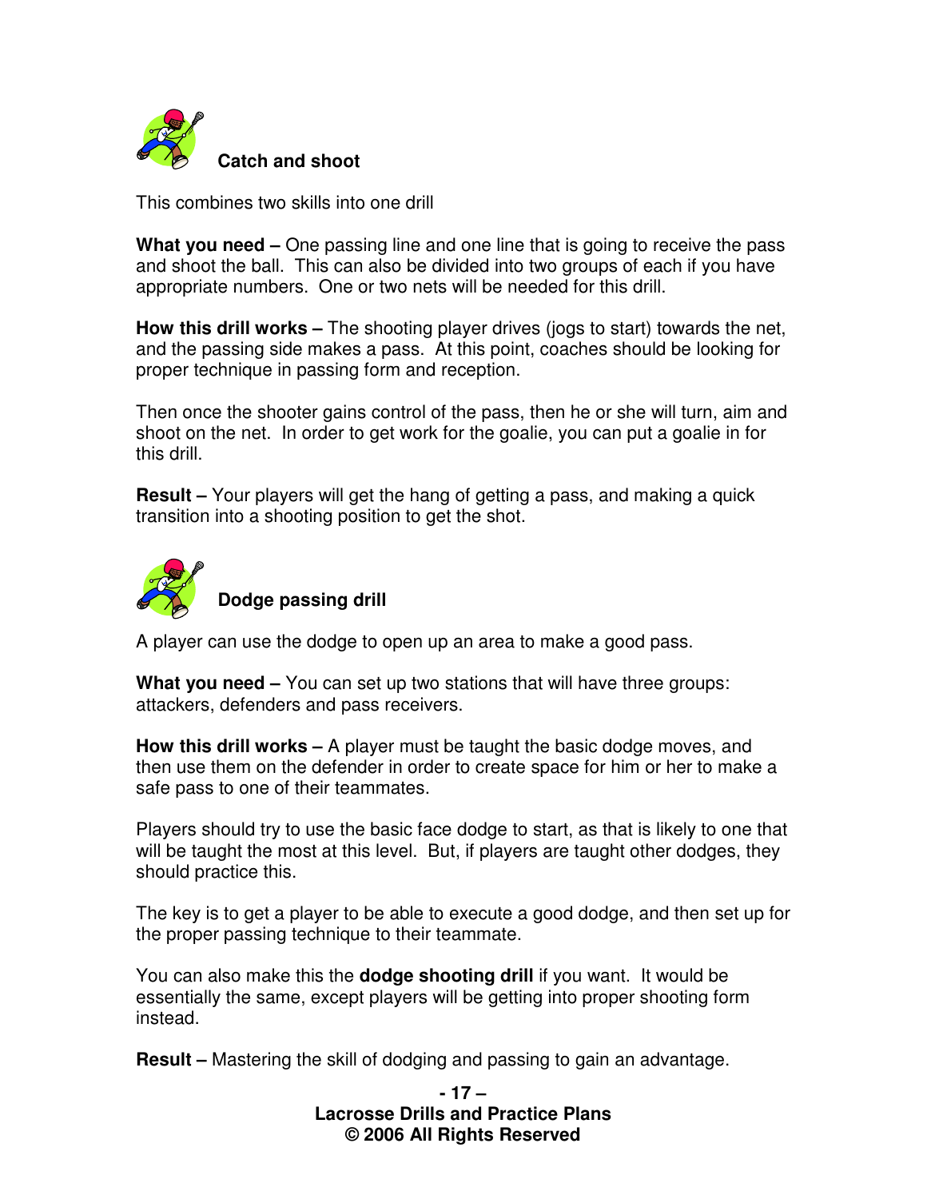### Catch and shoot

This combines two skills into one drill

**What you need –** One passing line and one line that is going to receive the pass and shoot the ball. This can also be divided into two groups of each if you have appropriate numbers. One or two nets will be needed for this drill.

**How this drill works –** The shooting player drives (jogs to start) towards the net, and the passing side makes a pass. At this point, coaches should be looking for proper technique in passing form and reception.

Then once the shooter gains control of the pass, then he or she will turn, aim and shoot on the net. In order to get work for the goalie, you can put a goalie in for this drill.

**Result –** Your players will get the hang of getting a pass, and making a quick transition into a shooting position to get the shot.

### Dodge passing drill

A player can use the dodge to open up an area to make a good pass.

**What you need –** You can set up two stations that will have three groups: attackers, defenders and pass receivers.

**How this drill works –** A player must be taught the basic dodge moves, and then use them on the defender in order to create space for him or her to make a safe pass to one of their teammates.

Players should try to use the basic face dodge to start, as that is likely to one that will be taught the most at this level. But, if players are taught other dodges, they should practice this.

The key is to get a player to be able to execute a good dodge, and then set up for the proper passing technique to their teammate.

You can also make this the **dodge shooting drill** if you want. It would be essentially the same, except players will be getting into proper shooting form instead.

**Result –** Mastering the skill of dodging and passing to gain an advantage.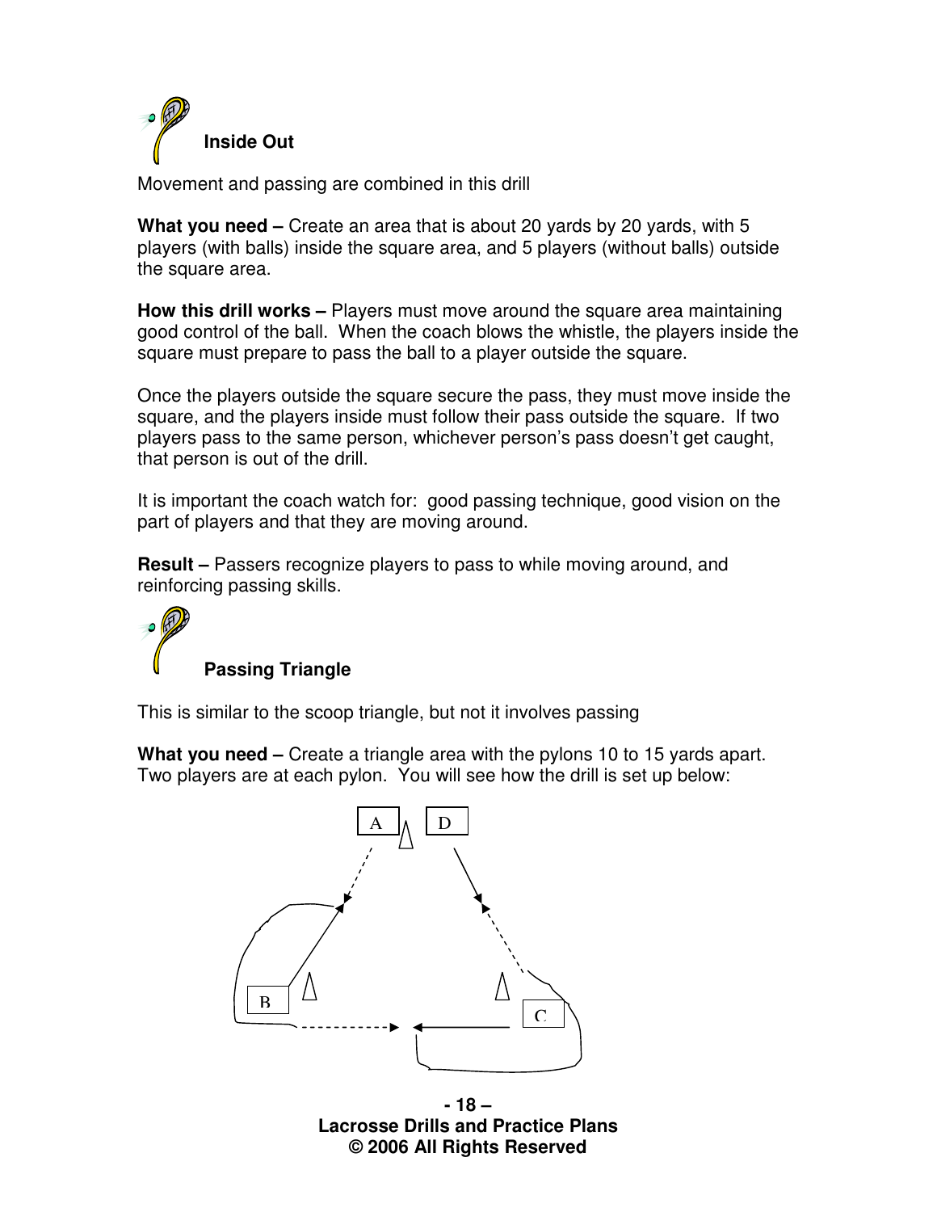### Inside Out

Movement and passing are combined in this drill

**What you need –** Create an area that is about 20 yards by 20 yards, with 5 players (with balls) inside the square area, and 5 players (without balls) outside the square area.

**How this drill works –** Players must move around the square area maintaining good control of the ball. When the coach blows the whistle, the players inside the square must prepare to pass the ball to a player outside the square.

Once the players outside the square secure the pass, they must move inside the square, and the players inside must follow their pass outside the square. If two players pass to the same person, whichever person's pass doesn't get caught, that person is out of the drill.

It is important the coach watch for: good passing technique, good vision on the part of players and that they are moving around.

**Result –** Passers recognize players to pass to while moving around, and reinforcing passing skills.

### Passing Triangle

This is similar to the scoop triangle, but not it involves passing

**What you need –** Create a triangle area with the pylons 10 to 15 yards apart. Two players are at each pylon. You will see how the drill is set up below:

A D

B C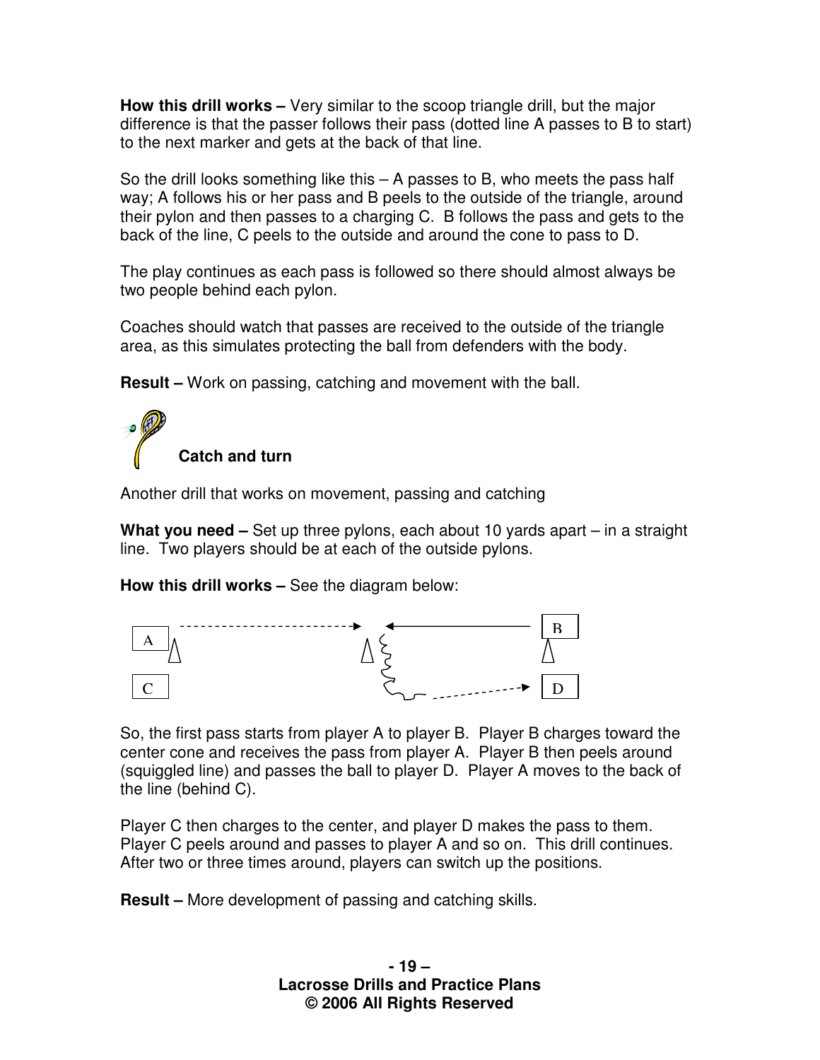**How this drill works –** Very similar to the scoop triangle drill, but the major difference is that the passer follows their pass (dotted line A passes to B to start) to the next marker and gets at the back of that line.

So the drill looks something like this – A passes to B, who meets the pass half way; A follows his or her pass and B peels to the outside of the triangle, around their pylon and then passes to a charging C. B follows the pass and gets to the back of the line, C peels to the outside and around the cone to pass to D.

The play continues as each pass is followed so there should almost always be two people behind each pylon.

Coaches should watch that passes are received to the outside of the triangle area, as this simulates protecting the ball from defenders with the body.

**Result –** Work on passing, catching and movement with the ball.

### Catch and turn

Another drill that works on movement, passing and catching

**What you need –** Set up three pylons, each about 10 yards apart – in a straight line. Two players should be at each of the outside pylons.

**How this drill works –** See the diagram below:

So, the first pass starts from player A to player B. Player B charges toward the center cone and receives the pass from player A. Player B then peels around (squiggled line) and passes the ball to player D. Player A moves to the back of the line (behind C).

Player C then charges to the center, and player D makes the pass to them. Player C peels around and passes to player A and so on. This drill continues. After two or three times around, players can switch up the positions.

**Result –** More development of passing and catching skills.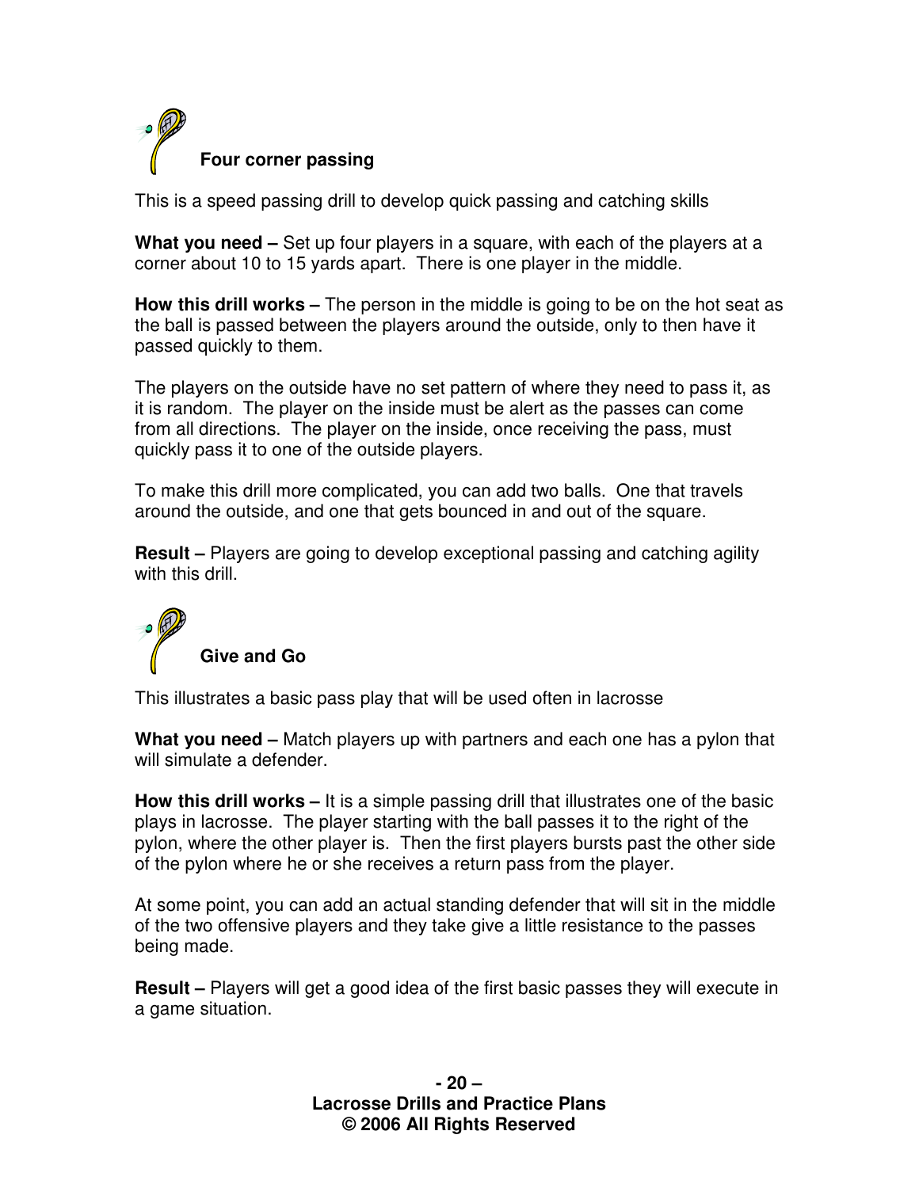### Four corner passing

This is a speed passing drill to develop quick passing and catching skills

**What you need –** Set up four players in a square, with each of the players at a corner about 10 to 15 yards apart. There is one player in the middle.

**How this drill works –** The person in the middle is going to be on the hot seat as the ball is passed between the players around the outside, only to then have it passed quickly to them.

The players on the outside have no set pattern of where they need to pass it, as it is random. The player on the inside must be alert as the passes can come from all directions. The player on the inside, once receiving the pass, must quickly pass it to one of the outside players.

To make this drill more complicated, you can add two balls. One that travels around the outside, and one that gets bounced in and out of the square.

**Result –** Players are going to develop exceptional passing and catching agility with this drill.

### Give and Go

This illustrates a basic pass play that will be used often in lacrosse

**What you need –** Match players up with partners and each one has a pylon that will simulate a defender.

**How this drill works –** It is a simple passing drill that illustrates one of the basic plays in lacrosse. The player starting with the ball passes it to the right of the pylon, where the other player is. Then the first players bursts past the other side of the pylon where he or she receives a return pass from the player.

At some point, you can add an actual standing defender that will sit in the middle of the two offensive players and they take give a little resistance to the passes being made.

**Result –** Players will get a good idea of the first basic passes they will execute in a game situation.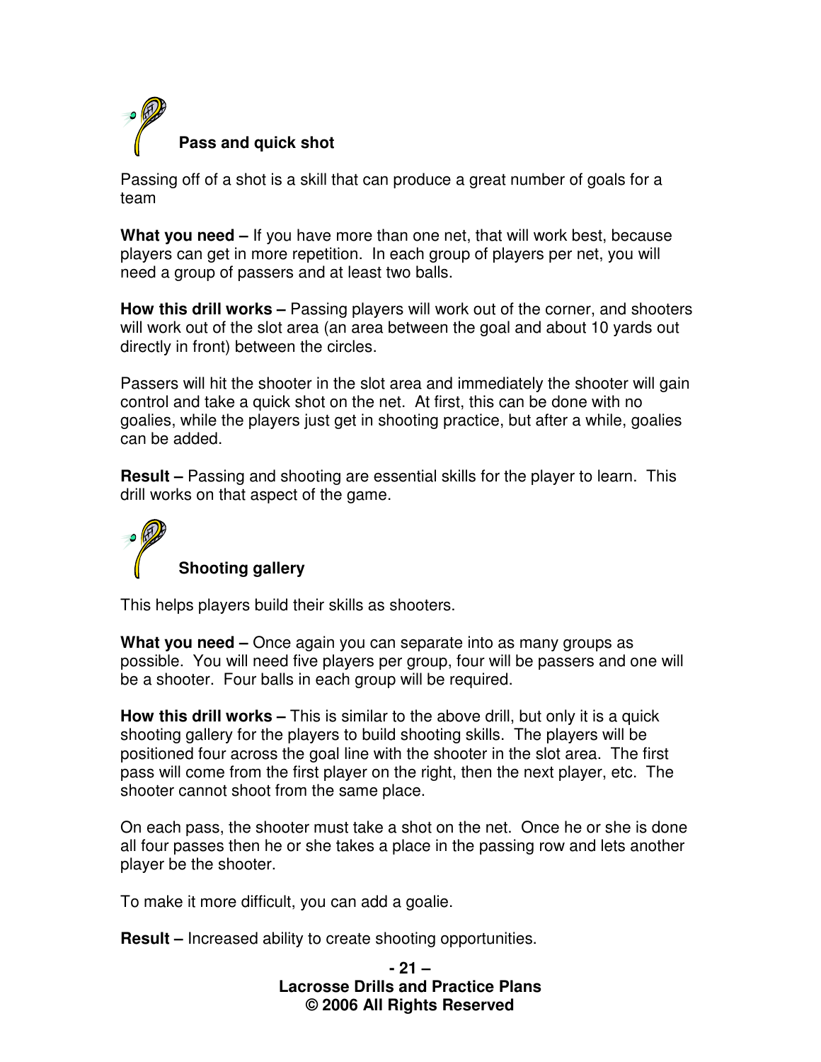### Pass and quick shot

Passing off of a shot is a skill that can produce a great number of goals for a team

**What you need –** If you have more than one net, that will work best, because players can get in more repetition. In each group of players per net, you will need a group of passers and at least two balls.

**How this drill works –** Passing players will work out of the corner, and shooters will work out of the slot area (an area between the goal and about 10 yards out directly in front) between the circles.

Passers will hit the shooter in the slot area and immediately the shooter will gain control and take a quick shot on the net. At first, this can be done with no goalies, while the players just get in shooting practice, but after a while, goalies can be added.

**Result –** Passing and shooting are essential skills for the player to learn. This drill works on that aspect of the game.

### Shooting gallery

This helps players build their skills as shooters.

**What you need –** Once again you can separate into as many groups as possible. You will need five players per group, four will be passers and one will be a shooter. Four balls in each group will be required.

**How this drill works –** This is similar to the above drill, but only it is a quick shooting gallery for the players to build shooting skills. The players will be positioned four across the goal line with the shooter in the slot area. The first pass will come from the first player on the right, then the next player, etc. The shooter cannot shoot from the same place.

On each pass, the shooter must take a shot on the net. Once he or she is done all four passes then he or she takes a place in the passing row and lets another player be the shooter.

To make it more difficult, you can add a goalie.

**Result –** Increased ability to create shooting opportunities.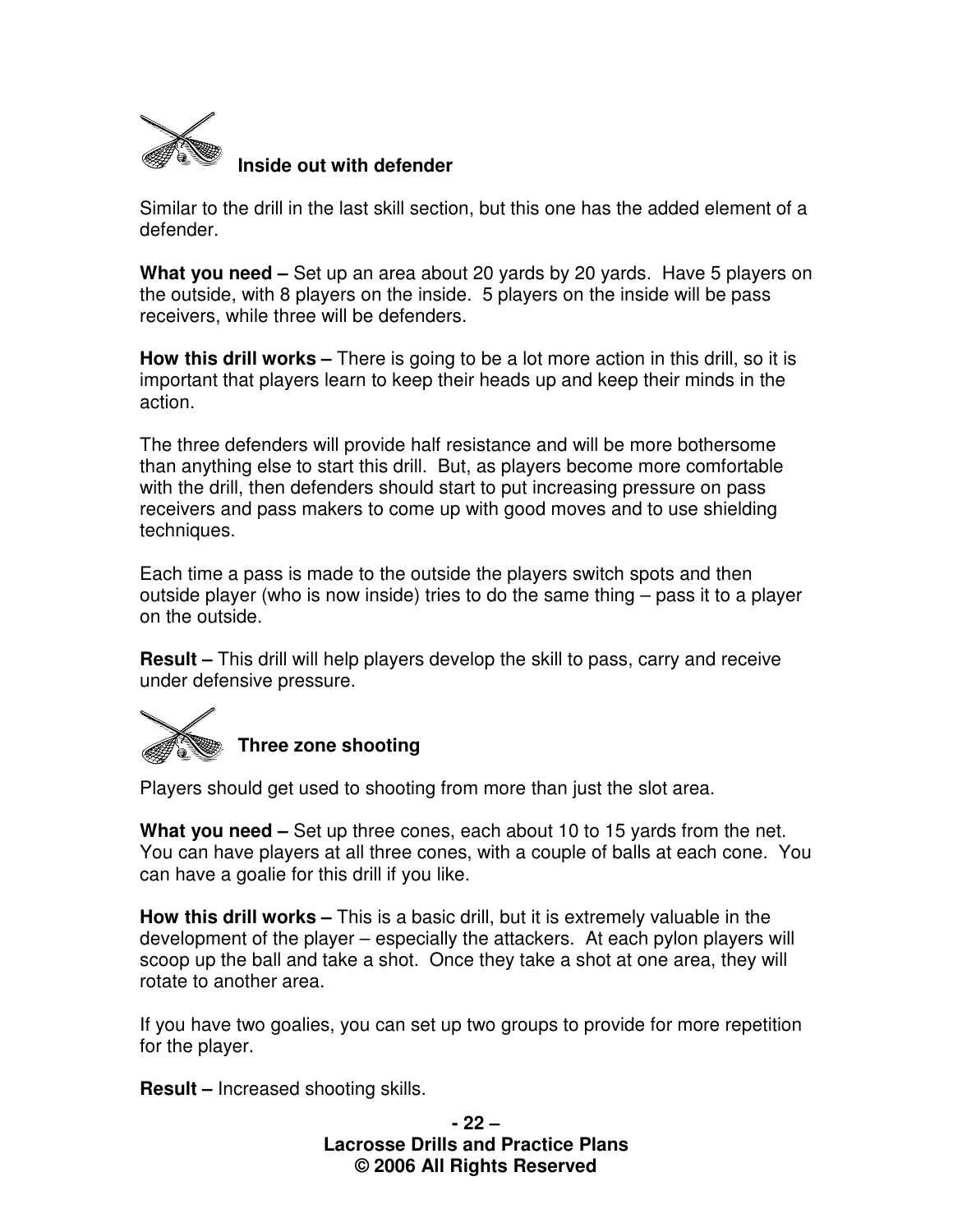### Inside out with defender

Similar to the drill in the last skill section, but this one has the added element of a defender.

**What you need –** Set up an area about 20 yards by 20 yards. Have 5 players on the outside, with 8 players on the inside. 5 players on the inside will be pass receivers, while three will be defenders.

**How this drill works –** There is going to be a lot more action in this drill, so it is important that players learn to keep their heads up and keep their minds in the action.

The three defenders will provide half resistance and will be more bothersome than anything else to start this drill. But, as players become more comfortable with the drill, then defenders should start to put increasing pressure on pass receivers and pass makers to come up with good moves and to use shielding techniques.

Each time a pass is made to the outside the players switch spots and then outside player (who is now inside) tries to do the same thing – pass it to a player on the outside.

**Result –** This drill will help players develop the skill to pass, carry and receive under defensive pressure.

### Three zone shooting

Players should get used to shooting from more than just the slot area.

**What you need –** Set up three cones, each about 10 to 15 yards from the net. You can have players at all three cones, with a couple of balls at each cone. You can have a goalie for this drill if you like.

**How this drill works –** This is a basic drill, but it is extremely valuable in the development of the player – especially the attackers. At each pylon players will scoop up the ball and take a shot. Once they take a shot at one area, they will rotate to another area.

If you have two goalies, you can set up two groups to provide for more repetition for the player.

**Result –** Increased shooting skills.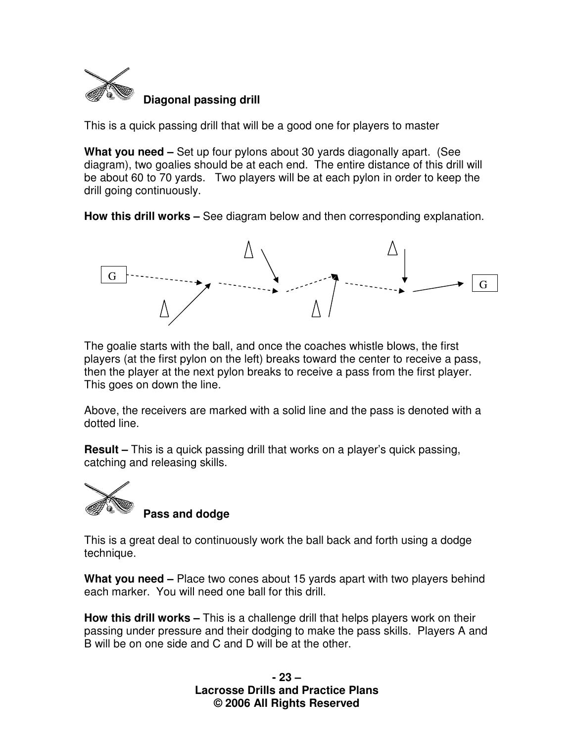## Diagonal passing drill

This is a quick passing drill that will be a good one for players to master

**What you need –** Set up four pylons about 30 yards diagonally apart. (See diagram), two goalies should be at each end. The entire distance of this drill will be about 60 to 70 yards. Two players will be at each pylon in order to keep the drill going continuously.

**How this drill works –** See diagram below and then corresponding explanation.

The goalie starts with the ball, and once the coaches whistle blows, the first players (at the first pylon on the left) breaks toward the center to receive a pass, then the player at the next pylon breaks to receive a pass from the first player. This goes on down the line.

Above, the receivers are marked with a solid line and the pass is denoted with a dotted line.

**Result –** This is a quick passing drill that works on a player's quick passing, catching and releasing skills.

## Pass and dodge

This is a great deal to continuously work the ball back and forth using a dodge technique.

**What you need –** Place two cones about 15 yards apart with two players behind each marker. You will need one ball for this drill.

**How this drill works –** This is a challenge drill that helps players work on their passing under pressure and their dodging to make the pass skills. Players A and B will be on one side and C and D will be at the other.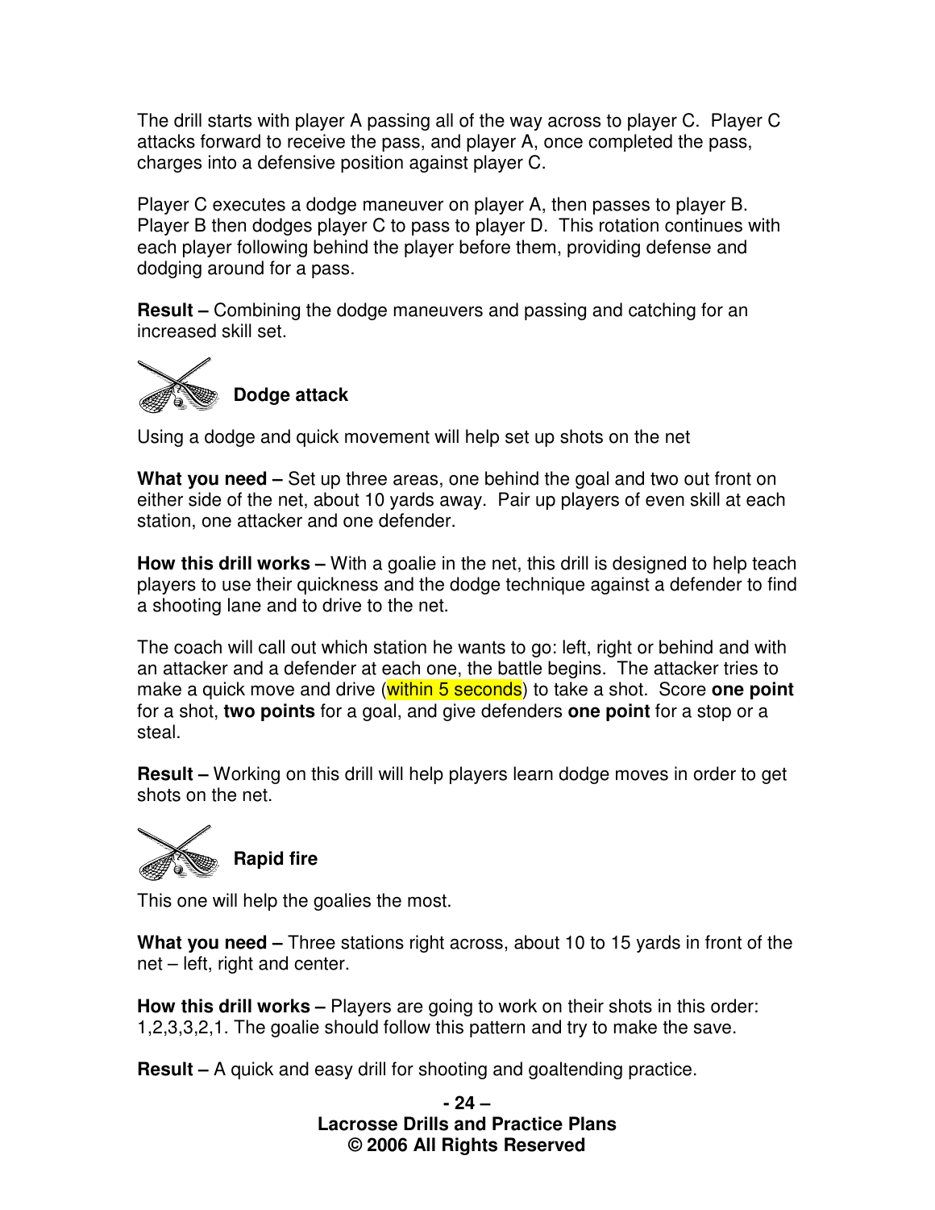The drill starts with player A passing all of the way across to player C. Player C attacks forward to receive the pass, and player A, once completed the pass, charges into a defensive position against player C.

Player C executes a dodge maneuver on player A, then passes to player B. Player B then dodges player C to pass to player D. This rotation continues with each player following behind the player before them, providing defense and dodging around for a pass.

**Result –** Combining the dodge maneuvers and passing and catching for an increased skill set.

### Dodge attack

Using a dodge and quick movement will help set up shots on the net

**What you need –** Set up three areas, one behind the goal and two out front on either side of the net, about 10 yards away. Pair up players of even skill at each station, one attacker and one defender.

**How this drill works –** With a goalie in the net, this drill is designed to help teach players to use their quickness and the dodge technique against a defender to find a shooting lane and to drive to the net.

The coach will call out which station he wants to go: left, right or behind and with an attacker and a defender at each one, the battle begins. The attacker tries to make a quick move and drive (within 5 seconds) to take a shot. Score **one point** for a shot, **two points** for a goal, and give defenders **one point** for a stop or a steal.

**Result –** Working on this drill will help players learn dodge moves in order to get shots on the net.

### Rapid fire

This one will help the goalies the most.

**What you need –** Three stations right across, about 10 to 15 yards in front of the net – left, right and center.

**How this drill works –** Players are going to work on their shots in this order: 1,2,3,3,2,1. The goalie should follow this pattern and try to make the save.

**Result –** A quick and easy drill for shooting and goaltending practice.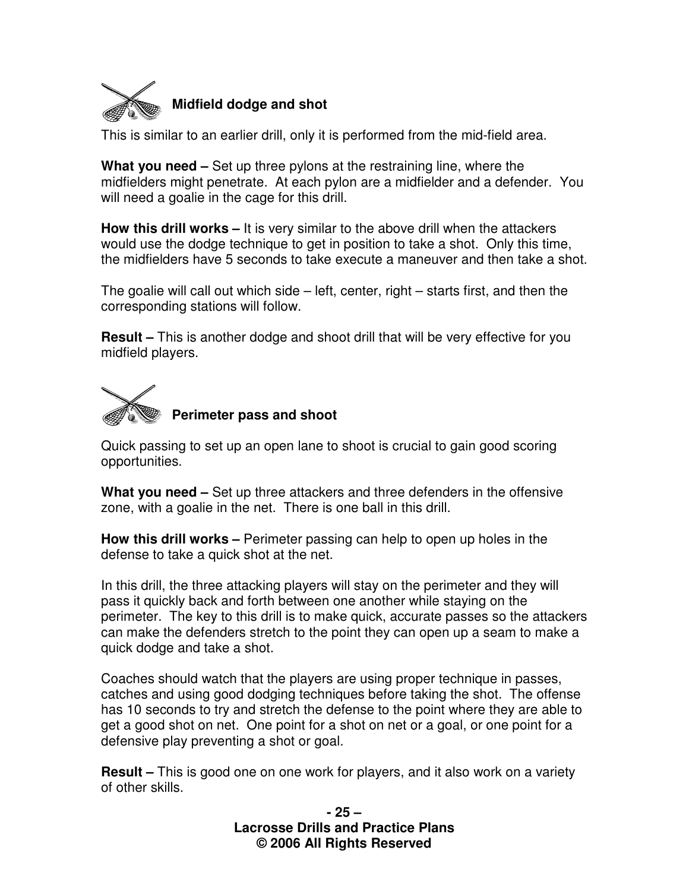## Midfield dodge and shot

This is similar to an earlier drill, only it is performed from the mid-field area.

**What you need –** Set up three pylons at the restraining line, where the midfielders might penetrate. At each pylon are a midfielder and a defender. You will need a goalie in the cage for this drill.

**How this drill works –** It is very similar to the above drill when the attackers would use the dodge technique to get in position to take a shot. Only this time, the midfielders have 5 seconds to take execute a maneuver and then take a shot.

The goalie will call out which side – left, center, right – starts first, and then the corresponding stations will follow.

**Result –** This is another dodge and shoot drill that will be very effective for you midfield players.

## Perimeter pass and shoot

Quick passing to set up an open lane to shoot is crucial to gain good scoring opportunities.

**What you need –** Set up three attackers and three defenders in the offensive zone, with a goalie in the net. There is one ball in this drill.

**How this drill works –** Perimeter passing can help to open up holes in the defense to take a quick shot at the net.

In this drill, the three attacking players will stay on the perimeter and they will pass it quickly back and forth between one another while staying on the perimeter. The key to this drill is to make quick, accurate passes so the attackers can make the defenders stretch to the point they can open up a seam to make a quick dodge and take a shot.

Coaches should watch that the players are using proper technique in passes, catches and using good dodging techniques before taking the shot. The offense has 10 seconds to try and stretch the defense to the point where they are able to get a good shot on net. One point for a shot on net or a goal, or one point for a defensive play preventing a shot or goal.

**Result –** This is good one on one work for players, and it also work on a variety of other skills.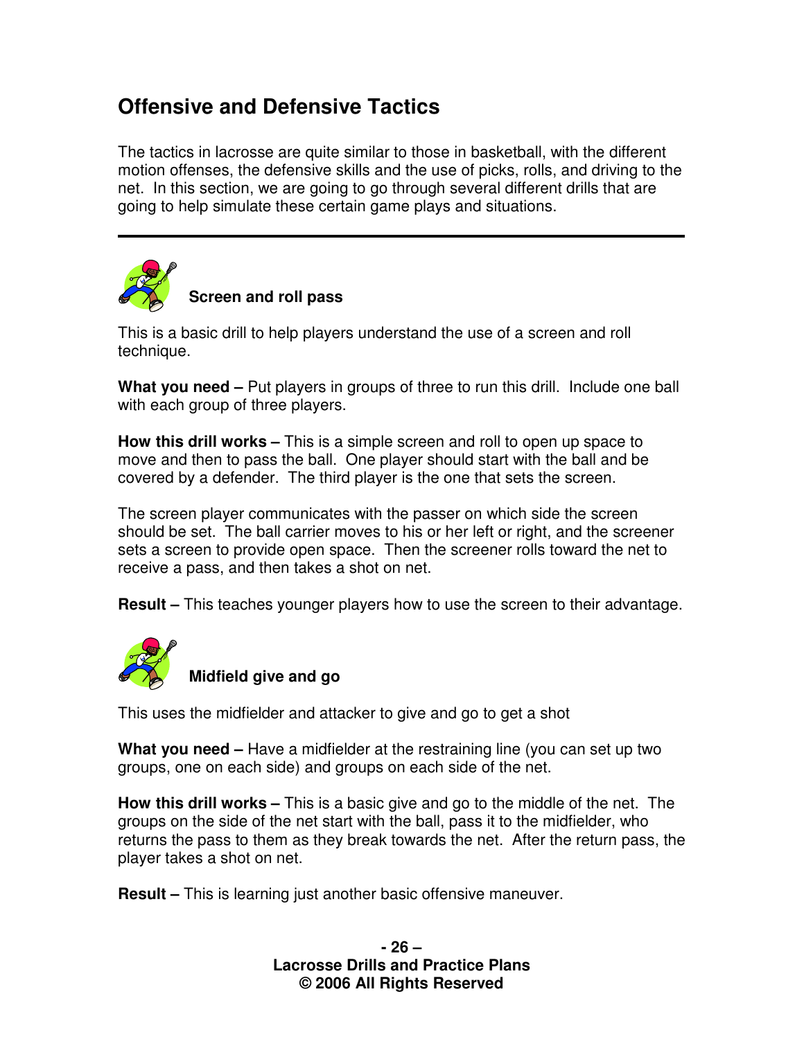## Offensive and Defensive Tactics

The tactics in lacrosse are quite similar to those in basketball, with the different motion offenses, the defensive skills and the use of picks, rolls, and driving to the net. In this section, we are going to go through several different drills that are going to help simulate these certain game plays and situations.

---

### Screen and roll pass

This is a basic drill to help players understand the use of a screen and roll technique.

**What you need –** Put players in groups of three to run this drill. Include one ball with each group of three players.

**How this drill works –** This is a simple screen and roll to open up space to move and then to pass the ball. One player should start with the ball and be covered by a defender. The third player is the one that sets the screen.

The screen player communicates with the passer on which side the screen should be set. The ball carrier moves to his or her left or right, and the screener sets a screen to provide open space. Then the screener rolls toward the net to receive a pass, and then takes a shot on net.

**Result –** This teaches younger players how to use the screen to their advantage.

### Midfield give and go

This uses the midfielder and attacker to give and go to get a shot

**What you need –** Have a midfielder at the restraining line (you can set up two groups, one on each side) and groups on each side of the net.

**How this drill works –** This is a basic give and go to the middle of the net. The groups on the side of the net start with the ball, pass it to the midfielder, who returns the pass to them as they break towards the net. After the return pass, the player takes a shot on net.

**Result –** This is learning just another basic offensive maneuver.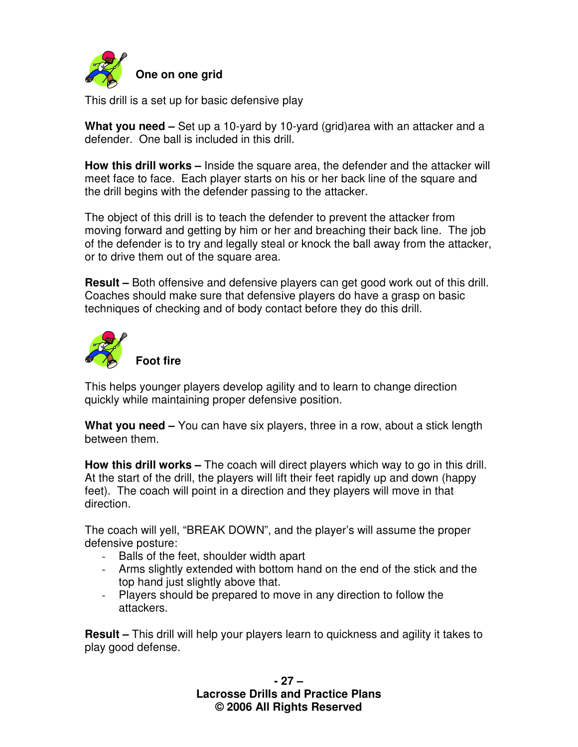## One on one grid

This drill is a set up for basic defensive play

**What you need –** Set up a 10-yard by 10-yard (grid)area with an attacker and a defender. One ball is included in this drill.

**How this drill works –** Inside the square area, the defender and the attacker will meet face to face. Each player starts on his or her back line of the square and the drill begins with the defender passing to the attacker.

The object of this drill is to teach the defender to prevent the attacker from moving forward and getting by him or her and breaching their back line. The job of the defender is to try and legally steal or knock the ball away from the attacker, or to drive them out of the square area.

**Result –** Both offensive and defensive players can get good work out of this drill. Coaches should make sure that defensive players do have a grasp on basic techniques of checking and of body contact before they do this drill.

## Foot fire

This helps younger players develop agility and to learn to change direction quickly while maintaining proper defensive position.

**What you need –** You can have six players, three in a row, about a stick length between them.

**How this drill works –** The coach will direct players which way to go in this drill. At the start of the drill, the players will lift their feet rapidly up and down (happy feet). The coach will point in a direction and they players will move in that direction.

The coach will yell, "BREAK DOWN", and the player's will assume the proper defensive posture:

- Balls of the feet, shoulder width apart
- Arms slightly extended with bottom hand on the end of the stick and the top hand just slightly above that.
- Players should be prepared to move in any direction to follow the attackers.

**Result –** This drill will help your players learn to quickness and agility it takes to play good defense.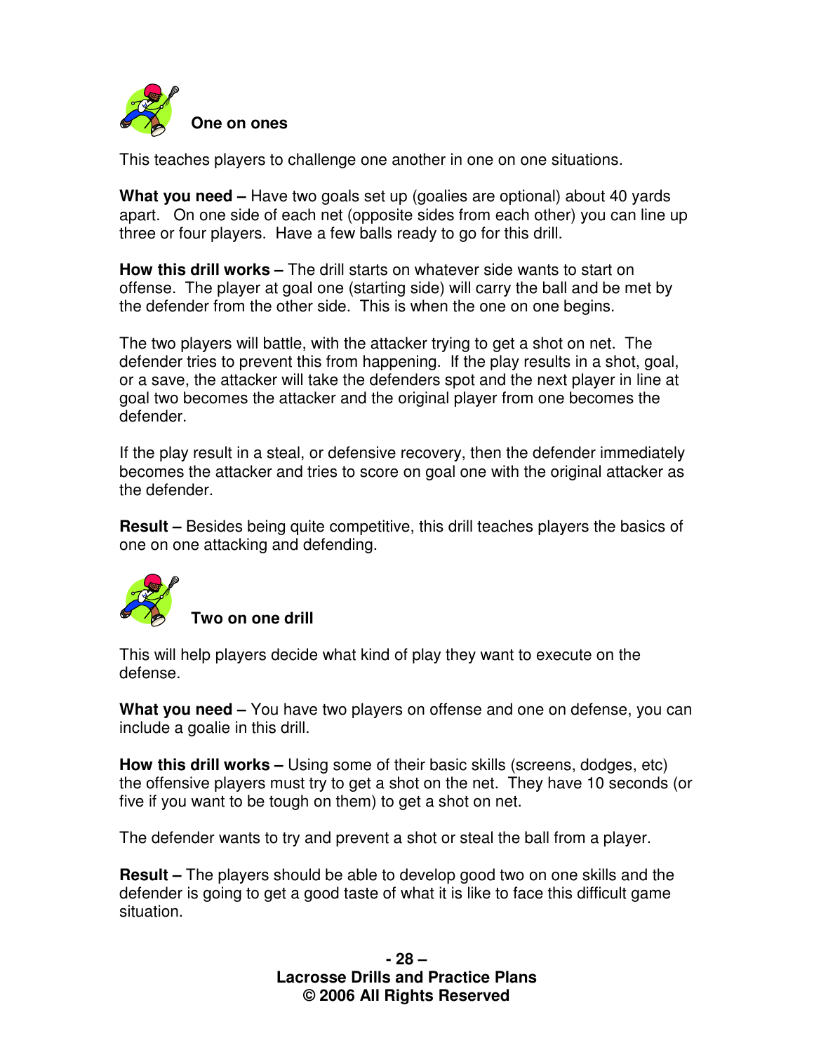## One on ones

This teaches players to challenge one another in one on one situations.

**What you need –** Have two goals set up (goalies are optional) about 40 yards apart. On one side of each net (opposite sides from each other) you can line up three or four players. Have a few balls ready to go for this drill.

**How this drill works –** The drill starts on whatever side wants to start on offense. The player at goal one (starting side) will carry the ball and be met by the defender from the other side. This is when the one on one begins.

The two players will battle, with the attacker trying to get a shot on net. The defender tries to prevent this from happening. If the play results in a shot, goal, or a save, the attacker will take the defenders spot and the next player in line at goal two becomes the attacker and the original player from one becomes the defender.

If the play result in a steal, or defensive recovery, then the defender immediately becomes the attacker and tries to score on goal one with the original attacker as the defender.

**Result –** Besides being quite competitive, this drill teaches players the basics of one on one attacking and defending.

## Two on one drill

This will help players decide what kind of play they want to execute on the defense.

**What you need –** You have two players on offense and one on defense, you can include a goalie in this drill.

**How this drill works –** Using some of their basic skills (screens, dodges, etc) the offensive players must try to get a shot on the net. They have 10 seconds (or five if you want to be tough on them) to get a shot on net.

The defender wants to try and prevent a shot or steal the ball from a player.

**Result –** The players should be able to develop good two on one skills and the defender is going to get a good taste of what it is like to face this difficult game situation.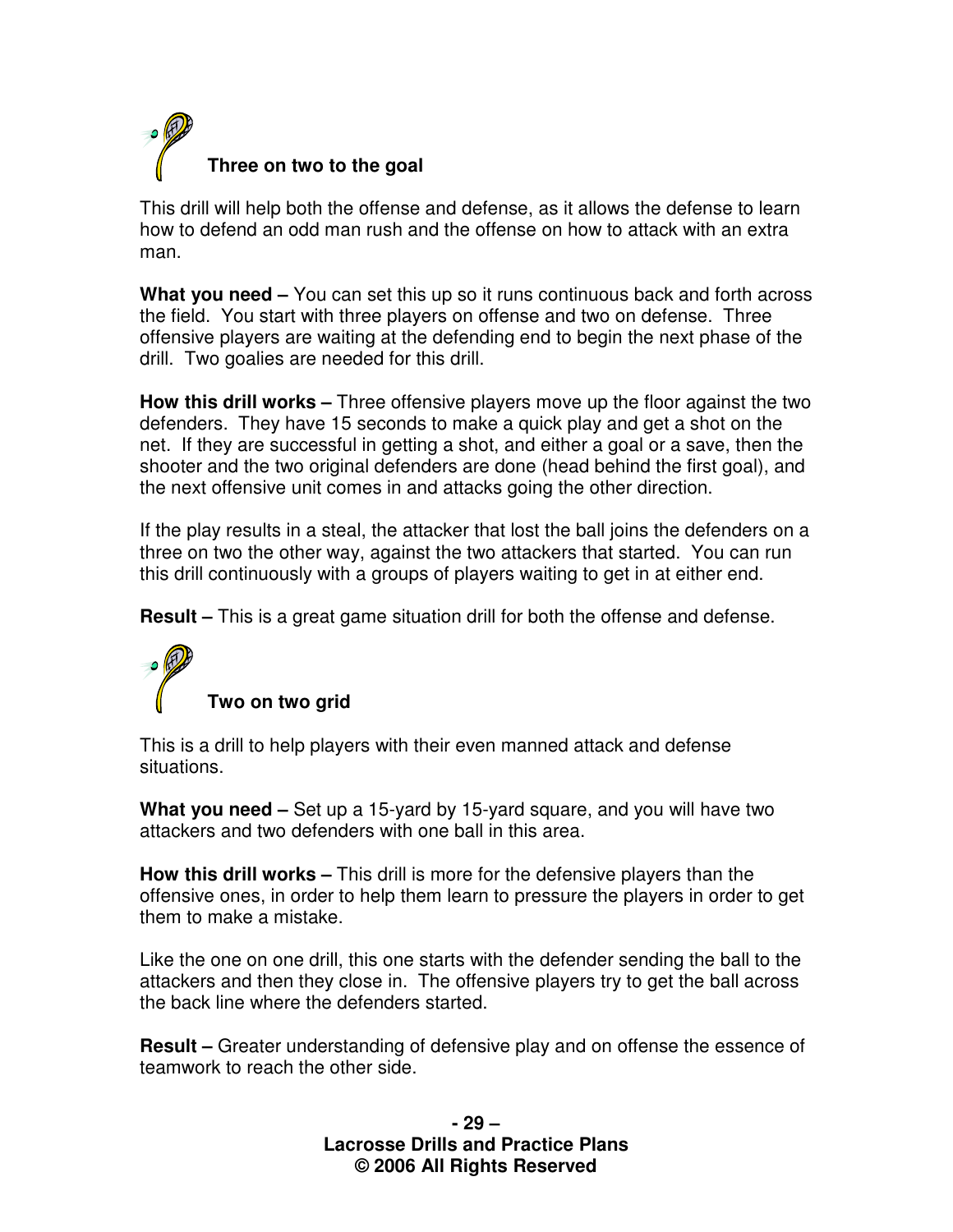### Three on two to the goal

This drill will help both the offense and defense, as it allows the defense to learn how to defend an odd man rush and the offense on how to attack with an extra man.

**What you need –** You can set this up so it runs continuous back and forth across the field. You start with three players on offense and two on defense. Three offensive players are waiting at the defending end to begin the next phase of the drill. Two goalies are needed for this drill.

**How this drill works –** Three offensive players move up the floor against the two defenders. They have 15 seconds to make a quick play and get a shot on the net. If they are successful in getting a shot, and either a goal or a save, then the shooter and the two original defenders are done (head behind the first goal), and the next offensive unit comes in and attacks going the other direction.

If the play results in a steal, the attacker that lost the ball joins the defenders on a three on two the other way, against the two attackers that started. You can run this drill continuously with a groups of players waiting to get in at either end.

**Result –** This is a great game situation drill for both the offense and defense.

### Two on two grid

This is a drill to help players with their even manned attack and defense situations.

**What you need –** Set up a 15-yard by 15-yard square, and you will have two attackers and two defenders with one ball in this area.

**How this drill works –** This drill is more for the defensive players than the offensive ones, in order to help them learn to pressure the players in order to get them to make a mistake.

Like the one on one drill, this one starts with the defender sending the ball to the attackers and then they close in. The offensive players try to get the ball across the back line where the defenders started.

**Result –** Greater understanding of defensive play and on offense the essence of teamwork to reach the other side.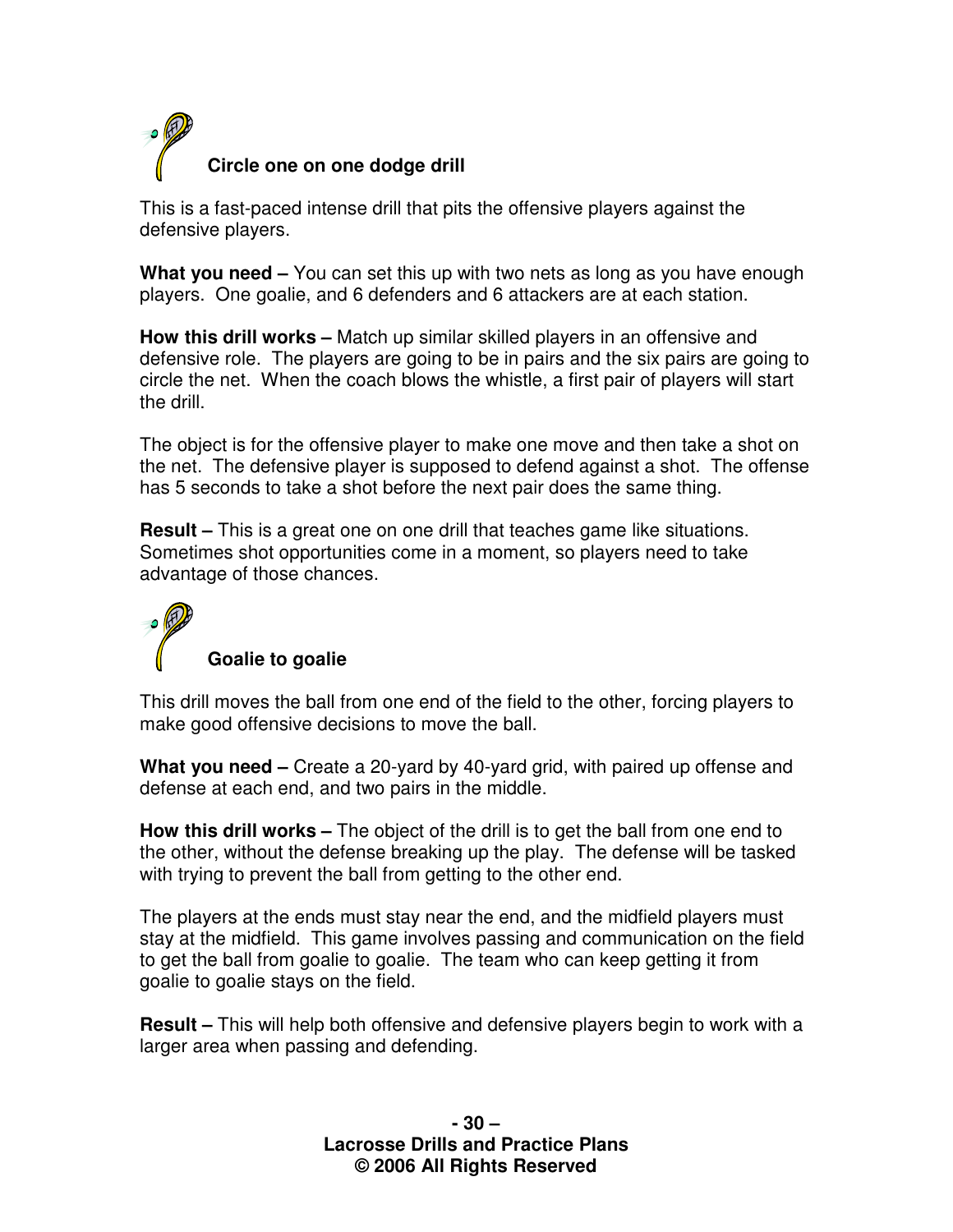### Circle one on one dodge drill

This is a fast-paced intense drill that pits the offensive players against the defensive players.

**What you need –** You can set this up with two nets as long as you have enough players. One goalie, and 6 defenders and 6 attackers are at each station.

**How this drill works –** Match up similar skilled players in an offensive and defensive role. The players are going to be in pairs and the six pairs are going to circle the net. When the coach blows the whistle, a first pair of players will start the drill.

The object is for the offensive player to make one move and then take a shot on the net. The defensive player is supposed to defend against a shot. The offense has 5 seconds to take a shot before the next pair does the same thing.

**Result –** This is a great one on one drill that teaches game like situations. Sometimes shot opportunities come in a moment, so players need to take advantage of those chances.

### Goalie to goalie

This drill moves the ball from one end of the field to the other, forcing players to make good offensive decisions to move the ball.

**What you need –** Create a 20-yard by 40-yard grid, with paired up offense and defense at each end, and two pairs in the middle.

**How this drill works –** The object of the drill is to get the ball from one end to the other, without the defense breaking up the play. The defense will be tasked with trying to prevent the ball from getting to the other end.

The players at the ends must stay near the end, and the midfield players must stay at the midfield. This game involves passing and communication on the field to get the ball from goalie to goalie. The team who can keep getting it from goalie to goalie stays on the field.

**Result –** This will help both offensive and defensive players begin to work with a larger area when passing and defending.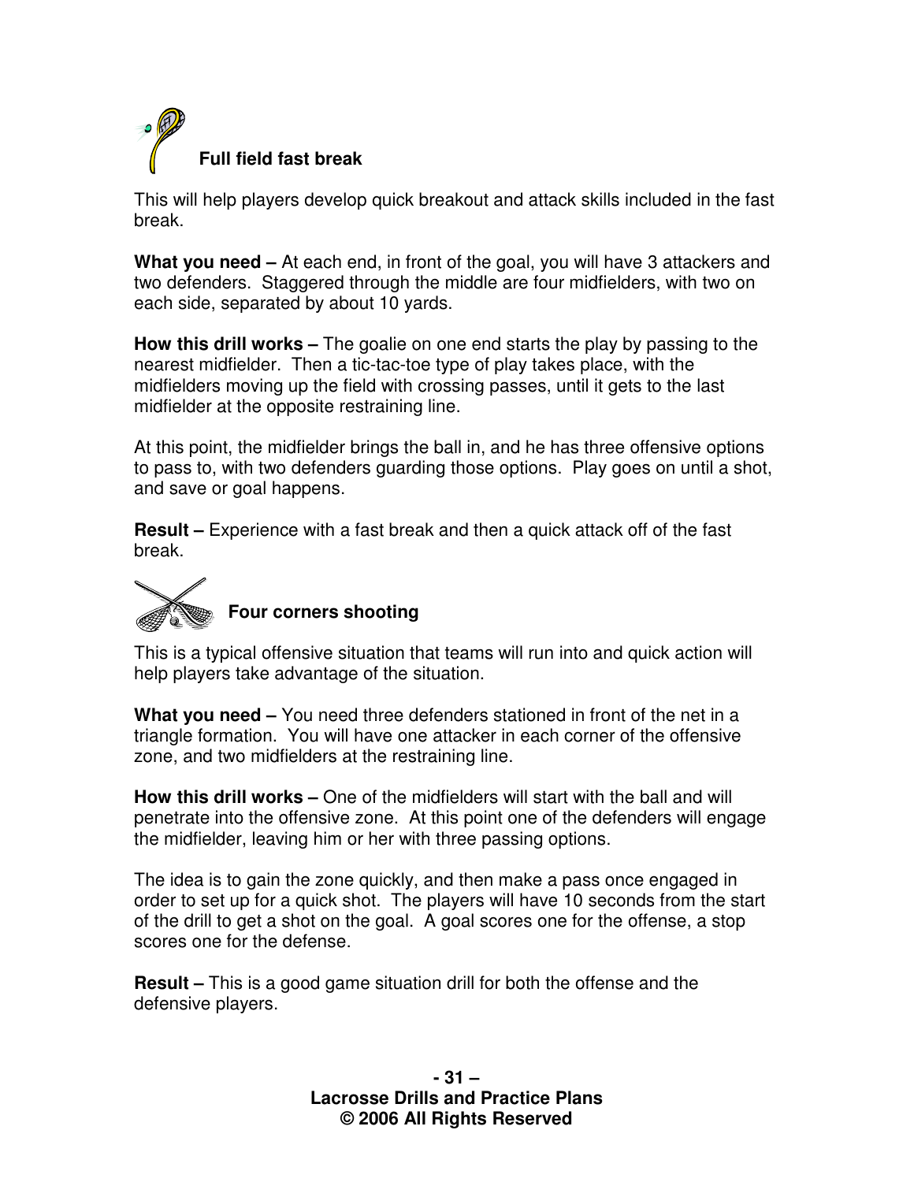## Full field fast break

This will help players develop quick breakout and attack skills included in the fast break.

**What you need –** At each end, in front of the goal, you will have 3 attackers and two defenders. Staggered through the middle are four midfielders, with two on each side, separated by about 10 yards.

**How this drill works –** The goalie on one end starts the play by passing to the nearest midfielder. Then a tic-tac-toe type of play takes place, with the midfielders moving up the field with crossing passes, until it gets to the last midfielder at the opposite restraining line.

At this point, the midfielder brings the ball in, and he has three offensive options to pass to, with two defenders guarding those options. Play goes on until a shot, and save or goal happens.

**Result –** Experience with a fast break and then a quick attack off of the fast break.

## Four corners shooting

This is a typical offensive situation that teams will run into and quick action will help players take advantage of the situation.

**What you need –** You need three defenders stationed in front of the net in a triangle formation. You will have one attacker in each corner of the offensive zone, and two midfielders at the restraining line.

**How this drill works –** One of the midfielders will start with the ball and will penetrate into the offensive zone. At this point one of the defenders will engage the midfielder, leaving him or her with three passing options.

The idea is to gain the zone quickly, and then make a pass once engaged in order to set up for a quick shot. The players will have 10 seconds from the start of the drill to get a shot on the goal. A goal scores one for the offense, a stop scores one for the defense.

**Result –** This is a good game situation drill for both the offense and the defensive players.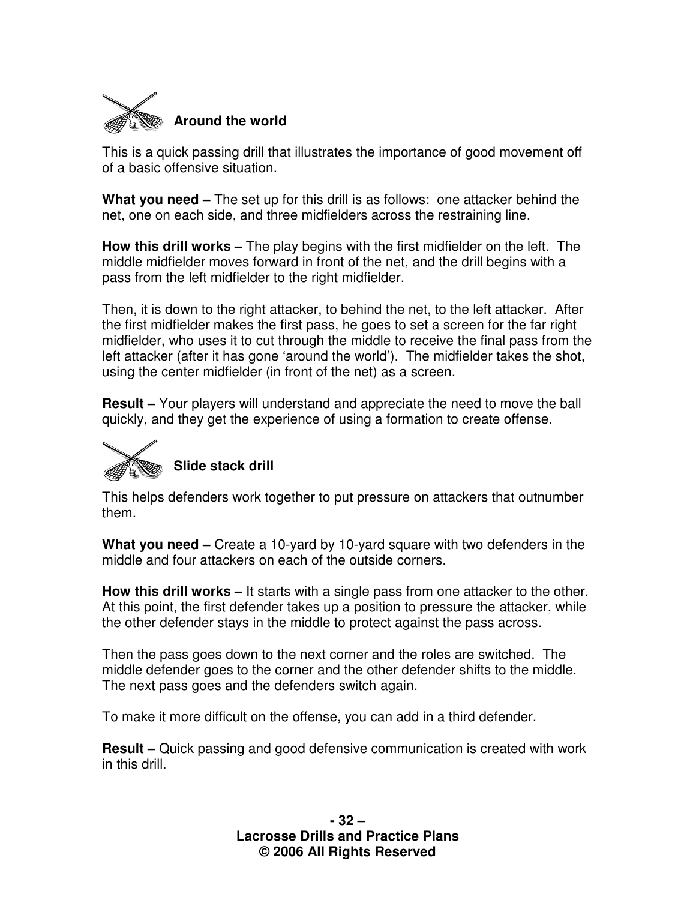### Around the world

This is a quick passing drill that illustrates the importance of good movement off of a basic offensive situation.

**What you need –** The set up for this drill is as follows: one attacker behind the net, one on each side, and three midfielders across the restraining line.

**How this drill works –** The play begins with the first midfielder on the left. The middle midfielder moves forward in front of the net, and the drill begins with a pass from the left midfielder to the right midfielder.

Then, it is down to the right attacker, to behind the net, to the left attacker. After the first midfielder makes the first pass, he goes to set a screen for the far right midfielder, who uses it to cut through the middle to receive the final pass from the left attacker (after it has gone 'around the world'). The midfielder takes the shot, using the center midfielder (in front of the net) as a screen.

**Result –** Your players will understand and appreciate the need to move the ball quickly, and they get the experience of using a formation to create offense.

### Slide stack drill

This helps defenders work together to put pressure on attackers that outnumber them.

**What you need –** Create a 10-yard by 10-yard square with two defenders in the middle and four attackers on each of the outside corners.

**How this drill works –** It starts with a single pass from one attacker to the other. At this point, the first defender takes up a position to pressure the attacker, while the other defender stays in the middle to protect against the pass across.

Then the pass goes down to the next corner and the roles are switched. The middle defender goes to the corner and the other defender shifts to the middle. The next pass goes and the defenders switch again.

To make it more difficult on the offense, you can add in a third defender.

**Result –** Quick passing and good defensive communication is created with work in this drill.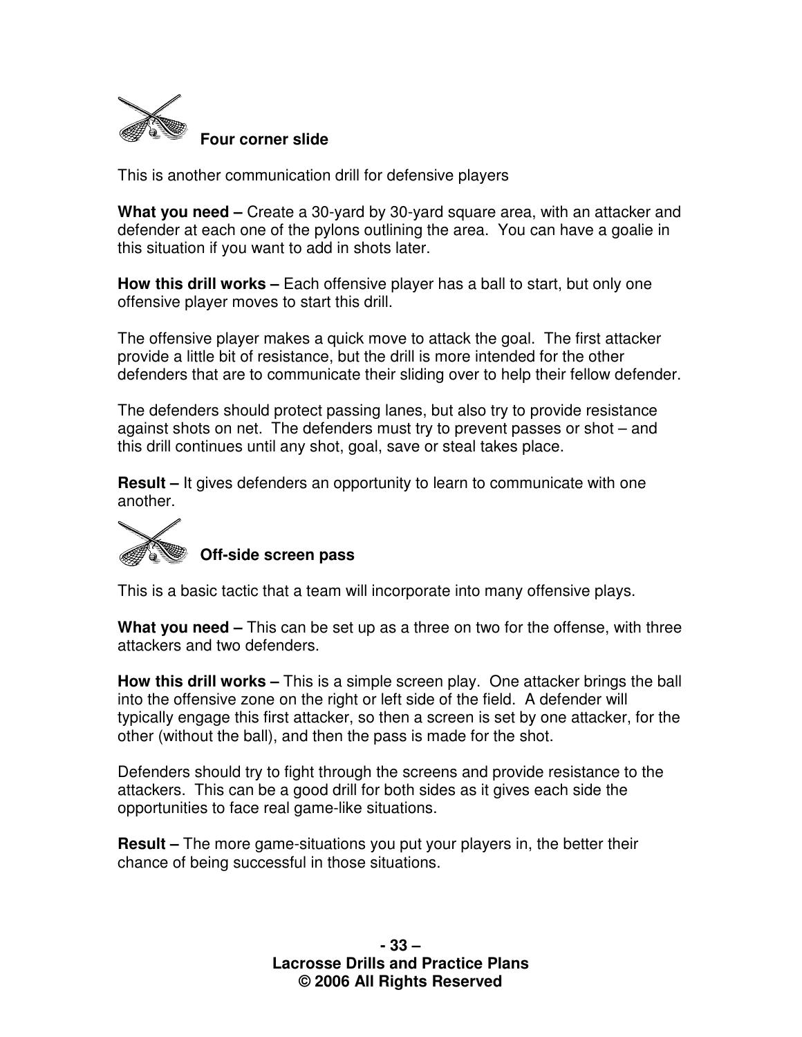## Four corner slide

This is another communication drill for defensive players

**What you need –** Create a 30-yard by 30-yard square area, with an attacker and defender at each one of the pylons outlining the area. You can have a goalie in this situation if you want to add in shots later.

**How this drill works –** Each offensive player has a ball to start, but only one offensive player moves to start this drill.

The offensive player makes a quick move to attack the goal. The first attacker provide a little bit of resistance, but the drill is more intended for the other defenders that are to communicate their sliding over to help their fellow defender.

The defenders should protect passing lanes, but also try to provide resistance against shots on net. The defenders must try to prevent passes or shot – and this drill continues until any shot, goal, save or steal takes place.

**Result –** It gives defenders an opportunity to learn to communicate with one another.

## Off-side screen pass

This is a basic tactic that a team will incorporate into many offensive plays.

**What you need –** This can be set up as a three on two for the offense, with three attackers and two defenders.

**How this drill works –** This is a simple screen play. One attacker brings the ball into the offensive zone on the right or left side of the field. A defender will typically engage this first attacker, so then a screen is set by one attacker, for the other (without the ball), and then the pass is made for the shot.

Defenders should try to fight through the screens and provide resistance to the attackers. This can be a good drill for both sides as it gives each side the opportunities to face real game-like situations.

**Result –** The more game-situations you put your players in, the better their chance of being successful in those situations.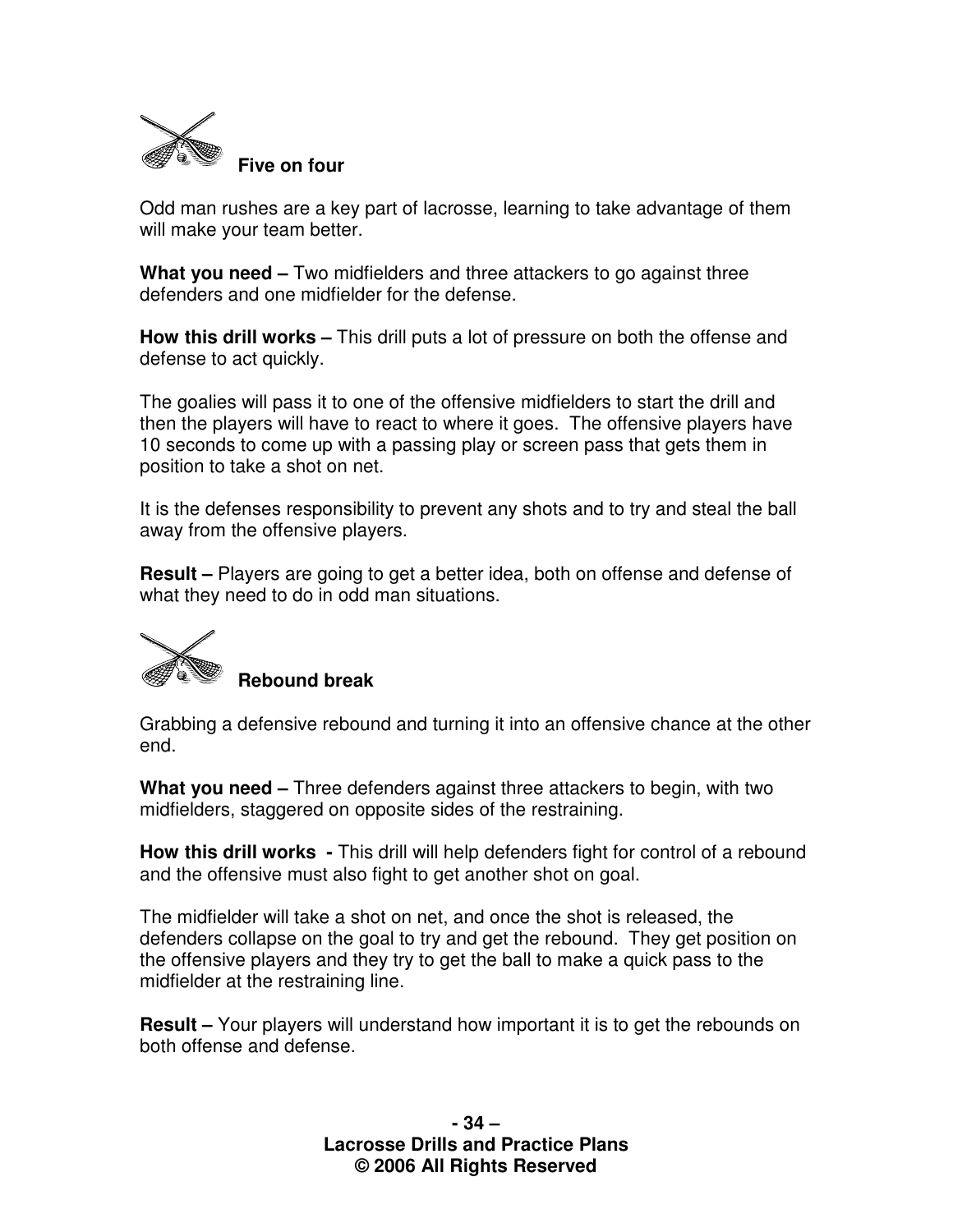### Five on four

Odd man rushes are a key part of lacrosse, learning to take advantage of them will make your team better.

**What you need –** Two midfielders and three attackers to go against three defenders and one midfielder for the defense.

**How this drill works –** This drill puts a lot of pressure on both the offense and defense to act quickly.

The goalies will pass it to one of the offensive midfielders to start the drill and then the players will have to react to where it goes. The offensive players have 10 seconds to come up with a passing play or screen pass that gets them in position to take a shot on net.

It is the defenses responsibility to prevent any shots and to try and steal the ball away from the offensive players.

**Result –** Players are going to get a better idea, both on offense and defense of what they need to do in odd man situations.

### Rebound break

Grabbing a defensive rebound and turning it into an offensive chance at the other end.

**What you need –** Three defenders against three attackers to begin, with two midfielders, staggered on opposite sides of the restraining.

**How this drill works -** This drill will help defenders fight for control of a rebound and the offensive must also fight to get another shot on goal.

The midfielder will take a shot on net, and once the shot is released, the defenders collapse on the goal to try and get the rebound. They get position on the offensive players and they try to get the ball to make a quick pass to the midfielder at the restraining line.

**Result –** Your players will understand how important it is to get the rebounds on both offense and defense.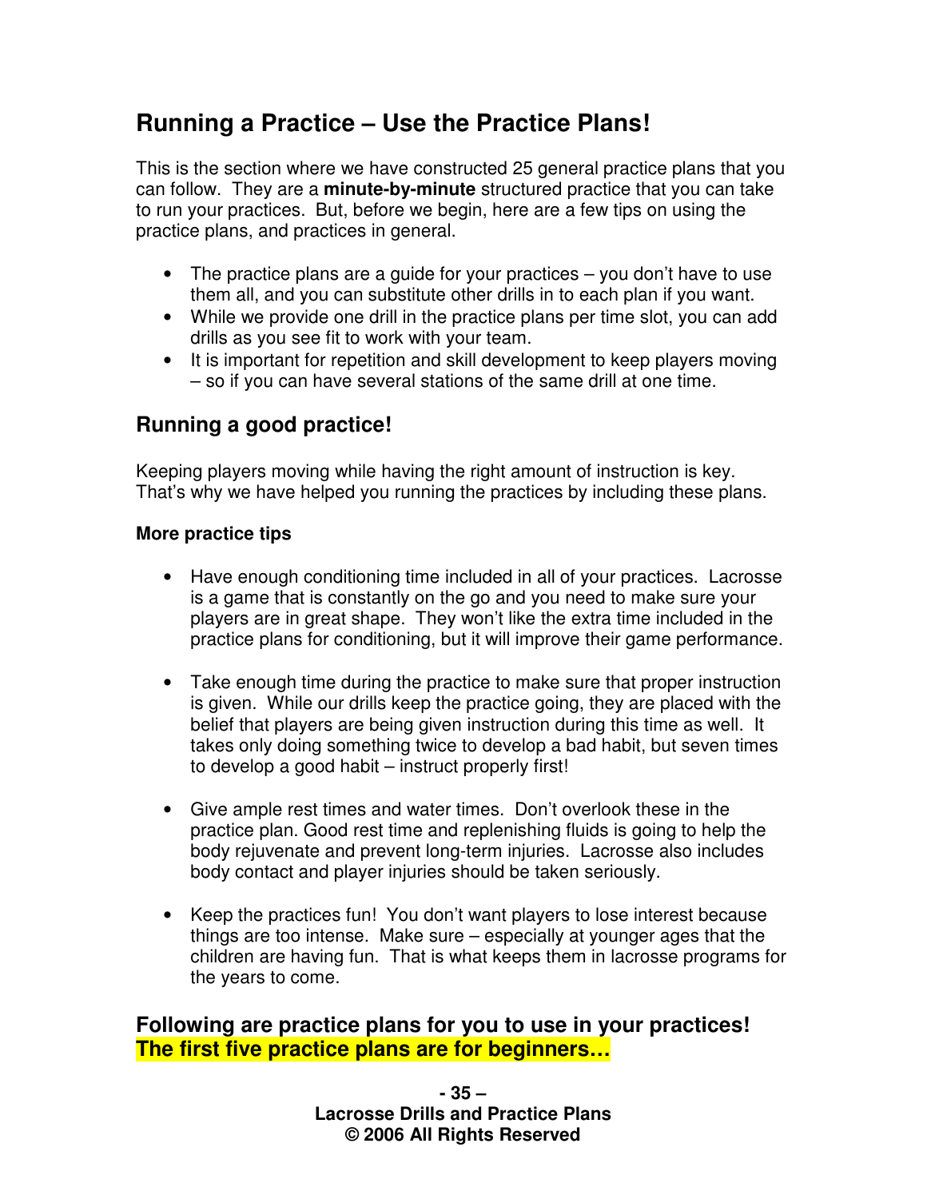## Running a Practice – Use the Practice Plans!

This is the section where we have constructed 25 general practice plans that you can follow. They are a **minute-by-minute** structured practice that you can take to run your practices. But, before we begin, here are a few tips on using the practice plans, and practices in general.

- The practice plans are a guide for your practices – you don't have to use them all, and you can substitute other drills in to each plan if you want.
- While we provide one drill in the practice plans per time slot, you can add drills as you see fit to work with your team.
- It is important for repetition and skill development to keep players moving – so if you can have several stations of the same drill at one time.

### Running a good practice!

Keeping players moving while having the right amount of instruction is key. That's why we have helped you running the practices by including these plans.

**More practice tips**

- Have enough conditioning time included in all of your practices. Lacrosse is a game that is constantly on the go and you need to make sure your players are in great shape. They won't like the extra time included in the practice plans for conditioning, but it will improve their game performance.

- Take enough time during the practice to make sure that proper instruction is given. While our drills keep the practice going, they are placed with the belief that players are being given instruction during this time as well. It takes only doing something twice to develop a bad habit, but seven times to develop a good habit – instruct properly first!

- Give ample rest times and water times. Don't overlook these in the practice plan. Good rest time and replenishing fluids is going to help the body rejuvenate and prevent long-term injuries. Lacrosse also includes body contact and player injuries should be taken seriously.

- Keep the practices fun! You don't want players to lose interest because things are too intense. Make sure – especially at younger ages that the children are having fun. That is what keeps them in lacrosse programs for the years to come.

### Following are practice plans for you to use in your practices! The first five practice plans are for beginners…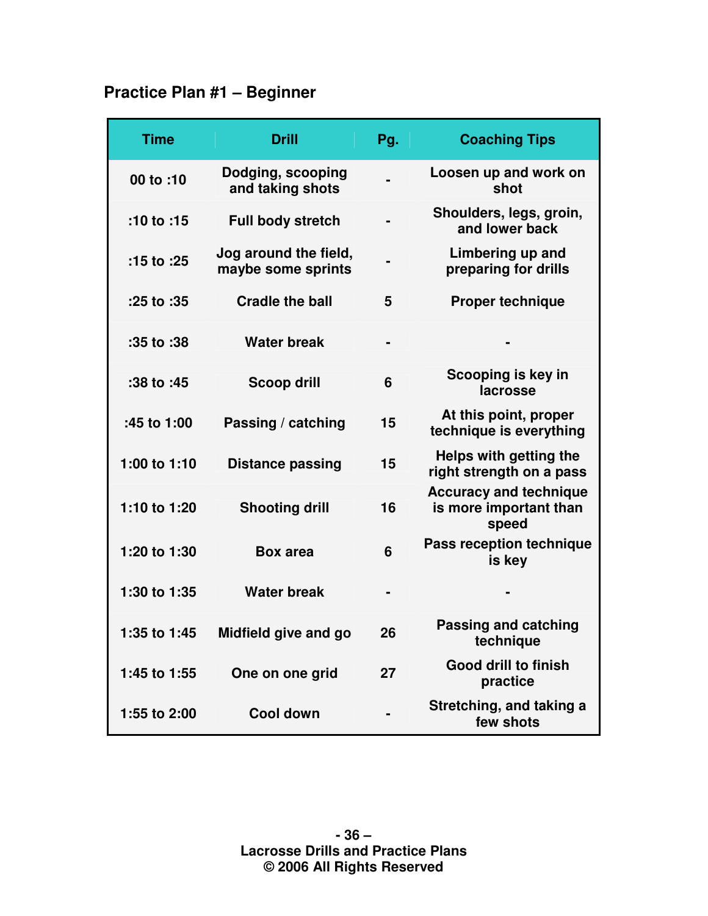## Practice Plan #1 – Beginner

| Time | Drill | Pg. | Coaching Tips |
|---|---|---|---|
| 00 to :10 | Dodging, scooping and taking shots | - | Loosen up and work on shot |
| :10 to :15 | Full body stretch | - | Shoulders, legs, groin, and lower back |
| :15 to :25 | Jog around the field, maybe some sprints | - | Limbering up and preparing for drills |
| :25 to :35 | Cradle the ball | 5 | Proper technique |
| :35 to :38 | Water break | - | - |
| :38 to :45 | Scoop drill | 6 | Scooping is key in lacrosse |
| :45 to 1:00 | Passing / catching | 15 | At this point, proper technique is everything |
| 1:00 to 1:10 | Distance passing | 15 | Helps with getting the right strength on a pass |
| 1:10 to 1:20 | Shooting drill | 16 | Accuracy and technique is more important than speed |
| 1:20 to 1:30 | Box area | 6 | Pass reception technique is key |
| 1:30 to 1:35 | Water break | - | - |
| 1:35 to 1:45 | Midfield give and go | 26 | Passing and catching technique |
| 1:45 to 1:55 | One on one grid | 27 | Good drill to finish practice |
| 1:55 to 2:00 | Cool down | - | Stretching, and taking a few shots |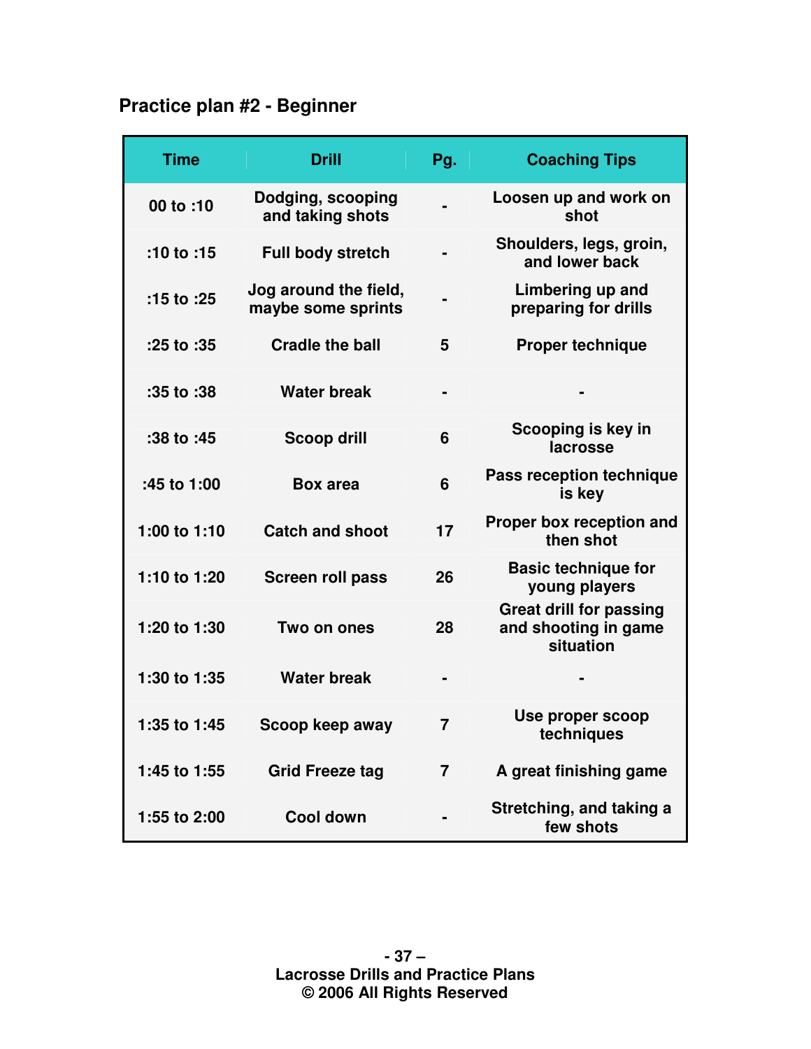## Practice plan #2 - Beginner

| Time | Drill | Pg. | Coaching Tips |
|---|---|---|---|
| 00 to :10 | Dodging, scooping and taking shots | - | Loosen up and work on shot |
| :10 to :15 | Full body stretch | - | Shoulders, legs, groin, and lower back |
| :15 to :25 | Jog around the field, maybe some sprints | - | Limbering up and preparing for drills |
| :25 to :35 | Cradle the ball | 5 | Proper technique |
| :35 to :38 | Water break | - | - |
| :38 to :45 | Scoop drill | 6 | Scooping is key in lacrosse |
| :45 to 1:00 | Box area | 6 | Pass reception technique is key |
| 1:00 to 1:10 | Catch and shoot | 17 | Proper box reception and then shot |
| 1:10 to 1:20 | Screen roll pass | 26 | Basic technique for young players |
| 1:20 to 1:30 | Two on ones | 28 | Great drill for passing and shooting in game situation |
| 1:30 to 1:35 | Water break | - | - |
| 1:35 to 1:45 | Scoop keep away | 7 | Use proper scoop techniques |
| 1:45 to 1:55 | Grid Freeze tag | 7 | A great finishing game |
| 1:55 to 2:00 | Cool down | - | Stretching, and taking a few shots |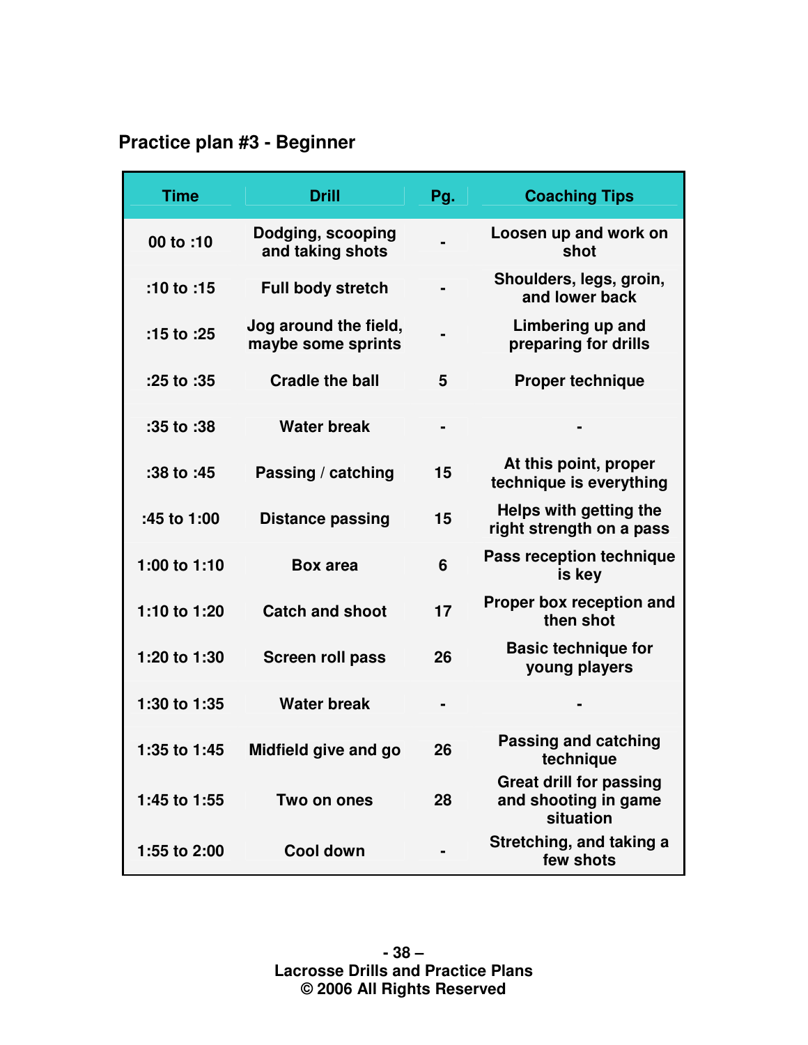## Practice plan #3 - Beginner

| Time | Drill | Pg. | Coaching Tips |
|---|---|---|---|
| 00 to :10 | Dodging, scooping and taking shots | - | Loosen up and work on shot |
| :10 to :15 | Full body stretch | - | Shoulders, legs, groin, and lower back |
| :15 to :25 | Jog around the field, maybe some sprints | - | Limbering up and preparing for drills |
| :25 to :35 | Cradle the ball | 5 | Proper technique |
| :35 to :38 | Water break | - | - |
| :38 to :45 | Passing / catching | 15 | At this point, proper technique is everything |
| :45 to 1:00 | Distance passing | 15 | Helps with getting the right strength on a pass |
| 1:00 to 1:10 | Box area | 6 | Pass reception technique is key |
| 1:10 to 1:20 | Catch and shoot | 17 | Proper box reception and then shot |
| 1:20 to 1:30 | Screen roll pass | 26 | Basic technique for young players |
| 1:30 to 1:35 | Water break | - | - |
| 1:35 to 1:45 | Midfield give and go | 26 | Passing and catching technique |
| 1:45 to 1:55 | Two on ones | 28 | Great drill for passing and shooting in game situation |
| 1:55 to 2:00 | Cool down | - | Stretching, and taking a few shots |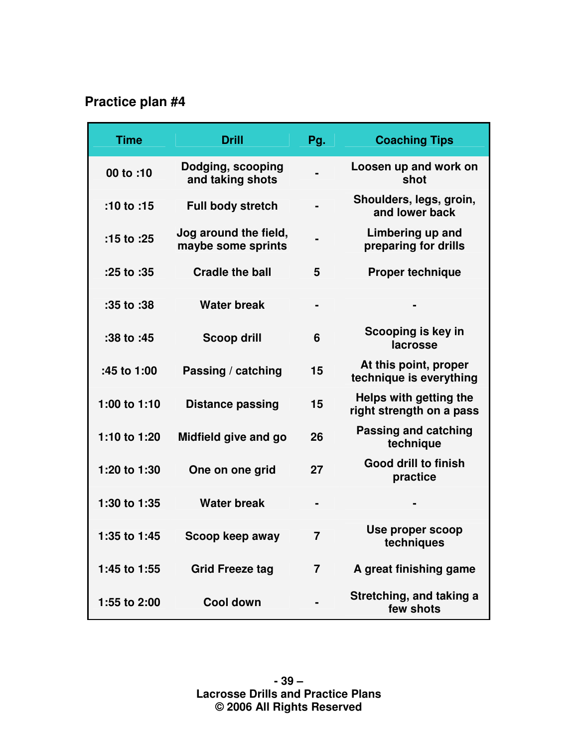## Practice plan #4

| Time | Drill | Pg. | Coaching Tips |
|---|---|---|---|
| 00 to :10 | Dodging, scooping and taking shots | - | Loosen up and work on shot |
| :10 to :15 | Full body stretch | - | Shoulders, legs, groin, and lower back |
| :15 to :25 | Jog around the field, maybe some sprints | - | Limbering up and preparing for drills |
| :25 to :35 | Cradle the ball | 5 | Proper technique |
| :35 to :38 | Water break | - | - |
| :38 to :45 | Scoop drill | 6 | Scooping is key in lacrosse |
| :45 to 1:00 | Passing / catching | 15 | At this point, proper technique is everything |
| 1:00 to 1:10 | Distance passing | 15 | Helps with getting the right strength on a pass |
| 1:10 to 1:20 | Midfield give and go | 26 | Passing and catching technique |
| 1:20 to 1:30 | One on one grid | 27 | Good drill to finish practice |
| 1:30 to 1:35 | Water break | - | - |
| 1:35 to 1:45 | Scoop keep away | 7 | Use proper scoop techniques |
| 1:45 to 1:55 | Grid Freeze tag | 7 | A great finishing game |
| 1:55 to 2:00 | Cool down | - | Stretching, and taking a few shots |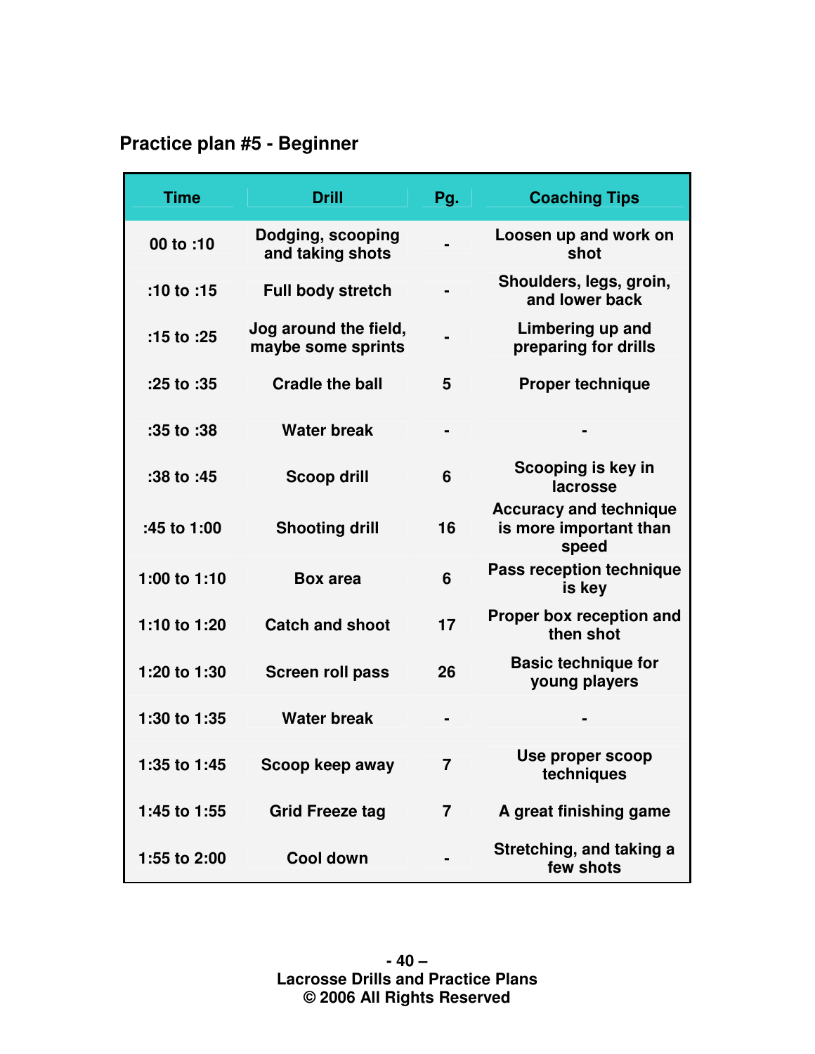## Practice plan #5 - Beginner

| Time | Drill | Pg. | Coaching Tips |
|---|---|---|---|
| 00 to :10 | Dodging, scooping and taking shots | - | Loosen up and work on shot |
| :10 to :15 | Full body stretch | - | Shoulders, legs, groin, and lower back |
| :15 to :25 | Jog around the field, maybe some sprints | - | Limbering up and preparing for drills |
| :25 to :35 | Cradle the ball | 5 | Proper technique |
| :35 to :38 | Water break | - | - |
| :38 to :45 | Scoop drill | 6 | Scooping is key in lacrosse |
| :45 to 1:00 | Shooting drill | 16 | Accuracy and technique is more important than speed |
| 1:00 to 1:10 | Box area | 6 | Pass reception technique is key |
| 1:10 to 1:20 | Catch and shoot | 17 | Proper box reception and then shot |
| 1:20 to 1:30 | Screen roll pass | 26 | Basic technique for young players |
| 1:30 to 1:35 | Water break | - | - |
| 1:35 to 1:45 | Scoop keep away | 7 | Use proper scoop techniques |
| 1:45 to 1:55 | Grid Freeze tag | 7 | A great finishing game |
| 1:55 to 2:00 | Cool down | - | Stretching, and taking a few shots |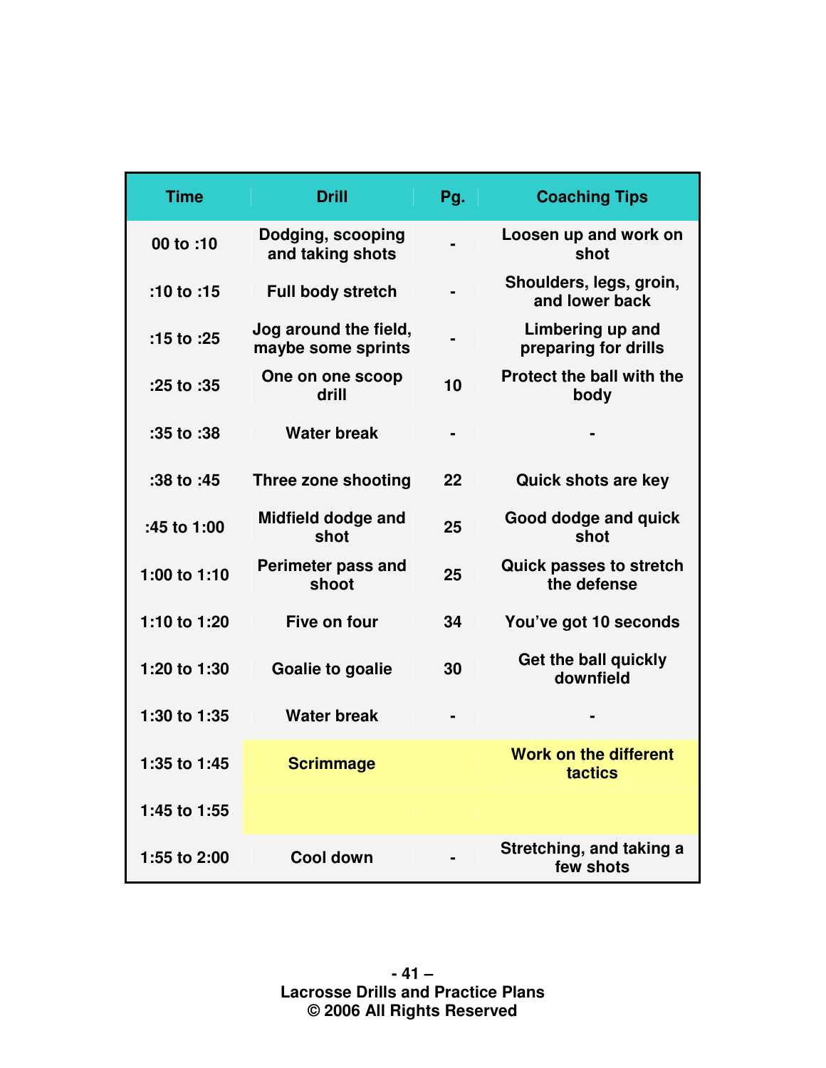| Time | Drill | Pg. | Coaching Tips |
|---|---|---|---|
| 00 to :10 | Dodging, scooping and taking shots | - | Loosen up and work on shot |
| :10 to :15 | Full body stretch | - | Shoulders, legs, groin, and lower back |
| :15 to :25 | Jog around the field, maybe some sprints | - | Limbering up and preparing for drills |
| :25 to :35 | One on one scoop drill | 10 | Protect the ball with the body |
| :35 to :38 | Water break | - | - |
| :38 to :45 | Three zone shooting | 22 | Quick shots are key |
| :45 to 1:00 | Midfield dodge and shot | 25 | Good dodge and quick shot |
| 1:00 to 1:10 | Perimeter pass and shoot | 25 | Quick passes to stretch the defense |
| 1:10 to 1:20 | Five on four | 34 | You've got 10 seconds |
| 1:20 to 1:30 | Goalie to goalie | 30 | Get the ball quickly downfield |
| 1:30 to 1:35 | Water break | - | - |
| 1:35 to 1:45 | Scrimmage | | Work on the different tactics |
| 1:45 to 1:55 | | | |
| 1:55 to 2:00 | Cool down | - | Stretching, and taking a few shots |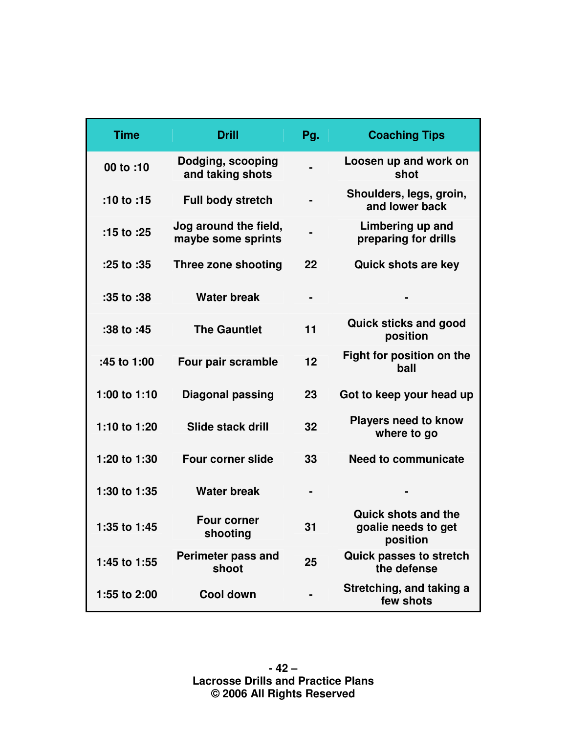| Time | Drill | Pg. | Coaching Tips |
|---|---|---|---|
| 00 to :10 | Dodging, scooping and taking shots | - | Loosen up and work on shot |
| :10 to :15 | Full body stretch | - | Shoulders, legs, groin, and lower back |
| :15 to :25 | Jog around the field, maybe some sprints | - | Limbering up and preparing for drills |
| :25 to :35 | Three zone shooting | 22 | Quick shots are key |
| :35 to :38 | Water break | - | - |
| :38 to :45 | The Gauntlet | 11 | Quick sticks and good position |
| :45 to 1:00 | Four pair scramble | 12 | Fight for position on the ball |
| 1:00 to 1:10 | Diagonal passing | 23 | Got to keep your head up |
| 1:10 to 1:20 | Slide stack drill | 32 | Players need to know where to go |
| 1:20 to 1:30 | Four corner slide | 33 | Need to communicate |
| 1:30 to 1:35 | Water break | - | - |
| 1:35 to 1:45 | Four corner shooting | 31 | Quick shots and the goalie needs to get position |
| 1:45 to 1:55 | Perimeter pass and shoot | 25 | Quick passes to stretch the defense |
| 1:55 to 2:00 | Cool down | - | Stretching, and taking a few shots |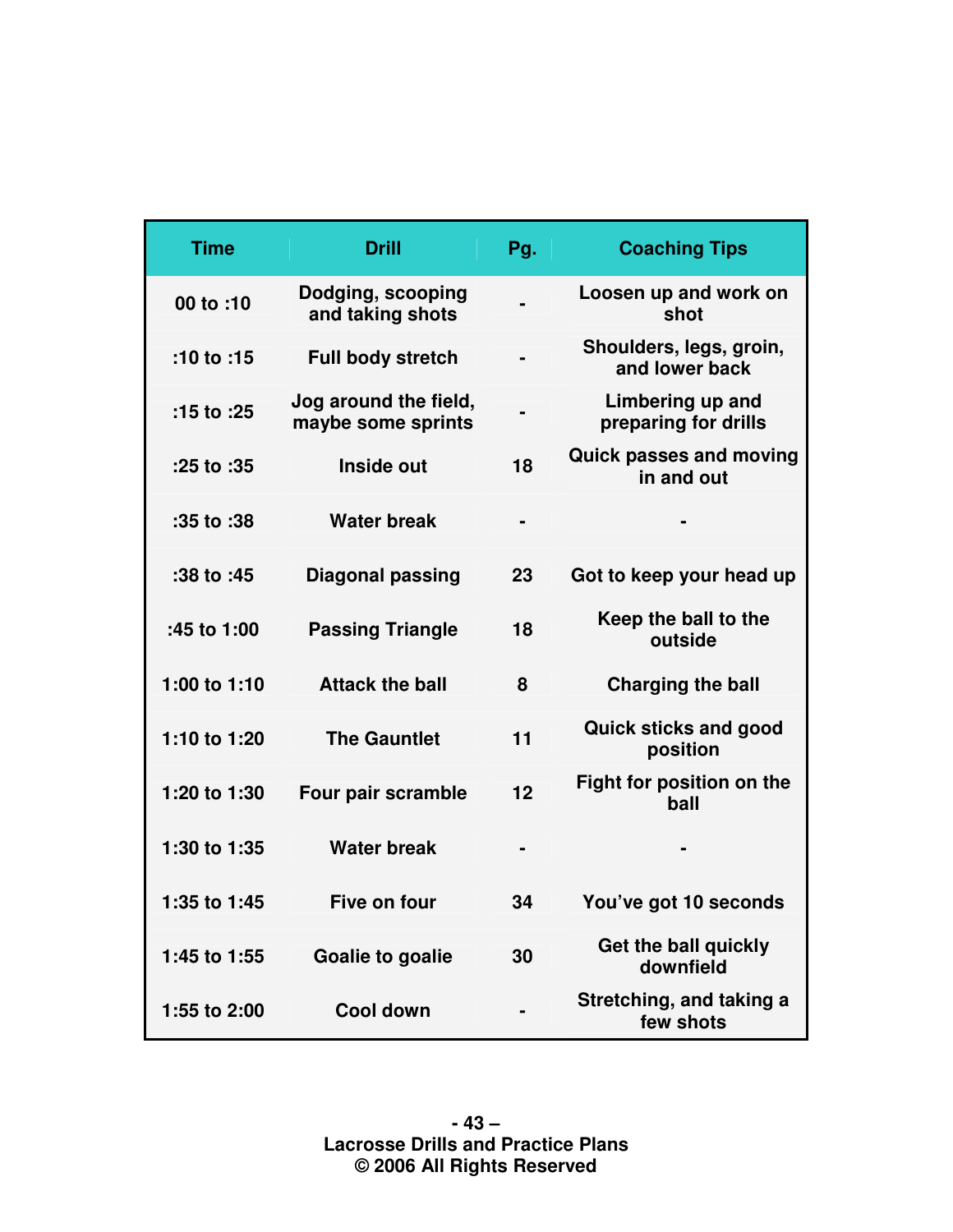| Time | Drill | Pg. | Coaching Tips |
|---|---|---|---|
| 00 to :10 | Dodging, scooping and taking shots | - | Loosen up and work on shot |
| :10 to :15 | Full body stretch | - | Shoulders, legs, groin, and lower back |
| :15 to :25 | Jog around the field, maybe some sprints | - | Limbering up and preparing for drills |
| :25 to :35 | Inside out | 18 | Quick passes and moving in and out |
| :35 to :38 | Water break | - | - |
| :38 to :45 | Diagonal passing | 23 | Got to keep your head up |
| :45 to 1:00 | Passing Triangle | 18 | Keep the ball to the outside |
| 1:00 to 1:10 | Attack the ball | 8 | Charging the ball |
| 1:10 to 1:20 | The Gauntlet | 11 | Quick sticks and good position |
| 1:20 to 1:30 | Four pair scramble | 12 | Fight for position on the ball |
| 1:30 to 1:35 | Water break | - | - |
| 1:35 to 1:45 | Five on four | 34 | You've got 10 seconds |
| 1:45 to 1:55 | Goalie to goalie | 30 | Get the ball quickly downfield |
| 1:55 to 2:00 | Cool down | - | Stretching, and taking a few shots |

Lacrosse Drills and Practice Plans
© 2006 All Rights Reserved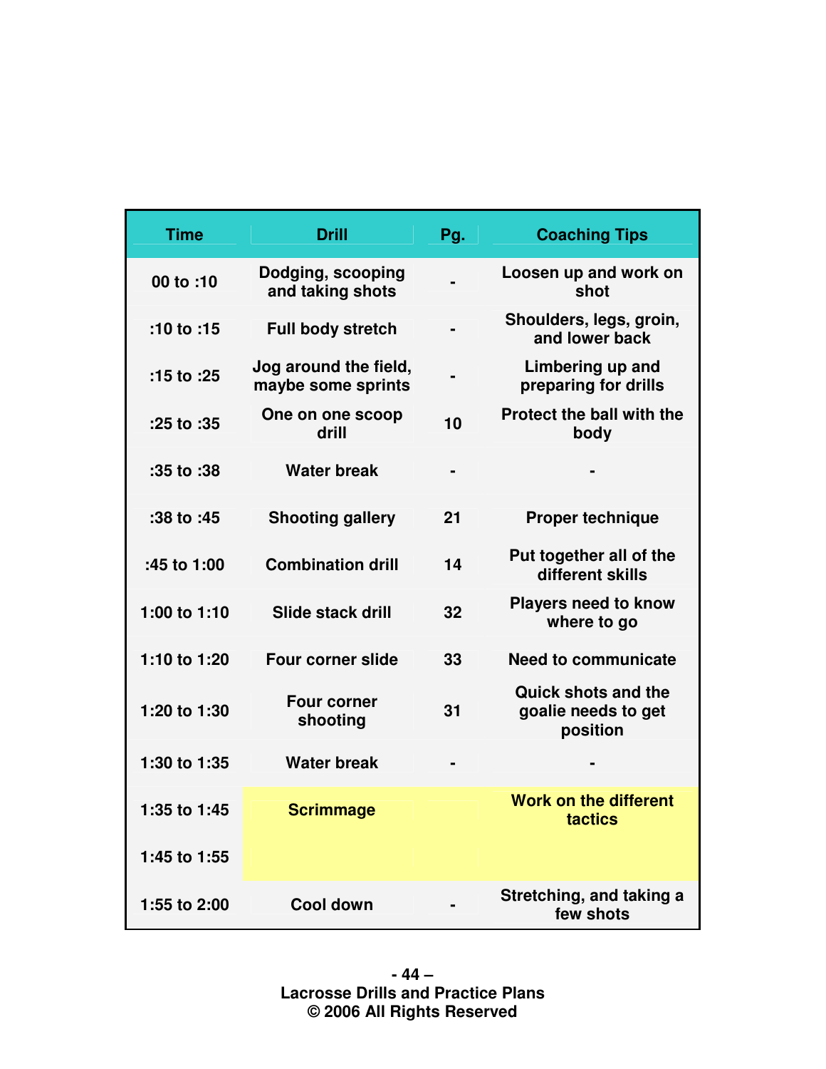| Time | Drill | Pg. | Coaching Tips |
|---|---|---|---|
| 00 to :10 | Dodging, scooping and taking shots | - | Loosen up and work on shot |
| :10 to :15 | Full body stretch | - | Shoulders, legs, groin, and lower back |
| :15 to :25 | Jog around the field, maybe some sprints | - | Limbering up and preparing for drills |
| :25 to :35 | One on one scoop drill | 10 | Protect the ball with the body |
| :35 to :38 | Water break | - | - |
| :38 to :45 | Shooting gallery | 21 | Proper technique |
| :45 to 1:00 | Combination drill | 14 | Put together all of the different skills |
| 1:00 to 1:10 | Slide stack drill | 32 | Players need to know where to go |
| 1:10 to 1:20 | Four corner slide | 33 | Need to communicate |
| 1:20 to 1:30 | Four corner shooting | 31 | Quick shots and the goalie needs to get position |
| 1:30 to 1:35 | Water break | - | - |
| 1:35 to 1:45 | Scrimmage | | Work on the different tactics |
| 1:45 to 1:55 | | | |
| 1:55 to 2:00 | Cool down | - | Stretching, and taking a few shots |

Lacrosse Drills and Practice Plans
© 2006 All Rights Reserved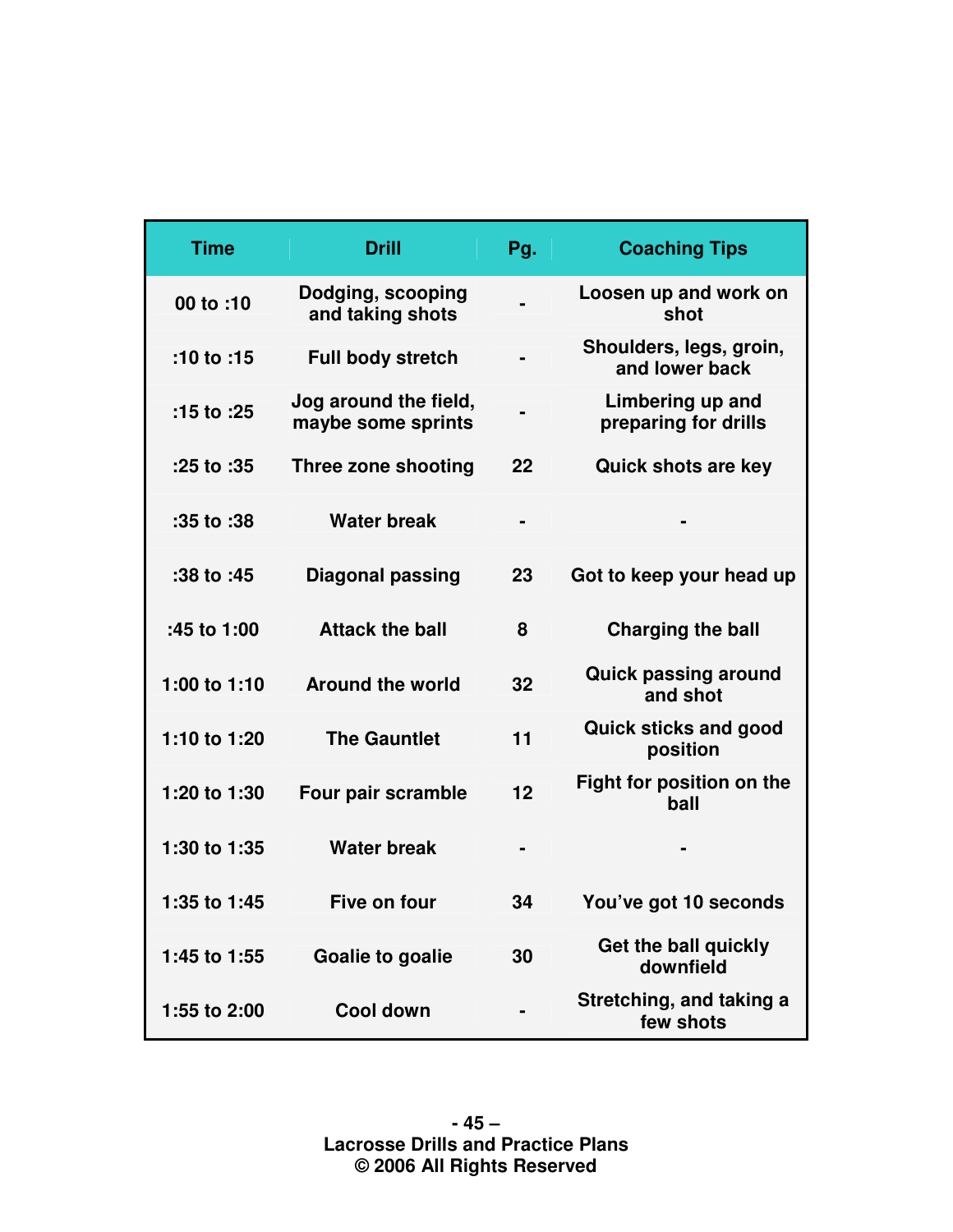| Time | Drill | Pg. | Coaching Tips |
|---|---|---|---|
| 00 to :10 | Dodging, scooping and taking shots | - | Loosen up and work on shot |
| :10 to :15 | Full body stretch | - | Shoulders, legs, groin, and lower back |
| :15 to :25 | Jog around the field, maybe some sprints | - | Limbering up and preparing for drills |
| :25 to :35 | Three zone shooting | 22 | Quick shots are key |
| :35 to :38 | Water break | - | - |
| :38 to :45 | Diagonal passing | 23 | Got to keep your head up |
| :45 to 1:00 | Attack the ball | 8 | Charging the ball |
| 1:00 to 1:10 | Around the world | 32 | Quick passing around and shot |
| 1:10 to 1:20 | The Gauntlet | 11 | Quick sticks and good position |
| 1:20 to 1:30 | Four pair scramble | 12 | Fight for position on the ball |
| 1:30 to 1:35 | Water break | - | - |
| 1:35 to 1:45 | Five on four | 34 | You've got 10 seconds |
| 1:45 to 1:55 | Goalie to goalie | 30 | Get the ball quickly downfield |
| 1:55 to 2:00 | Cool down | - | Stretching, and taking a few shots |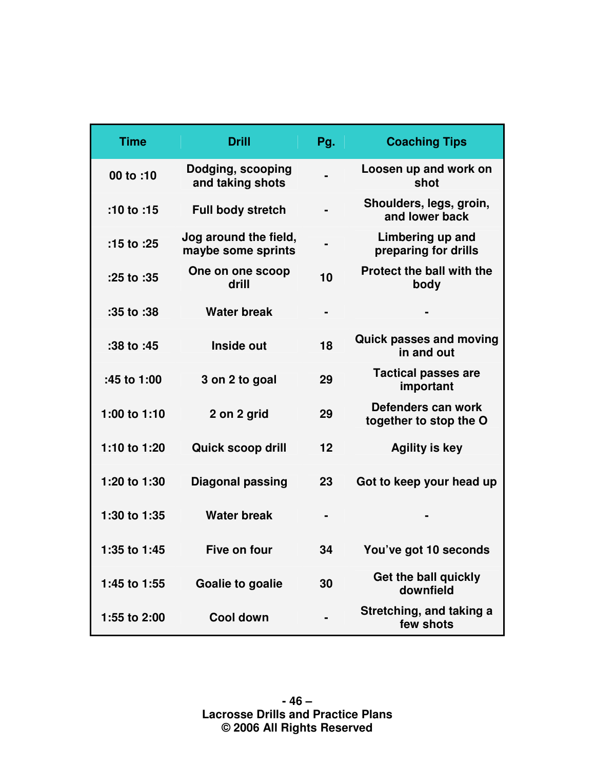| Time | Drill | Pg. | Coaching Tips |
| --- | --- | --- | --- |
| 00 to :10 | Dodging, scooping and taking shots | - | Loosen up and work on shot |
| :10 to :15 | Full body stretch | - | Shoulders, legs, groin, and lower back |
| :15 to :25 | Jog around the field, maybe some sprints | - | Limbering up and preparing for drills |
| :25 to :35 | One on one scoop drill | 10 | Protect the ball with the body |
| :35 to :38 | Water break | - | - |
| :38 to :45 | Inside out | 18 | Quick passes and moving in and out |
| :45 to 1:00 | 3 on 2 to goal | 29 | Tactical passes are important |
| 1:00 to 1:10 | 2 on 2 grid | 29 | Defenders can work together to stop the O |
| 1:10 to 1:20 | Quick scoop drill | 12 | Agility is key |
| 1:20 to 1:30 | Diagonal passing | 23 | Got to keep your head up |
| 1:30 to 1:35 | Water break | - | - |
| 1:35 to 1:45 | Five on four | 34 | You've got 10 seconds |
| 1:45 to 1:55 | Goalie to goalie | 30 | Get the ball quickly downfield |
| 1:55 to 2:00 | Cool down | - | Stretching, and taking a few shots |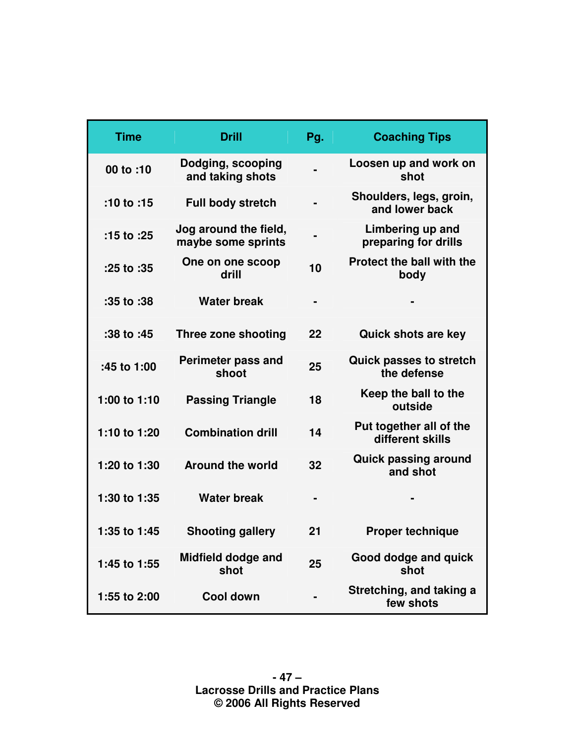| Time | Drill | Pg. | Coaching Tips |
|---|---|---|---|
| 00 to :10 | Dodging, scooping and taking shots | - | Loosen up and work on shot |
| :10 to :15 | Full body stretch | - | Shoulders, legs, groin, and lower back |
| :15 to :25 | Jog around the field, maybe some sprints | - | Limbering up and preparing for drills |
| :25 to :35 | One on one scoop drill | 10 | Protect the ball with the body |
| :35 to :38 | Water break | - | - |
| :38 to :45 | Three zone shooting | 22 | Quick shots are key |
| :45 to 1:00 | Perimeter pass and shoot | 25 | Quick passes to stretch the defense |
| 1:00 to 1:10 | Passing Triangle | 18 | Keep the ball to the outside |
| 1:10 to 1:20 | Combination drill | 14 | Put together all of the different skills |
| 1:20 to 1:30 | Around the world | 32 | Quick passing around and shot |
| 1:30 to 1:35 | Water break | - | - |
| 1:35 to 1:45 | Shooting gallery | 21 | Proper technique |
| 1:45 to 1:55 | Midfield dodge and shot | 25 | Good dodge and quick shot |
| 1:55 to 2:00 | Cool down | - | Stretching, and taking a few shots |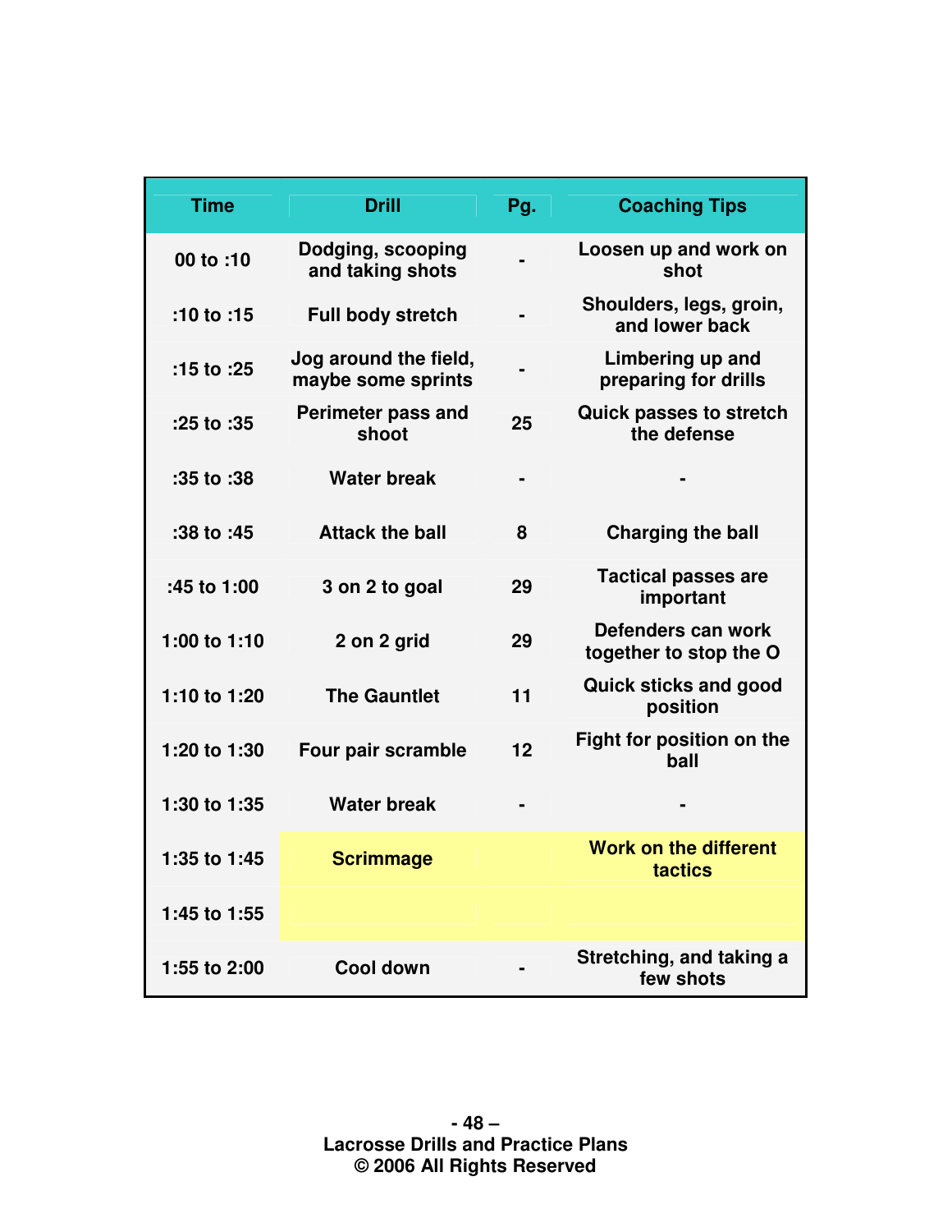| Time | Drill | Pg. | Coaching Tips |
|---|---|---|---|
| 00 to :10 | Dodging, scooping and taking shots | - | Loosen up and work on shot |
| :10 to :15 | Full body stretch | - | Shoulders, legs, groin, and lower back |
| :15 to :25 | Jog around the field, maybe some sprints | - | Limbering up and preparing for drills |
| :25 to :35 | Perimeter pass and shoot | 25 | Quick passes to stretch the defense |
| :35 to :38 | Water break | - | - |
| :38 to :45 | Attack the ball | 8 | Charging the ball |
| :45 to 1:00 | 3 on 2 to goal | 29 | Tactical passes are important |
| 1:00 to 1:10 | 2 on 2 grid | 29 | Defenders can work together to stop the O |
| 1:10 to 1:20 | The Gauntlet | 11 | Quick sticks and good position |
| 1:20 to 1:30 | Four pair scramble | 12 | Fight for position on the ball |
| 1:30 to 1:35 | Water break | - | - |
| 1:35 to 1:45 | Scrimmage | | Work on the different tactics |
| 1:45 to 1:55 | | | |
| 1:55 to 2:00 | Cool down | - | Stretching, and taking a few shots |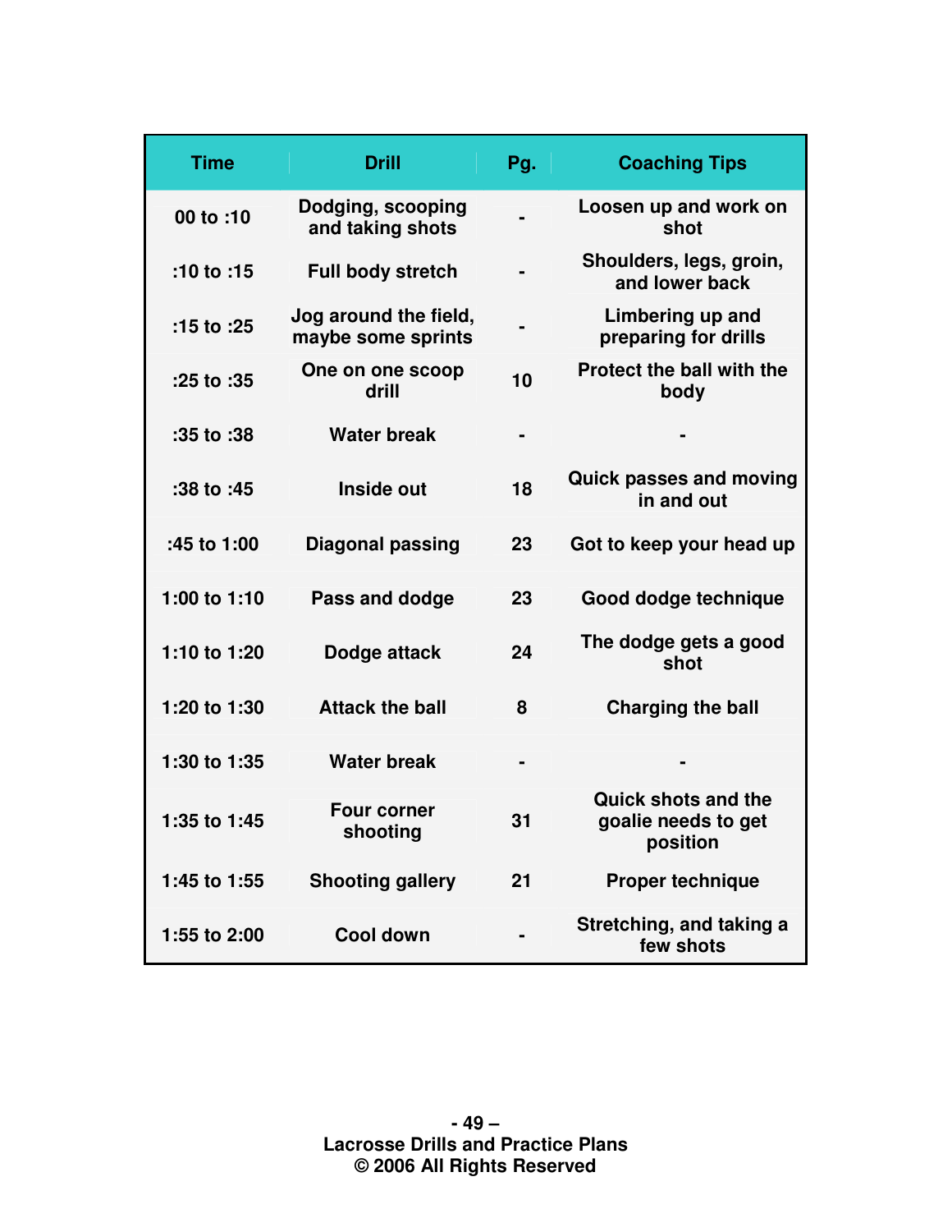| Time | Drill | Pg. | Coaching Tips |
|---|---|---|---|
| 00 to :10 | Dodging, scooping and taking shots | - | Loosen up and work on shot |
| :10 to :15 | Full body stretch | - | Shoulders, legs, groin, and lower back |
| :15 to :25 | Jog around the field, maybe some sprints | - | Limbering up and preparing for drills |
| :25 to :35 | One on one scoop drill | 10 | Protect the ball with the body |
| :35 to :38 | Water break | - | - |
| :38 to :45 | Inside out | 18 | Quick passes and moving in and out |
| :45 to 1:00 | Diagonal passing | 23 | Got to keep your head up |
| 1:00 to 1:10 | Pass and dodge | 23 | Good dodge technique |
| 1:10 to 1:20 | Dodge attack | 24 | The dodge gets a good shot |
| 1:20 to 1:30 | Attack the ball | 8 | Charging the ball |
| 1:30 to 1:35 | Water break | - | - |
| 1:35 to 1:45 | Four corner shooting | 31 | Quick shots and the goalie needs to get position |
| 1:45 to 1:55 | Shooting gallery | 21 | Proper technique |
| 1:55 to 2:00 | Cool down | - | Stretching, and taking a few shots |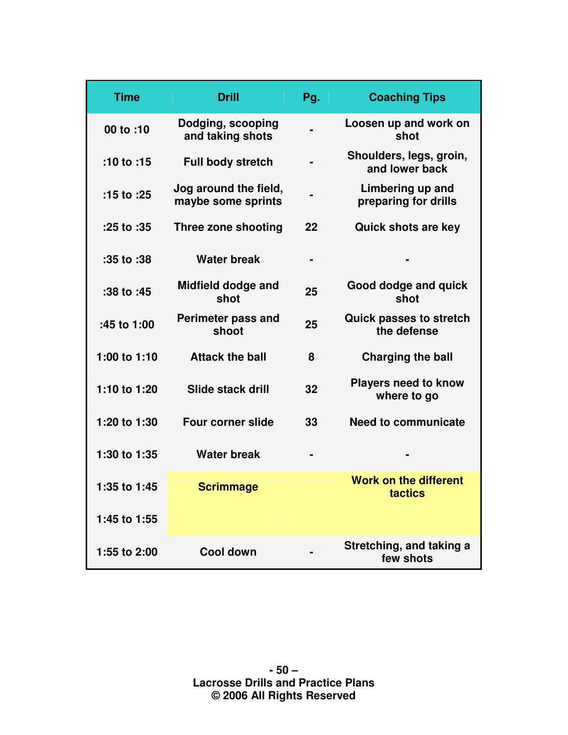| Time | Drill | Pg. | Coaching Tips |
| --- | --- | --- | --- |
| 00 to :10 | Dodging, scooping and taking shots | - | Loosen up and work on shot |
| :10 to :15 | Full body stretch | - | Shoulders, legs, groin, and lower back |
| :15 to :25 | Jog around the field, maybe some sprints | - | Limbering up and preparing for drills |
| :25 to :35 | Three zone shooting | 22 | Quick shots are key |
| :35 to :38 | Water break | - | - |
| :38 to :45 | Midfield dodge and shot | 25 | Good dodge and quick shot |
| :45 to 1:00 | Perimeter pass and shoot | 25 | Quick passes to stretch the defense |
| 1:00 to 1:10 | Attack the ball | 8 | Charging the ball |
| 1:10 to 1:20 | Slide stack drill | 32 | Players need to know where to go |
| 1:20 to 1:30 | Four corner slide | 33 | Need to communicate |
| 1:30 to 1:35 | Water break | - | - |
| 1:35 to 1:45 | Scrimmage | | Work on the different tactics |
| 1:45 to 1:55 | | | |
| 1:55 to 2:00 | Cool down | - | Stretching, and taking a few shots |

Lacrosse Drills and Practice Plans
© 2006 All Rights Reserved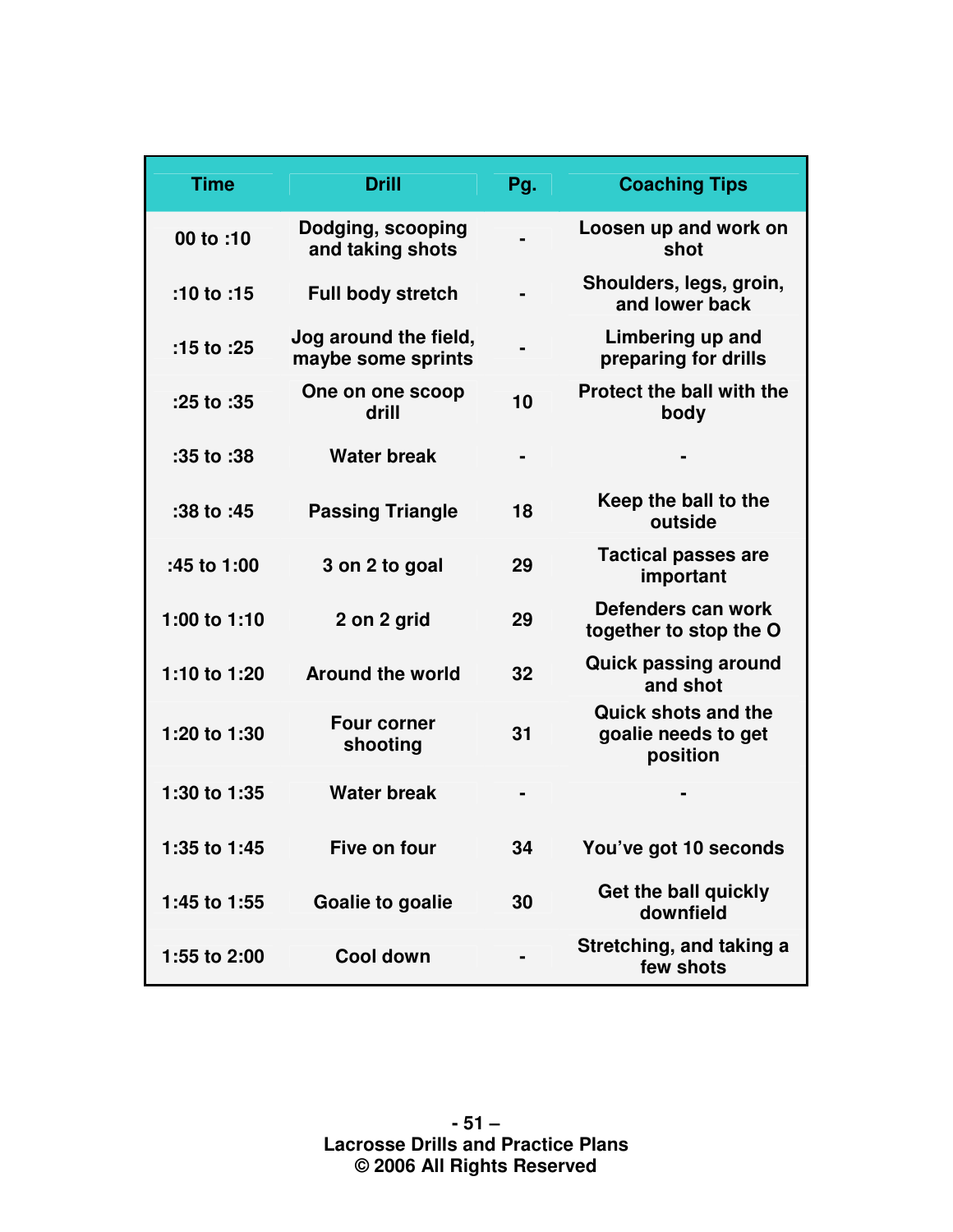| Time | Drill | Pg. | Coaching Tips |
|---|---|---|---|
| 00 to :10 | Dodging, scooping and taking shots | - | Loosen up and work on shot |
| :10 to :15 | Full body stretch | - | Shoulders, legs, groin, and lower back |
| :15 to :25 | Jog around the field, maybe some sprints | - | Limbering up and preparing for drills |
| :25 to :35 | One on one scoop drill | 10 | Protect the ball with the body |
| :35 to :38 | Water break | - | - |
| :38 to :45 | Passing Triangle | 18 | Keep the ball to the outside |
| :45 to 1:00 | 3 on 2 to goal | 29 | Tactical passes are important |
| 1:00 to 1:10 | 2 on 2 grid | 29 | Defenders can work together to stop the O |
| 1:10 to 1:20 | Around the world | 32 | Quick passing around and shot |
| 1:20 to 1:30 | Four corner shooting | 31 | Quick shots and the goalie needs to get position |
| 1:30 to 1:35 | Water break | - | - |
| 1:35 to 1:45 | Five on four | 34 | You've got 10 seconds |
| 1:45 to 1:55 | Goalie to goalie | 30 | Get the ball quickly downfield |
| 1:55 to 2:00 | Cool down | - | Stretching, and taking a few shots |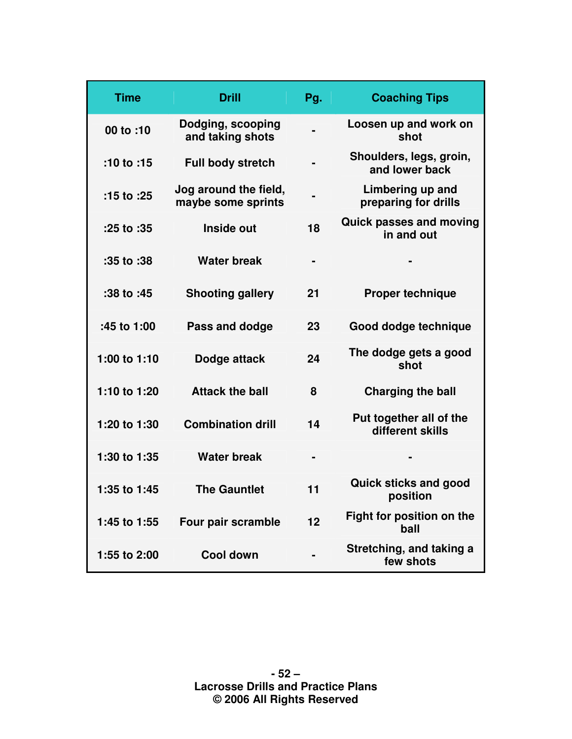| Time | Drill | Pg. | Coaching Tips |
|---|---|---|---|
| 00 to :10 | Dodging, scooping and taking shots | - | Loosen up and work on shot |
| :10 to :15 | Full body stretch | - | Shoulders, legs, groin, and lower back |
| :15 to :25 | Jog around the field, maybe some sprints | - | Limbering up and preparing for drills |
| :25 to :35 | Inside out | 18 | Quick passes and moving in and out |
| :35 to :38 | Water break | - | - |
| :38 to :45 | Shooting gallery | 21 | Proper technique |
| :45 to 1:00 | Pass and dodge | 23 | Good dodge technique |
| 1:00 to 1:10 | Dodge attack | 24 | The dodge gets a good shot |
| 1:10 to 1:20 | Attack the ball | 8 | Charging the ball |
| 1:20 to 1:30 | Combination drill | 14 | Put together all of the different skills |
| 1:30 to 1:35 | Water break | - | - |
| 1:35 to 1:45 | The Gauntlet | 11 | Quick sticks and good position |
| 1:45 to 1:55 | Four pair scramble | 12 | Fight for position on the ball |
| 1:55 to 2:00 | Cool down | - | Stretching, and taking a few shots |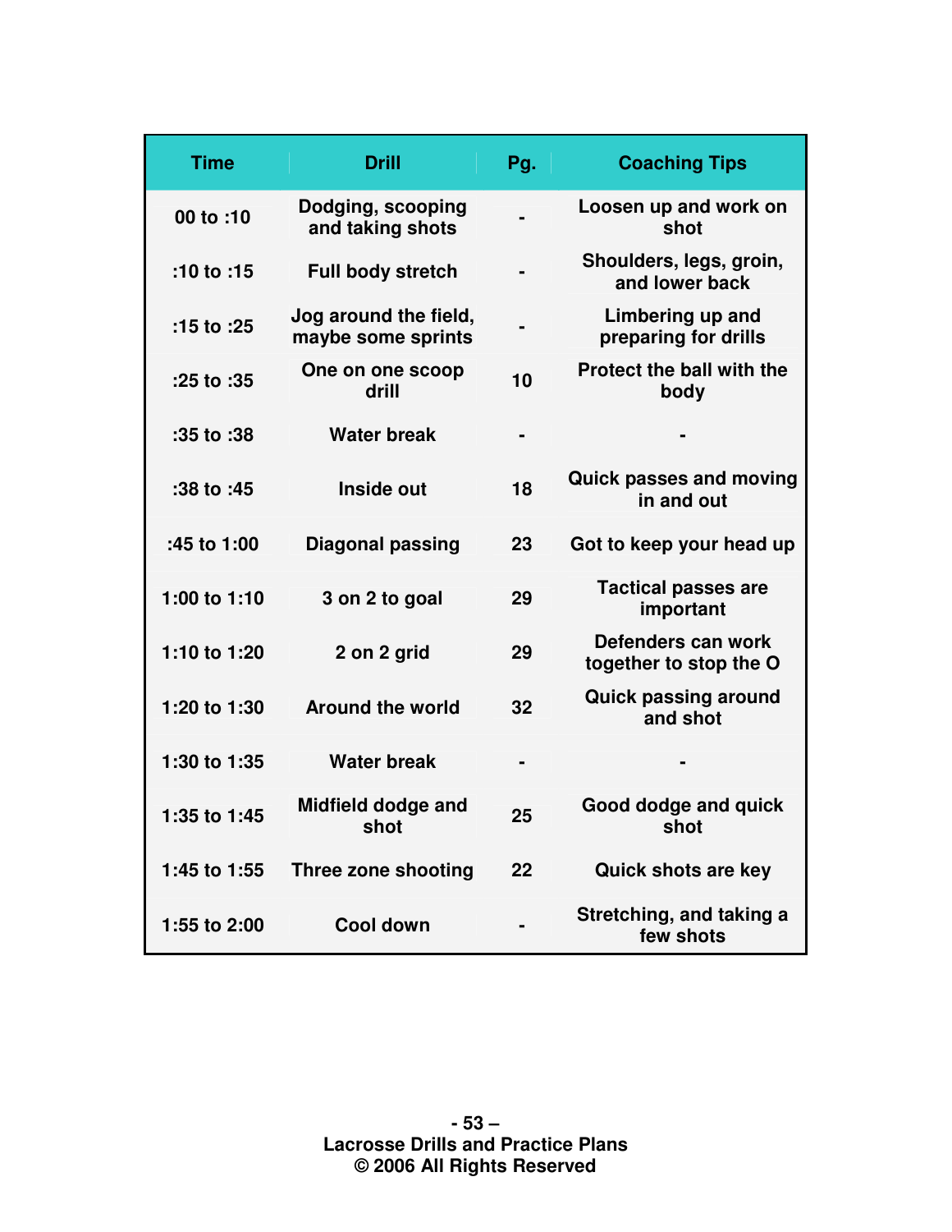| Time | Drill | Pg. | Coaching Tips |
|---|---|---|---|
| 00 to :10 | Dodging, scooping and taking shots | - | Loosen up and work on shot |
| :10 to :15 | Full body stretch | - | Shoulders, legs, groin, and lower back |
| :15 to :25 | Jog around the field, maybe some sprints | - | Limbering up and preparing for drills |
| :25 to :35 | One on one scoop drill | 10 | Protect the ball with the body |
| :35 to :38 | Water break | - | - |
| :38 to :45 | Inside out | 18 | Quick passes and moving in and out |
| :45 to 1:00 | Diagonal passing | 23 | Got to keep your head up |
| 1:00 to 1:10 | 3 on 2 to goal | 29 | Tactical passes are important |
| 1:10 to 1:20 | 2 on 2 grid | 29 | Defenders can work together to stop the O |
| 1:20 to 1:30 | Around the world | 32 | Quick passing around and shot |
| 1:30 to 1:35 | Water break | - | - |
| 1:35 to 1:45 | Midfield dodge and shot | 25 | Good dodge and quick shot |
| 1:45 to 1:55 | Three zone shooting | 22 | Quick shots are key |
| 1:55 to 2:00 | Cool down | - | Stretching, and taking a few shots |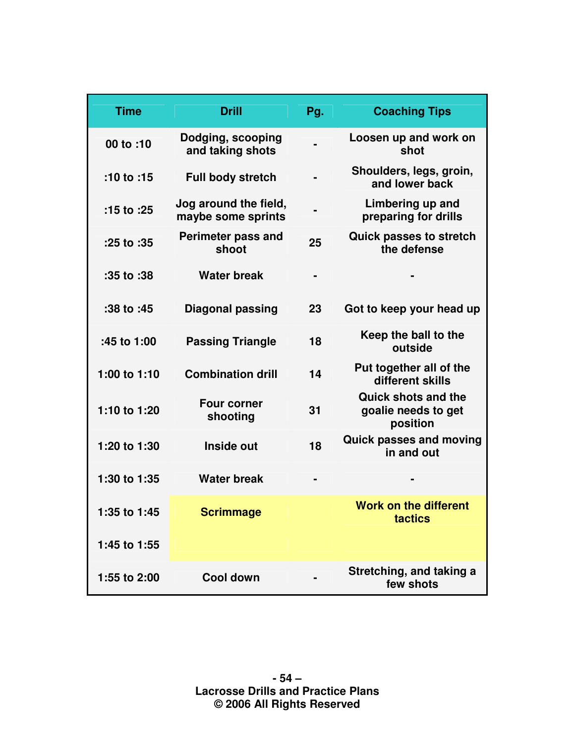| Time | Drill | Pg. | Coaching Tips |
|---|---|---|---|
| 00 to :10 | Dodging, scooping and taking shots | - | Loosen up and work on shot |
| :10 to :15 | Full body stretch | - | Shoulders, legs, groin, and lower back |
| :15 to :25 | Jog around the field, maybe some sprints | - | Limbering up and preparing for drills |
| :25 to :35 | Perimeter pass and shoot | 25 | Quick passes to stretch the defense |
| :35 to :38 | Water break | - | - |
| :38 to :45 | Diagonal passing | 23 | Got to keep your head up |
| :45 to 1:00 | Passing Triangle | 18 | Keep the ball to the outside |
| 1:00 to 1:10 | Combination drill | 14 | Put together all of the different skills |
| 1:10 to 1:20 | Four corner shooting | 31 | Quick shots and the goalie needs to get position |
| 1:20 to 1:30 | Inside out | 18 | Quick passes and moving in and out |
| 1:30 to 1:35 | Water break | - | - |
| 1:35 to 1:45 | Scrimmage | | Work on the different tactics |
| 1:45 to 1:55 | | | |
| 1:55 to 2:00 | Cool down | - | Stretching, and taking a few shots |

Lacrosse Drills and Practice Plans
© 2006 All Rights Reserved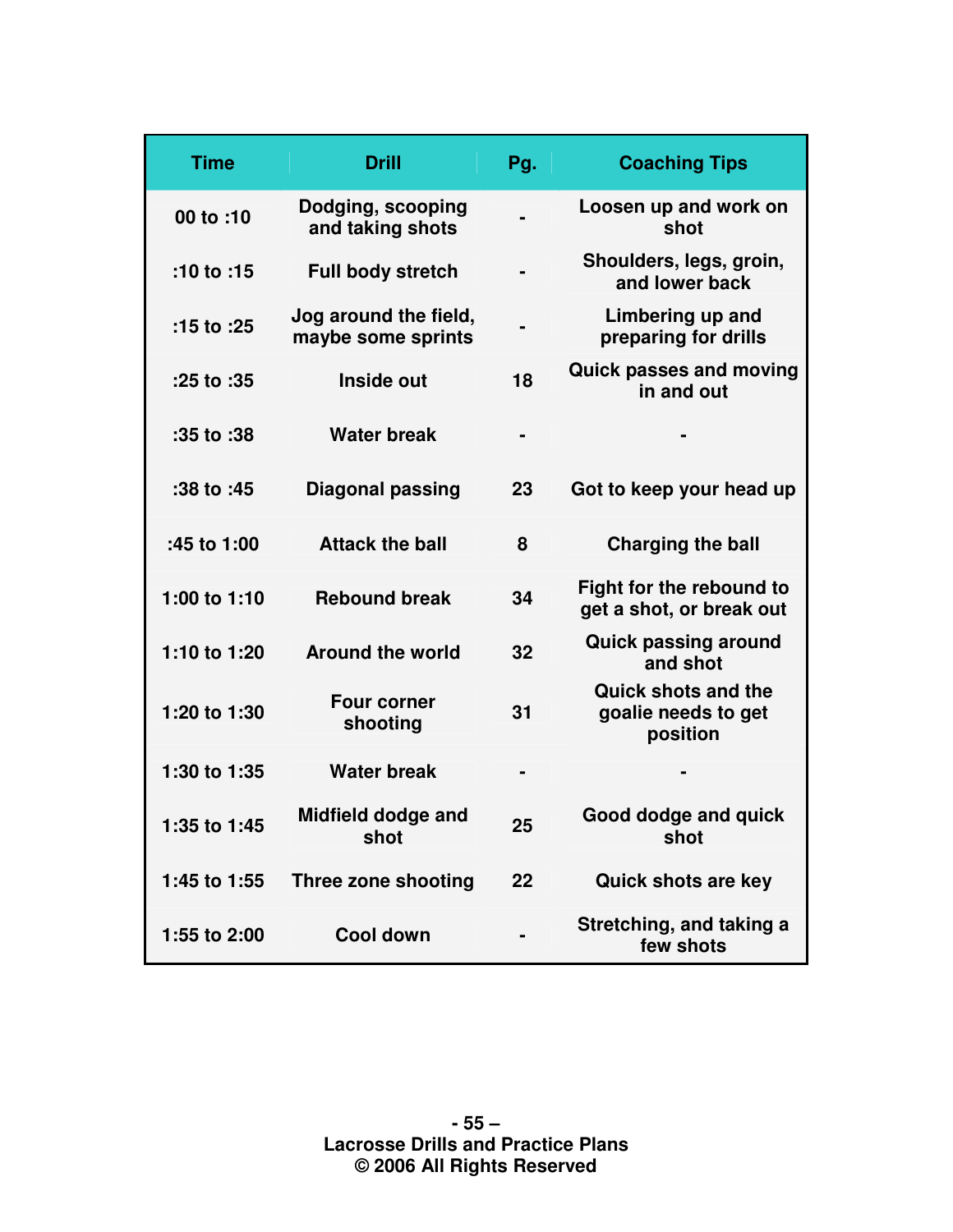| Time | Drill | Pg. | Coaching Tips |
|---|---|---|---|
| 00 to :10 | Dodging, scooping and taking shots | - | Loosen up and work on shot |
| :10 to :15 | Full body stretch | - | Shoulders, legs, groin, and lower back |
| :15 to :25 | Jog around the field, maybe some sprints | - | Limbering up and preparing for drills |
| :25 to :35 | Inside out | 18 | Quick passes and moving in and out |
| :35 to :38 | Water break | - | - |
| :38 to :45 | Diagonal passing | 23 | Got to keep your head up |
| :45 to 1:00 | Attack the ball | 8 | Charging the ball |
| 1:00 to 1:10 | Rebound break | 34 | Fight for the rebound to get a shot, or break out |
| 1:10 to 1:20 | Around the world | 32 | Quick passing around and shot |
| 1:20 to 1:30 | Four corner shooting | 31 | Quick shots and the goalie needs to get position |
| 1:30 to 1:35 | Water break | - | - |
| 1:35 to 1:45 | Midfield dodge and shot | 25 | Good dodge and quick shot |
| 1:45 to 1:55 | Three zone shooting | 22 | Quick shots are key |
| 1:55 to 2:00 | Cool down | - | Stretching, and taking a few shots |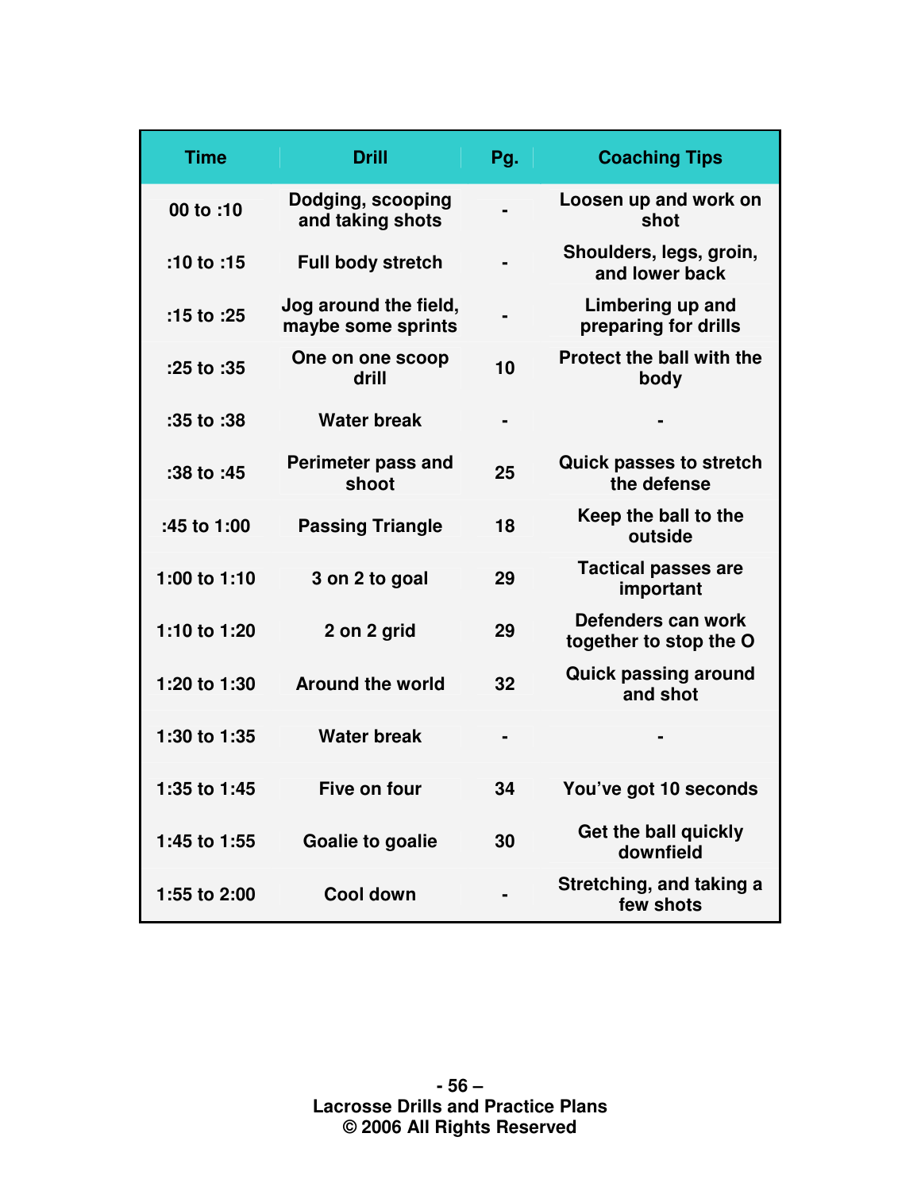| Time | Drill | Pg. | Coaching Tips |
|---|---|---|---|
| 00 to :10 | Dodging, scooping and taking shots | - | Loosen up and work on shot |
| :10 to :15 | Full body stretch | - | Shoulders, legs, groin, and lower back |
| :15 to :25 | Jog around the field, maybe some sprints | - | Limbering up and preparing for drills |
| :25 to :35 | One on one scoop drill | 10 | Protect the ball with the body |
| :35 to :38 | Water break | - | - |
| :38 to :45 | Perimeter pass and shoot | 25 | Quick passes to stretch the defense |
| :45 to 1:00 | Passing Triangle | 18 | Keep the ball to the outside |
| 1:00 to 1:10 | 3 on 2 to goal | 29 | Tactical passes are important |
| 1:10 to 1:20 | 2 on 2 grid | 29 | Defenders can work together to stop the O |
| 1:20 to 1:30 | Around the world | 32 | Quick passing around and shot |
| 1:30 to 1:35 | Water break | - | - |
| 1:35 to 1:45 | Five on four | 34 | You've got 10 seconds |
| 1:45 to 1:55 | Goalie to goalie | 30 | Get the ball quickly downfield |
| 1:55 to 2:00 | Cool down | - | Stretching, and taking a few shots |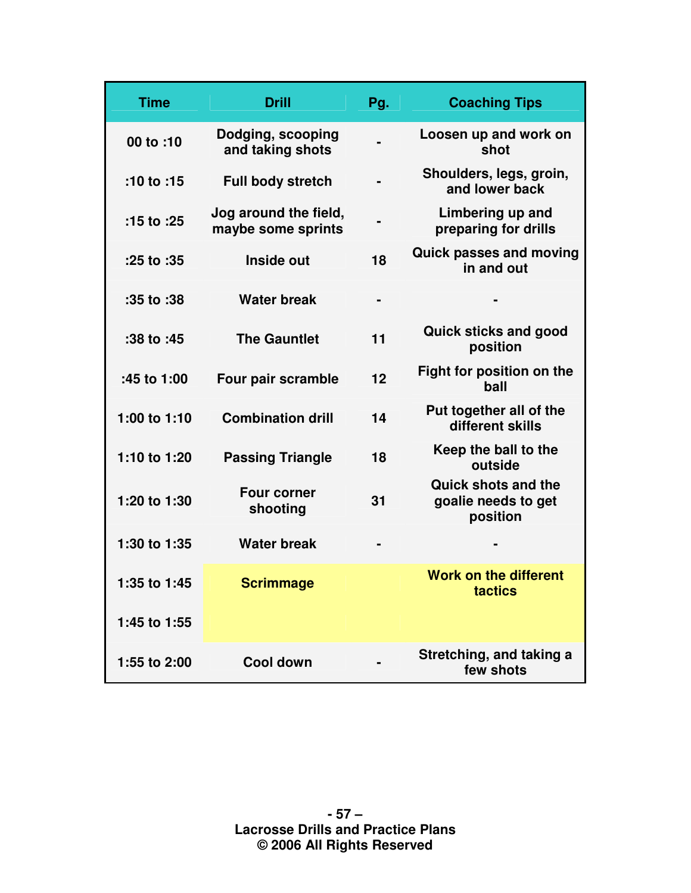| Time | Drill | Pg. | Coaching Tips |
|---|---|---|---|
| 00 to :10 | Dodging, scooping and taking shots | - | Loosen up and work on shot |
| :10 to :15 | Full body stretch | - | Shoulders, legs, groin, and lower back |
| :15 to :25 | Jog around the field, maybe some sprints | - | Limbering up and preparing for drills |
| :25 to :35 | Inside out | 18 | Quick passes and moving in and out |
| :35 to :38 | Water break | - | - |
| :38 to :45 | The Gauntlet | 11 | Quick sticks and good position |
| :45 to 1:00 | Four pair scramble | 12 | Fight for position on the ball |
| 1:00 to 1:10 | Combination drill | 14 | Put together all of the different skills |
| 1:10 to 1:20 | Passing Triangle | 18 | Keep the ball to the outside |
| 1:20 to 1:30 | Four corner shooting | 31 | Quick shots and the goalie needs to get position |
| 1:30 to 1:35 | Water break | - | - |
| 1:35 to 1:45 | Scrimmage | | Work on the different tactics |
| 1:45 to 1:55 | | | |
| 1:55 to 2:00 | Cool down | - | Stretching, and taking a few shots |

Lacrosse Drills and Practice Plans
© 2006 All Rights Reserved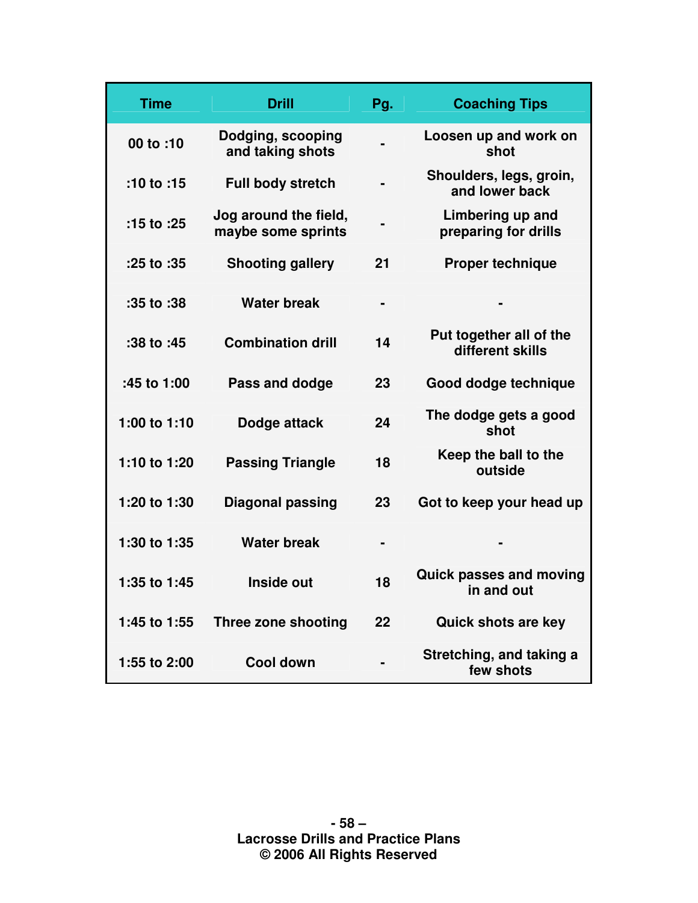| Time | Drill | Pg. | Coaching Tips |
|---|---|---|---|
| 00 to :10 | Dodging, scooping and taking shots | - | Loosen up and work on shot |
| :10 to :15 | Full body stretch | - | Shoulders, legs, groin, and lower back |
| :15 to :25 | Jog around the field, maybe some sprints | - | Limbering up and preparing for drills |
| :25 to :35 | Shooting gallery | 21 | Proper technique |
| :35 to :38 | Water break | - | - |
| :38 to :45 | Combination drill | 14 | Put together all of the different skills |
| :45 to 1:00 | Pass and dodge | 23 | Good dodge technique |
| 1:00 to 1:10 | Dodge attack | 24 | The dodge gets a good shot |
| 1:10 to 1:20 | Passing Triangle | 18 | Keep the ball to the outside |
| 1:20 to 1:30 | Diagonal passing | 23 | Got to keep your head up |
| 1:30 to 1:35 | Water break | - | - |
| 1:35 to 1:45 | Inside out | 18 | Quick passes and moving in and out |
| 1:45 to 1:55 | Three zone shooting | 22 | Quick shots are key |
| 1:55 to 2:00 | Cool down | - | Stretching, and taking a few shots |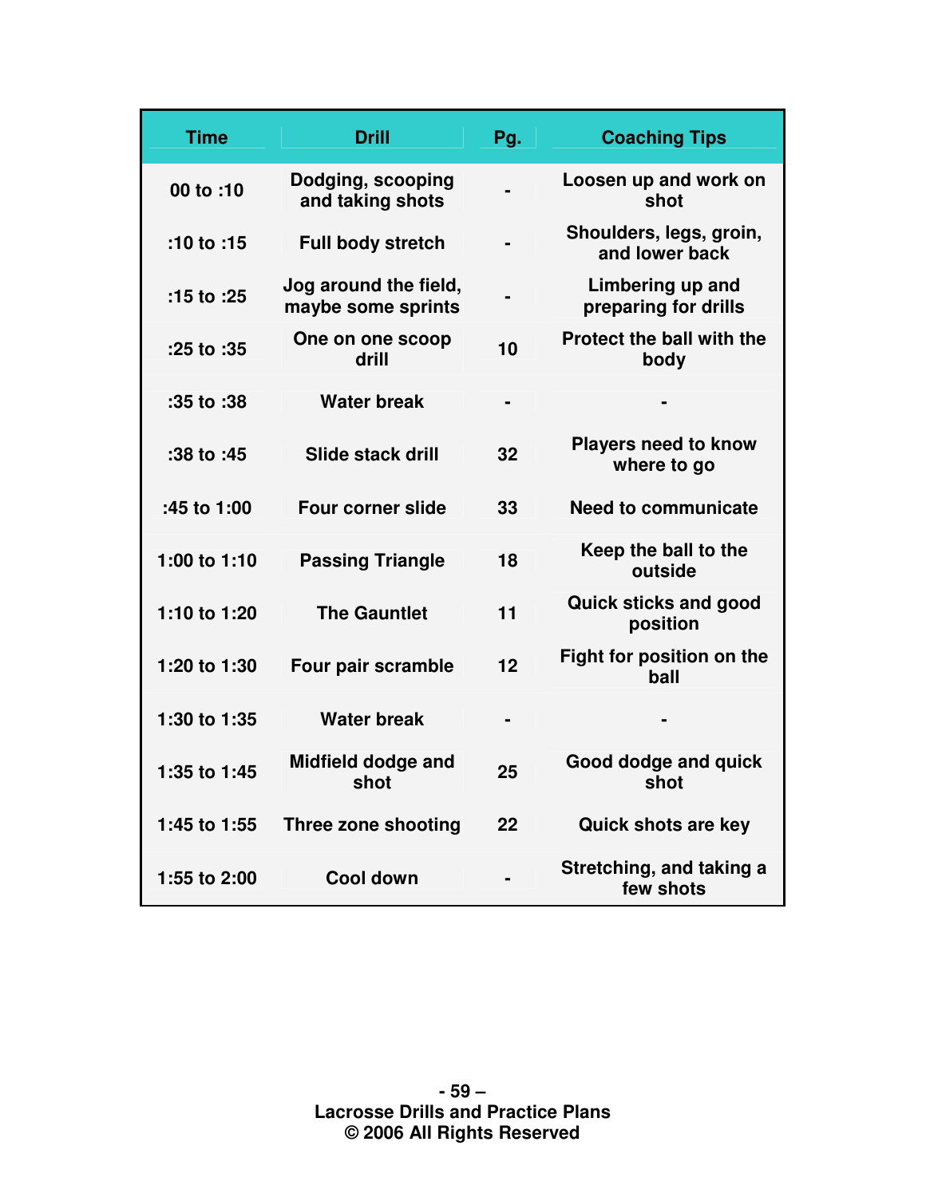| Time | Drill | Pg. | Coaching Tips |
|---|---|---|---|
| 00 to :10 | Dodging, scooping and taking shots | - | Loosen up and work on shot |
| :10 to :15 | Full body stretch | - | Shoulders, legs, groin, and lower back |
| :15 to :25 | Jog around the field, maybe some sprints | - | Limbering up and preparing for drills |
| :25 to :35 | One on one scoop drill | 10 | Protect the ball with the body |
| :35 to :38 | Water break | - | - |
| :38 to :45 | Slide stack drill | 32 | Players need to know where to go |
| :45 to 1:00 | Four corner slide | 33 | Need to communicate |
| 1:00 to 1:10 | Passing Triangle | 18 | Keep the ball to the outside |
| 1:10 to 1:20 | The Gauntlet | 11 | Quick sticks and good position |
| 1:20 to 1:30 | Four pair scramble | 12 | Fight for position on the ball |
| 1:30 to 1:35 | Water break | - | - |
| 1:35 to 1:45 | Midfield dodge and shot | 25 | Good dodge and quick shot |
| 1:45 to 1:55 | Three zone shooting | 22 | Quick shots are key |
| 1:55 to 2:00 | Cool down | - | Stretching, and taking a few shots |

Lacrosse Drills and Practice Plans
© 2006 All Rights Reserved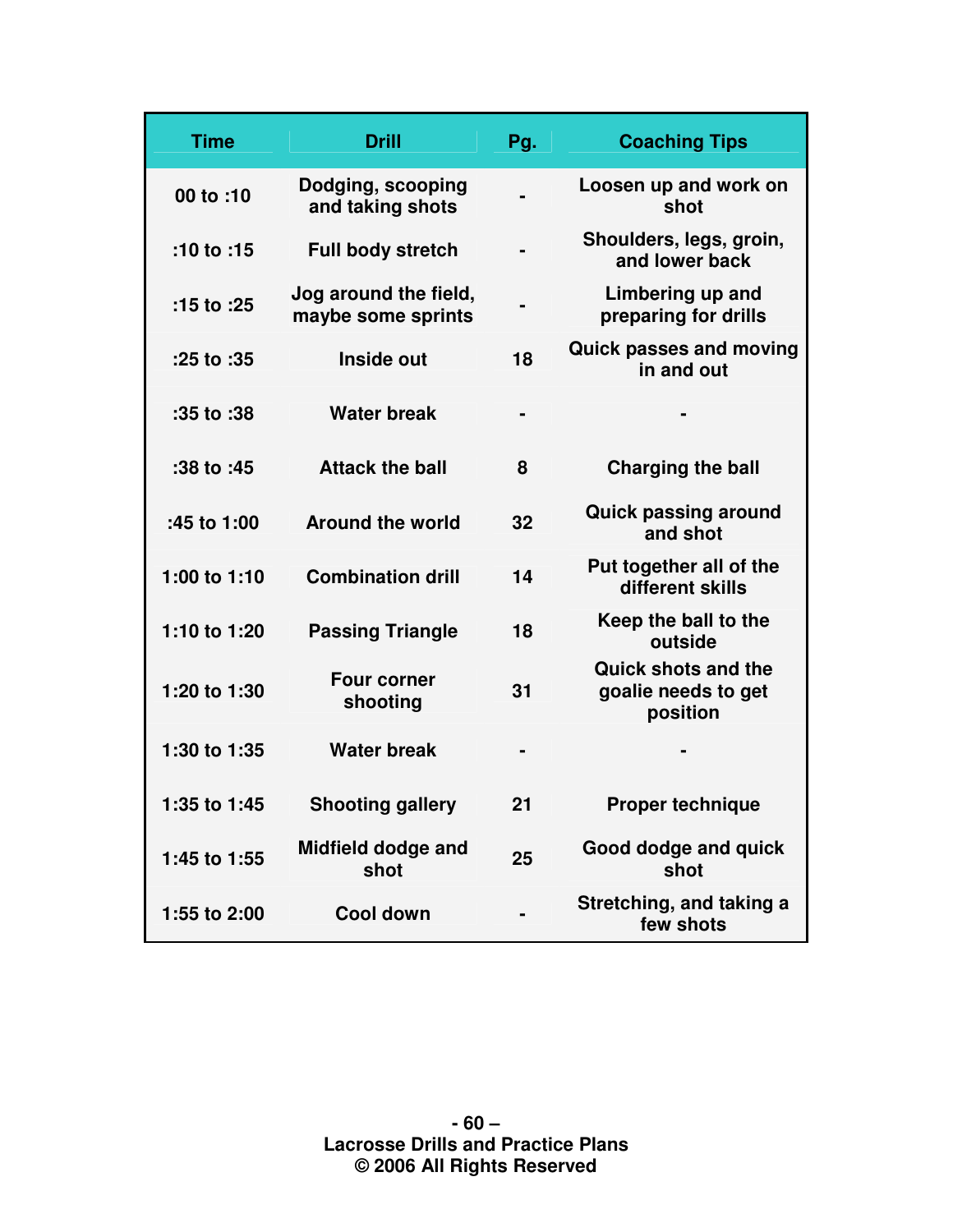| Time | Drill | Pg. | Coaching Tips |
|---|---|---|---|
| 00 to :10 | Dodging, scooping and taking shots | - | Loosen up and work on shot |
| :10 to :15 | Full body stretch | - | Shoulders, legs, groin, and lower back |
| :15 to :25 | Jog around the field, maybe some sprints | - | Limbering up and preparing for drills |
| :25 to :35 | Inside out | 18 | Quick passes and moving in and out |
| :35 to :38 | Water break | - | - |
| :38 to :45 | Attack the ball | 8 | Charging the ball |
| :45 to 1:00 | Around the world | 32 | Quick passing around and shot |
| 1:00 to 1:10 | Combination drill | 14 | Put together all of the different skills |
| 1:10 to 1:20 | Passing Triangle | 18 | Keep the ball to the outside |
| 1:20 to 1:30 | Four corner shooting | 31 | Quick shots and the goalie needs to get position |
| 1:30 to 1:35 | Water break | - | - |
| 1:35 to 1:45 | Shooting gallery | 21 | Proper technique |
| 1:45 to 1:55 | Midfield dodge and shot | 25 | Good dodge and quick shot |
| 1:55 to 2:00 | Cool down | - | Stretching, and taking a few shots |